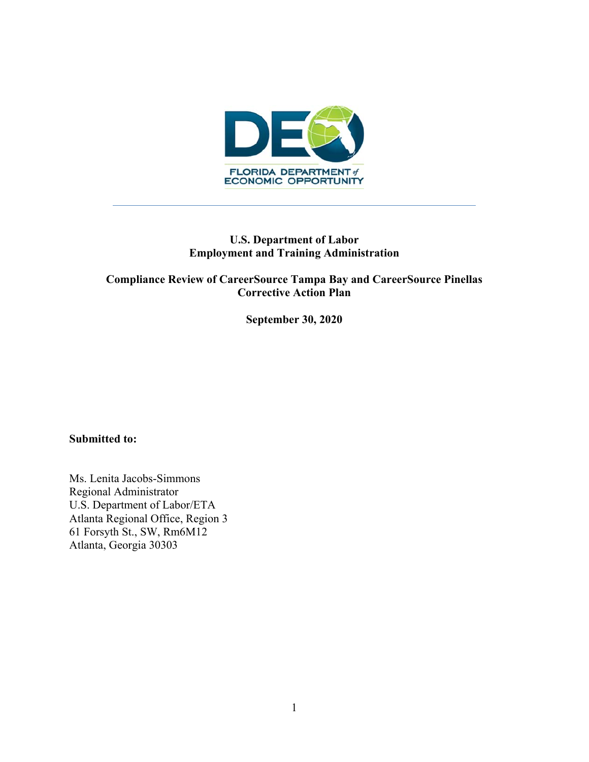FLORIDA DEPARTMENT of ECONOMIC OPPORTUNITY

**U.S. Department of Labor**
**Employment and Training Administration**

**Compliance Review of CareerSource Tampa Bay and CareerSource Pinellas**
**Corrective Action Plan**

**September 30, 2020**

**Submitted to:**

Ms. Lenita Jacobs-Simmons
Regional Administrator
U.S. Department of Labor/ETA
Atlanta Regional Office, Region 3
61 Forsyth St., SW, Rm6M12
Atlanta, Georgia 30303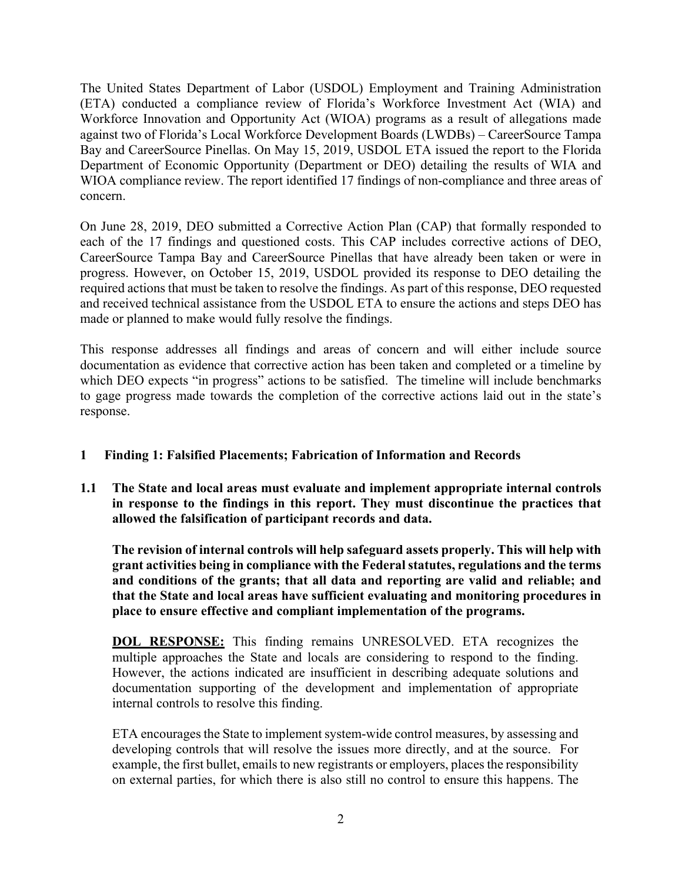The United States Department of Labor (USDOL) Employment and Training Administration (ETA) conducted a compliance review of Florida's Workforce Investment Act (WIA) and Workforce Innovation and Opportunity Act (WIOA) programs as a result of allegations made against two of Florida's Local Workforce Development Boards (LWDBs) – CareerSource Tampa Bay and CareerSource Pinellas. On May 15, 2019, USDOL ETA issued the report to the Florida Department of Economic Opportunity (Department or DEO) detailing the results of WIA and WIOA compliance review. The report identified 17 findings of non-compliance and three areas of concern.

On June 28, 2019, DEO submitted a Corrective Action Plan (CAP) that formally responded to each of the 17 findings and questioned costs. This CAP includes corrective actions of DEO, CareerSource Tampa Bay and CareerSource Pinellas that have already been taken or were in progress. However, on October 15, 2019, USDOL provided its response to DEO detailing the required actions that must be taken to resolve the findings. As part of this response, DEO requested and received technical assistance from the USDOL ETA to ensure the actions and steps DEO has made or planned to make would fully resolve the findings.

This response addresses all findings and areas of concern and will either include source documentation as evidence that corrective action has been taken and completed or a timeline by which DEO expects "in progress" actions to be satisfied. The timeline will include benchmarks to gage progress made towards the completion of the corrective actions laid out in the state's response.

## 1 Finding 1: Falsified Placements; Fabrication of Information and Records

### 1.1 The State and local areas must evaluate and implement appropriate internal controls in response to the findings in this report. They must discontinue the practices that allowed the falsification of participant records and data.

**The revision of internal controls will help safeguard assets properly. This will help with grant activities being in compliance with the Federal statutes, regulations and the terms and conditions of the grants; that all data and reporting are valid and reliable; and that the State and local areas have sufficient evaluating and monitoring procedures in place to ensure effective and compliant implementation of the programs.**

**DOL RESPONSE:** This finding remains UNRESOLVED. ETA recognizes the multiple approaches the State and locals are considering to respond to the finding. However, the actions indicated are insufficient in describing adequate solutions and documentation supporting of the development and implementation of appropriate internal controls to resolve this finding.

ETA encourages the State to implement system-wide control measures, by assessing and developing controls that will resolve the issues more directly, and at the source. For example, the first bullet, emails to new registrants or employers, places the responsibility on external parties, for which there is also still no control to ensure this happens. The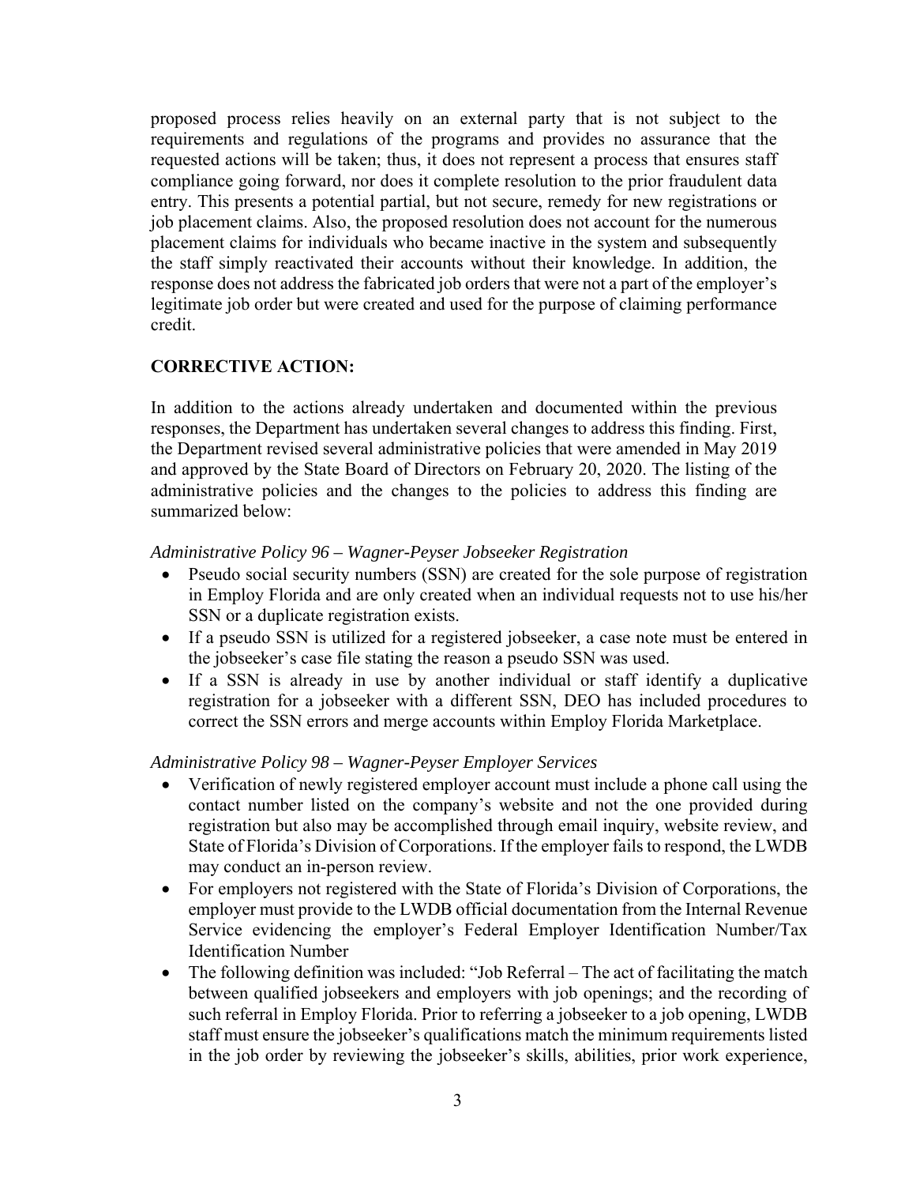proposed process relies heavily on an external party that is not subject to the requirements and regulations of the programs and provides no assurance that the requested actions will be taken; thus, it does not represent a process that ensures staff compliance going forward, nor does it complete resolution to the prior fraudulent data entry. This presents a potential partial, but not secure, remedy for new registrations or job placement claims. Also, the proposed resolution does not account for the numerous placement claims for individuals who became inactive in the system and subsequently the staff simply reactivated their accounts without their knowledge. In addition, the response does not address the fabricated job orders that were not a part of the employer's legitimate job order but were created and used for the purpose of claiming performance credit.

## CORRECTIVE ACTION:

In addition to the actions already undertaken and documented within the previous responses, the Department has undertaken several changes to address this finding. First, the Department revised several administrative policies that were amended in May 2019 and approved by the State Board of Directors on February 20, 2020. The listing of the administrative policies and the changes to the policies to address this finding are summarized below:

*Administrative Policy 96 – Wagner-Peyser Jobseeker Registration*

- Pseudo social security numbers (SSN) are created for the sole purpose of registration in Employ Florida and are only created when an individual requests not to use his/her SSN or a duplicate registration exists.
- If a pseudo SSN is utilized for a registered jobseeker, a case note must be entered in the jobseeker's case file stating the reason a pseudo SSN was used.
- If a SSN is already in use by another individual or staff identify a duplicative registration for a jobseeker with a different SSN, DEO has included procedures to correct the SSN errors and merge accounts within Employ Florida Marketplace.

*Administrative Policy 98 – Wagner-Peyser Employer Services*

- Verification of newly registered employer account must include a phone call using the contact number listed on the company's website and not the one provided during registration but also may be accomplished through email inquiry, website review, and State of Florida's Division of Corporations. If the employer fails to respond, the LWDB may conduct an in-person review.
- For employers not registered with the State of Florida's Division of Corporations, the employer must provide to the LWDB official documentation from the Internal Revenue Service evidencing the employer's Federal Employer Identification Number/Tax Identification Number
- The following definition was included: "Job Referral – The act of facilitating the match between qualified jobseekers and employers with job openings; and the recording of such referral in Employ Florida. Prior to referring a jobseeker to a job opening, LWDB staff must ensure the jobseeker's qualifications match the minimum requirements listed in the job order by reviewing the jobseeker's skills, abilities, prior work experience,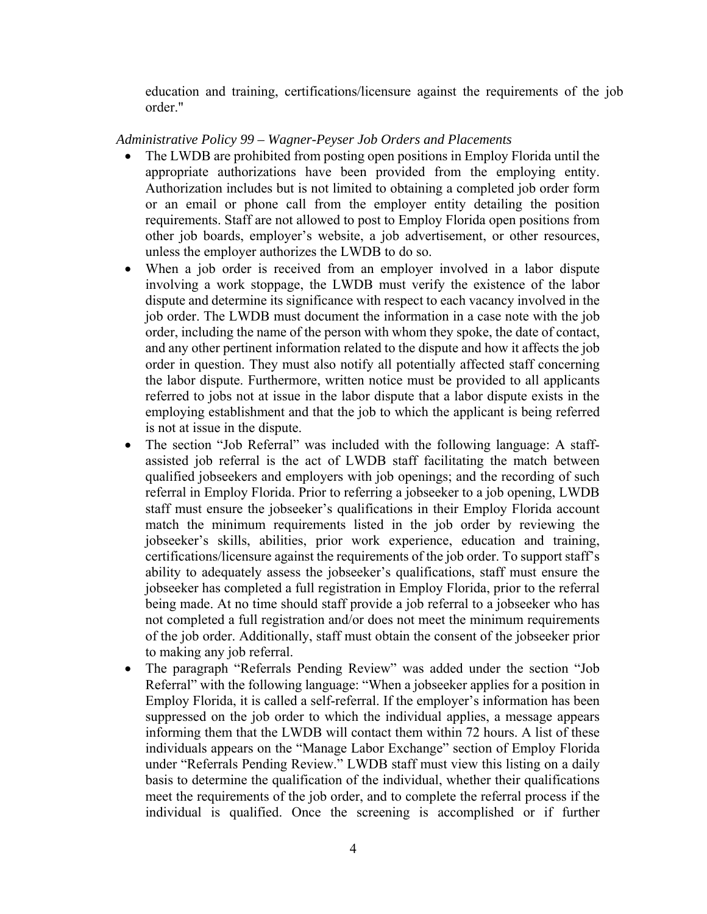education and training, certifications/licensure against the requirements of the job order."

*Administrative Policy 99 – Wagner-Peyser Job Orders and Placements*

- The LWDB are prohibited from posting open positions in Employ Florida until the appropriate authorizations have been provided from the employing entity. Authorization includes but is not limited to obtaining a completed job order form or an email or phone call from the employer entity detailing the position requirements. Staff are not allowed to post to Employ Florida open positions from other job boards, employer's website, a job advertisement, or other resources, unless the employer authorizes the LWDB to do so.
- When a job order is received from an employer involved in a labor dispute involving a work stoppage, the LWDB must verify the existence of the labor dispute and determine its significance with respect to each vacancy involved in the job order. The LWDB must document the information in a case note with the job order, including the name of the person with whom they spoke, the date of contact, and any other pertinent information related to the dispute and how it affects the job order in question. They must also notify all potentially affected staff concerning the labor dispute. Furthermore, written notice must be provided to all applicants referred to jobs not at issue in the labor dispute that a labor dispute exists in the employing establishment and that the job to which the applicant is being referred is not at issue in the dispute.
- The section "Job Referral" was included with the following language: A staff-assisted job referral is the act of LWDB staff facilitating the match between qualified jobseekers and employers with job openings; and the recording of such referral in Employ Florida. Prior to referring a jobseeker to a job opening, LWDB staff must ensure the jobseeker's qualifications in their Employ Florida account match the minimum requirements listed in the job order by reviewing the jobseeker's skills, abilities, prior work experience, education and training, certifications/licensure against the requirements of the job order. To support staff's ability to adequately assess the jobseeker's qualifications, staff must ensure the jobseeker has completed a full registration in Employ Florida, prior to the referral being made. At no time should staff provide a job referral to a jobseeker who has not completed a full registration and/or does not meet the minimum requirements of the job order. Additionally, staff must obtain the consent of the jobseeker prior to making any job referral.
- The paragraph "Referrals Pending Review" was added under the section "Job Referral" with the following language: "When a jobseeker applies for a position in Employ Florida, it is called a self-referral. If the employer's information has been suppressed on the job order to which the individual applies, a message appears informing them that the LWDB will contact them within 72 hours. A list of these individuals appears on the "Manage Labor Exchange" section of Employ Florida under "Referrals Pending Review." LWDB staff must view this listing on a daily basis to determine the qualification of the individual, whether their qualifications meet the requirements of the job order, and to complete the referral process if the individual is qualified. Once the screening is accomplished or if further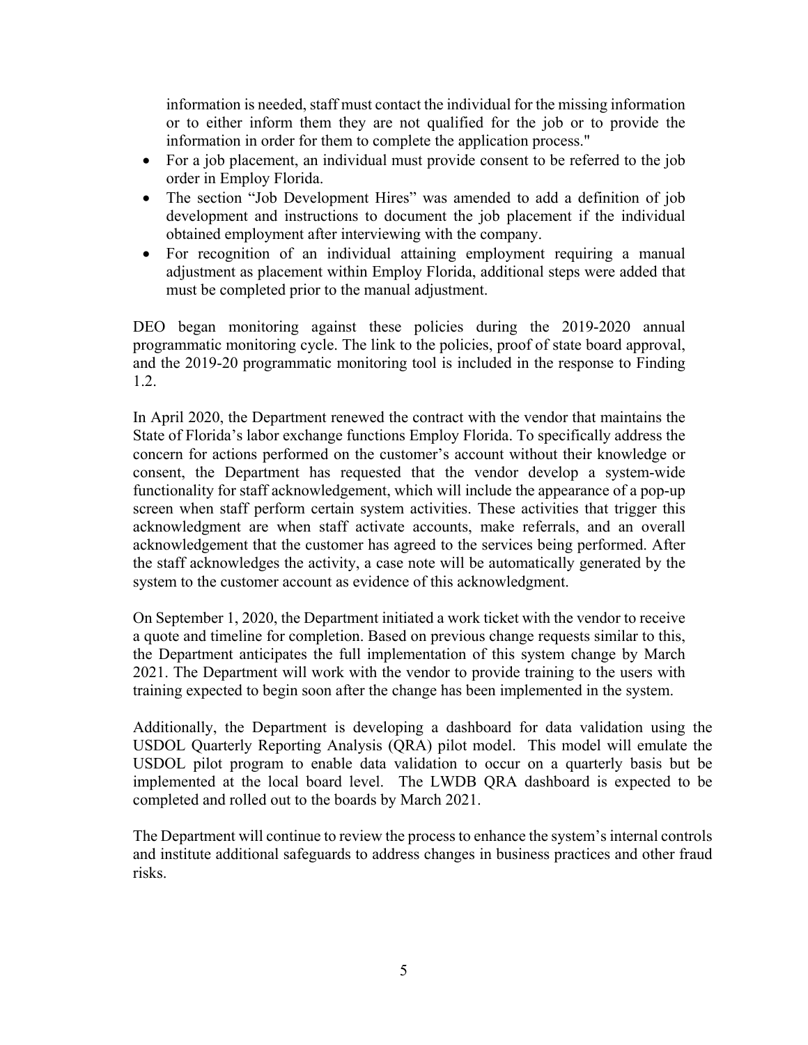information is needed, staff must contact the individual for the missing information or to either inform them they are not qualified for the job or to provide the information in order for them to complete the application process."

- For a job placement, an individual must provide consent to be referred to the job order in Employ Florida.
- The section "Job Development Hires" was amended to add a definition of job development and instructions to document the job placement if the individual obtained employment after interviewing with the company.
- For recognition of an individual attaining employment requiring a manual adjustment as placement within Employ Florida, additional steps were added that must be completed prior to the manual adjustment.

DEO began monitoring against these policies during the 2019-2020 annual programmatic monitoring cycle. The link to the policies, proof of state board approval, and the 2019-20 programmatic monitoring tool is included in the response to Finding 1.2.

In April 2020, the Department renewed the contract with the vendor that maintains the State of Florida's labor exchange functions Employ Florida. To specifically address the concern for actions performed on the customer's account without their knowledge or consent, the Department has requested that the vendor develop a system-wide functionality for staff acknowledgement, which will include the appearance of a pop-up screen when staff perform certain system activities. These activities that trigger this acknowledgment are when staff activate accounts, make referrals, and an overall acknowledgement that the customer has agreed to the services being performed. After the staff acknowledges the activity, a case note will be automatically generated by the system to the customer account as evidence of this acknowledgment.

On September 1, 2020, the Department initiated a work ticket with the vendor to receive a quote and timeline for completion. Based on previous change requests similar to this, the Department anticipates the full implementation of this system change by March 2021. The Department will work with the vendor to provide training to the users with training expected to begin soon after the change has been implemented in the system.

Additionally, the Department is developing a dashboard for data validation using the USDOL Quarterly Reporting Analysis (QRA) pilot model. This model will emulate the USDOL pilot program to enable data validation to occur on a quarterly basis but be implemented at the local board level. The LWDB QRA dashboard is expected to be completed and rolled out to the boards by March 2021.

The Department will continue to review the process to enhance the system's internal controls and institute additional safeguards to address changes in business practices and other fraud risks.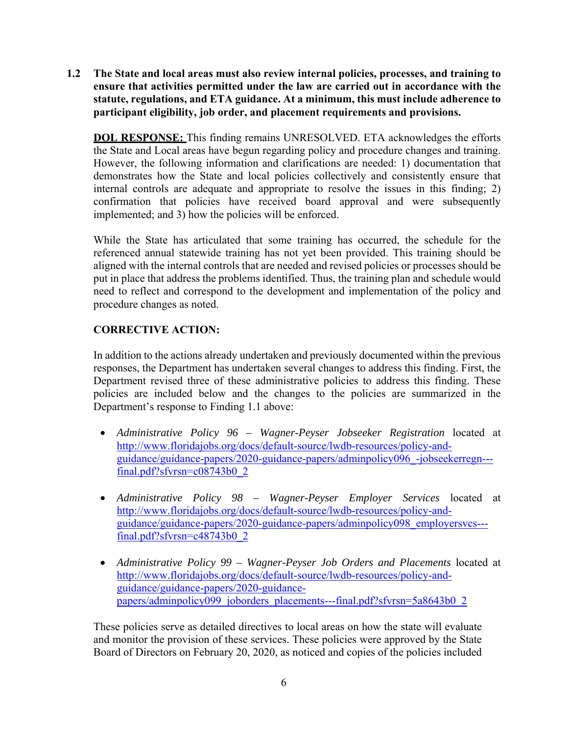**1.2 The State and local areas must also review internal policies, processes, and training to ensure that activities permitted under the law are carried out in accordance with the statute, regulations, and ETA guidance. At a minimum, this must include adherence to participant eligibility, job order, and placement requirements and provisions.**

**DOL RESPONSE:** This finding remains UNRESOLVED. ETA acknowledges the efforts the State and Local areas have begun regarding policy and procedure changes and training. However, the following information and clarifications are needed: 1) documentation that demonstrates how the State and local policies collectively and consistently ensure that internal controls are adequate and appropriate to resolve the issues in this finding; 2) confirmation that policies have received board approval and were subsequently implemented; and 3) how the policies will be enforced.

While the State has articulated that some training has occurred, the schedule for the referenced annual statewide training has not yet been provided. This training should be aligned with the internal controls that are needed and revised policies or processes should be put in place that address the problems identified. Thus, the training plan and schedule would need to reflect and correspond to the development and implementation of the policy and procedure changes as noted.

**CORRECTIVE ACTION:**

In addition to the actions already undertaken and previously documented within the previous responses, the Department has undertaken several changes to address this finding. First, the Department revised three of these administrative policies to address this finding. These policies are included below and the changes to the policies are summarized in the Department's response to Finding 1.1 above:

- *Administrative Policy 96 – Wagner-Peyser Jobseeker Registration* located at http://www.floridajobs.org/docs/default-source/lwdb-resources/policy-and-guidance/guidance-papers/2020-guidance-papers/adminpolicy096_-jobseekerregn---final.pdf?sfvrsn=c08743b0_2

- *Administrative Policy 98 – Wagner-Peyser Employer Services* located at http://www.floridajobs.org/docs/default-source/lwdb-resources/policy-and-guidance/guidance-papers/2020-guidance-papers/adminpolicy098_employersvcs---final.pdf?sfvrsn=c48743b0_2

- *Administrative Policy 99 – Wagner-Peyser Job Orders and Placements* located at http://www.floridajobs.org/docs/default-source/lwdb-resources/policy-and-guidance/guidance-papers/2020-guidance-papers/adminpolicy099_joborders_placements---final.pdf?sfvrsn=5a8643b0_2

These policies serve as detailed directives to local areas on how the state will evaluate and monitor the provision of these services. These policies were approved by the State Board of Directors on February 20, 2020, as noticed and copies of the policies included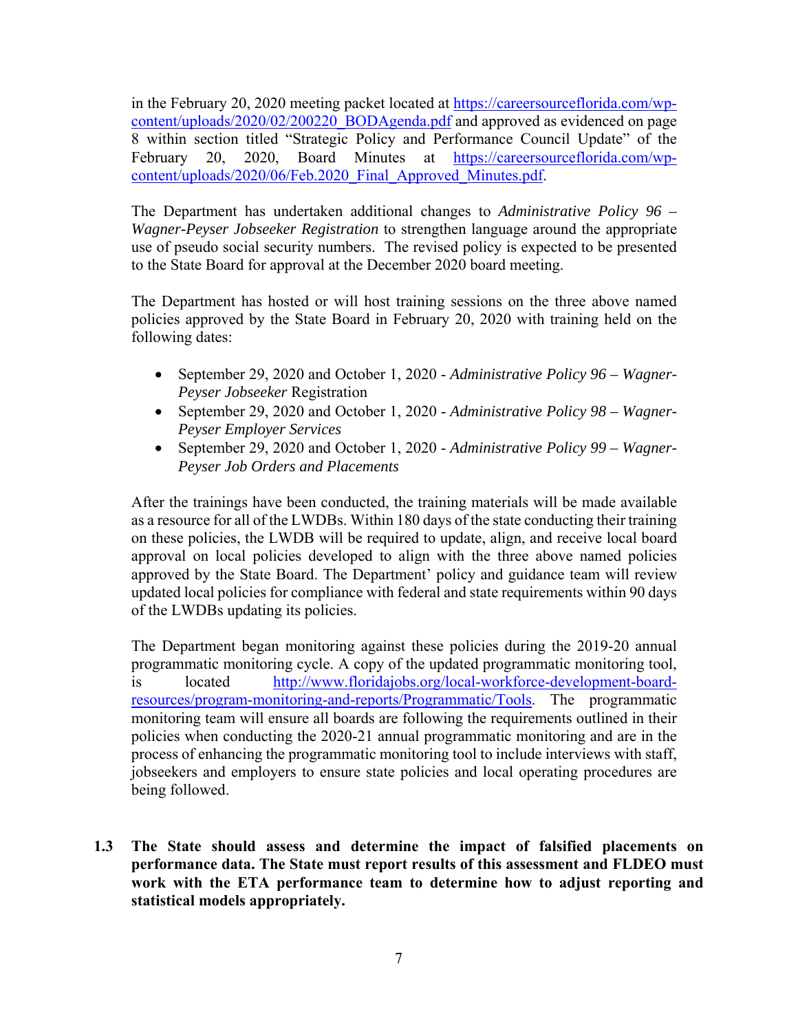in the February 20, 2020 meeting packet located at https://careersourceflorida.com/wp-content/uploads/2020/02/200220_BODAgenda.pdf and approved as evidenced on page 8 within section titled "Strategic Policy and Performance Council Update" of the February 20, 2020, Board Minutes at https://careersourceflorida.com/wp-content/uploads/2020/06/Feb.2020_Final_Approved_Minutes.pdf.

The Department has undertaken additional changes to *Administrative Policy 96 – Wagner-Peyser Jobseeker Registration* to strengthen language around the appropriate use of pseudo social security numbers. The revised policy is expected to be presented to the State Board for approval at the December 2020 board meeting.

The Department has hosted or will host training sessions on the three above named policies approved by the State Board in February 20, 2020 with training held on the following dates:

- September 29, 2020 and October 1, 2020 - *Administrative Policy 96 – Wagner-Peyser Jobseeker* Registration
- September 29, 2020 and October 1, 2020 - *Administrative Policy 98 – Wagner-Peyser Employer Services*
- September 29, 2020 and October 1, 2020 - *Administrative Policy 99 – Wagner-Peyser Job Orders and Placements*

After the trainings have been conducted, the training materials will be made available as a resource for all of the LWDBs. Within 180 days of the state conducting their training on these policies, the LWDB will be required to update, align, and receive local board approval on local policies developed to align with the three above named policies approved by the State Board. The Department' policy and guidance team will review updated local policies for compliance with federal and state requirements within 90 days of the LWDBs updating its policies.

The Department began monitoring against these policies during the 2019-20 annual programmatic monitoring cycle. A copy of the updated programmatic monitoring tool, is located http://www.floridajobs.org/local-workforce-development-board-resources/program-monitoring-and-reports/Programmatic/Tools. The programmatic monitoring team will ensure all boards are following the requirements outlined in their policies when conducting the 2020-21 annual programmatic monitoring and are in the process of enhancing the programmatic monitoring tool to include interviews with staff, jobseekers and employers to ensure state policies and local operating procedures are being followed.

**1.3 The State should assess and determine the impact of falsified placements on performance data. The State must report results of this assessment and FLDEO must work with the ETA performance team to determine how to adjust reporting and statistical models appropriately.**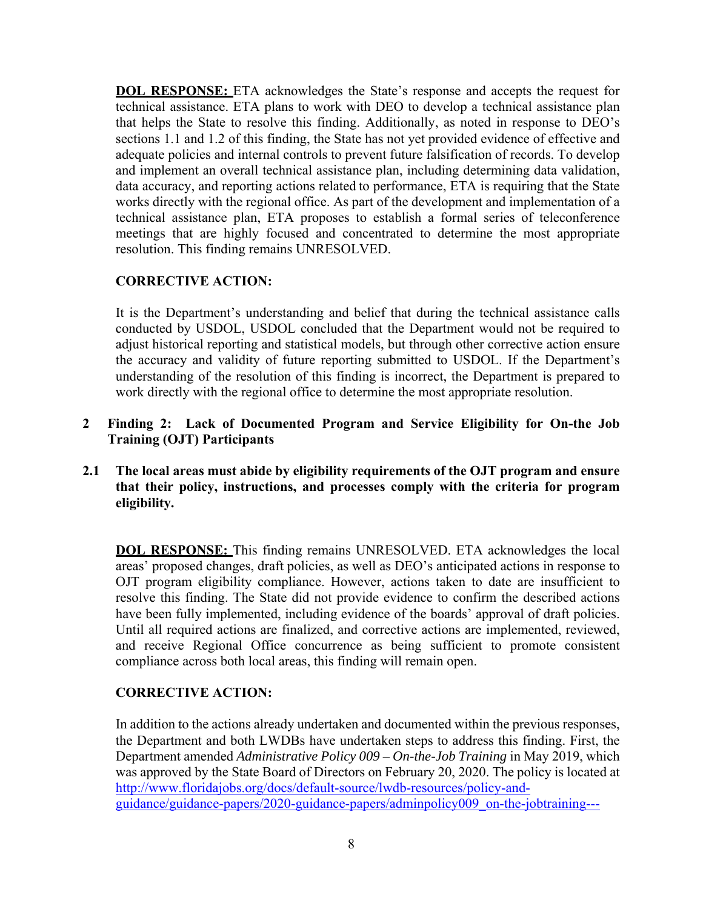**DOL RESPONSE:** ETA acknowledges the State's response and accepts the request for technical assistance. ETA plans to work with DEO to develop a technical assistance plan that helps the State to resolve this finding. Additionally, as noted in response to DEO's sections 1.1 and 1.2 of this finding, the State has not yet provided evidence of effective and adequate policies and internal controls to prevent future falsification of records. To develop and implement an overall technical assistance plan, including determining data validation, data accuracy, and reporting actions related to performance, ETA is requiring that the State works directly with the regional office. As part of the development and implementation of a technical assistance plan, ETA proposes to establish a formal series of teleconference meetings that are highly focused and concentrated to determine the most appropriate resolution. This finding remains UNRESOLVED.

**CORRECTIVE ACTION:**

It is the Department's understanding and belief that during the technical assistance calls conducted by USDOL, USDOL concluded that the Department would not be required to adjust historical reporting and statistical models, but through other corrective action ensure the accuracy and validity of future reporting submitted to USDOL. If the Department's understanding of the resolution of this finding is incorrect, the Department is prepared to work directly with the regional office to determine the most appropriate resolution.

## 2 Finding 2: Lack of Documented Program and Service Eligibility for On-the Job Training (OJT) Participants

### 2.1 The local areas must abide by eligibility requirements of the OJT program and ensure that their policy, instructions, and processes comply with the criteria for program eligibility.

**DOL RESPONSE:** This finding remains UNRESOLVED. ETA acknowledges the local areas' proposed changes, draft policies, as well as DEO's anticipated actions in response to OJT program eligibility compliance. However, actions taken to date are insufficient to resolve this finding. The State did not provide evidence to confirm the described actions have been fully implemented, including evidence of the boards' approval of draft policies. Until all required actions are finalized, and corrective actions are implemented, reviewed, and receive Regional Office concurrence as being sufficient to promote consistent compliance across both local areas, this finding will remain open.

**CORRECTIVE ACTION:**

In addition to the actions already undertaken and documented within the previous responses, the Department and both LWDBs have undertaken steps to address this finding. First, the Department amended *Administrative Policy 009 – On-the-Job Training* in May 2019, which was approved by the State Board of Directors on February 20, 2020. The policy is located at http://www.floridajobs.org/docs/default-source/lwdb-resources/policy-and-guidance/guidance-papers/2020-guidance-papers/adminpolicy009_on-the-jobtraining---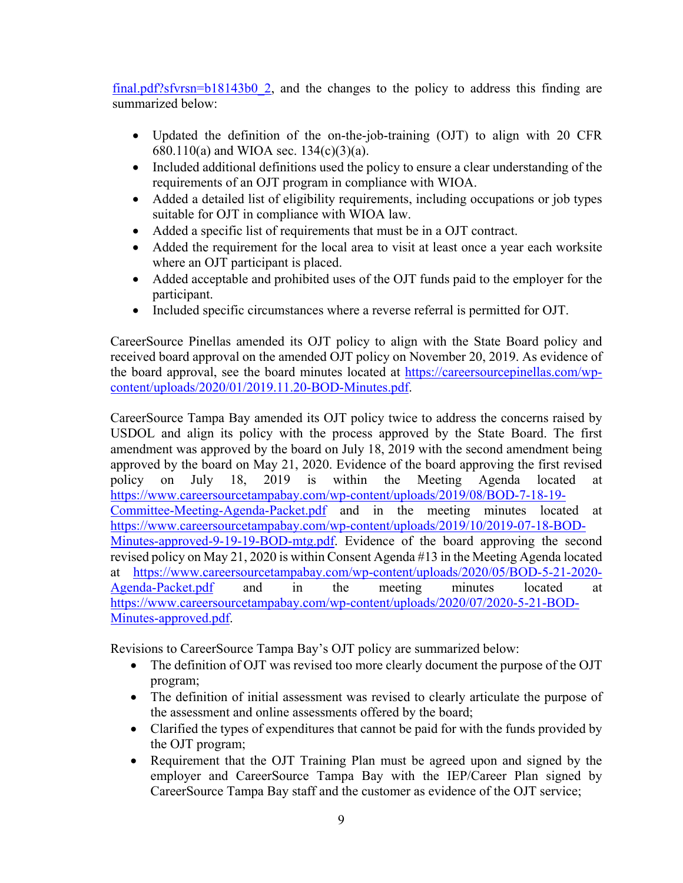[final.pdf?sfvrsn=b18143b0_2](final.pdf?sfvrsn=b18143b0_2), and the changes to the policy to address this finding are summarized below:

- Updated the definition of the on-the-job-training (OJT) to align with 20 CFR 680.110(a) and WIOA sec. 134(c)(3)(a).
- Included additional definitions used the policy to ensure a clear understanding of the requirements of an OJT program in compliance with WIOA.
- Added a detailed list of eligibility requirements, including occupations or job types suitable for OJT in compliance with WIOA law.
- Added a specific list of requirements that must be in a OJT contract.
- Added the requirement for the local area to visit at least once a year each worksite where an OJT participant is placed.
- Added acceptable and prohibited uses of the OJT funds paid to the employer for the participant.
- Included specific circumstances where a reverse referral is permitted for OJT.

CareerSource Pinellas amended its OJT policy to align with the State Board policy and received board approval on the amended OJT policy on November 20, 2019. As evidence of the board approval, see the board minutes located at https://careersourcepinellas.com/wp-content/uploads/2020/01/2019.11.20-BOD-Minutes.pdf.

CareerSource Tampa Bay amended its OJT policy twice to address the concerns raised by USDOL and align its policy with the process approved by the State Board. The first amendment was approved by the board on July 18, 2019 with the second amendment being approved by the board on May 21, 2020. Evidence of the board approving the first revised policy on July 18, 2019 is within the Meeting Agenda located at https://www.careersourcetampabay.com/wp-content/uploads/2019/08/BOD-7-18-19-Committee-Meeting-Agenda-Packet.pdf and in the meeting minutes located at https://www.careersourcetampabay.com/wp-content/uploads/2019/10/2019-07-18-BOD-Minutes-approved-9-19-19-BOD-mtg.pdf. Evidence of the board approving the second revised policy on May 21, 2020 is within Consent Agenda #13 in the Meeting Agenda located at https://www.careersourcetampabay.com/wp-content/uploads/2020/05/BOD-5-21-2020-Agenda-Packet.pdf and in the meeting minutes located at https://www.careersourcetampabay.com/wp-content/uploads/2020/07/2020-5-21-BOD-Minutes-approved.pdf.

Revisions to CareerSource Tampa Bay's OJT policy are summarized below:

- The definition of OJT was revised too more clearly document the purpose of the OJT program;
- The definition of initial assessment was revised to clearly articulate the purpose of the assessment and online assessments offered by the board;
- Clarified the types of expenditures that cannot be paid for with the funds provided by the OJT program;
- Requirement that the OJT Training Plan must be agreed upon and signed by the employer and CareerSource Tampa Bay with the IEP/Career Plan signed by CareerSource Tampa Bay staff and the customer as evidence of the OJT service;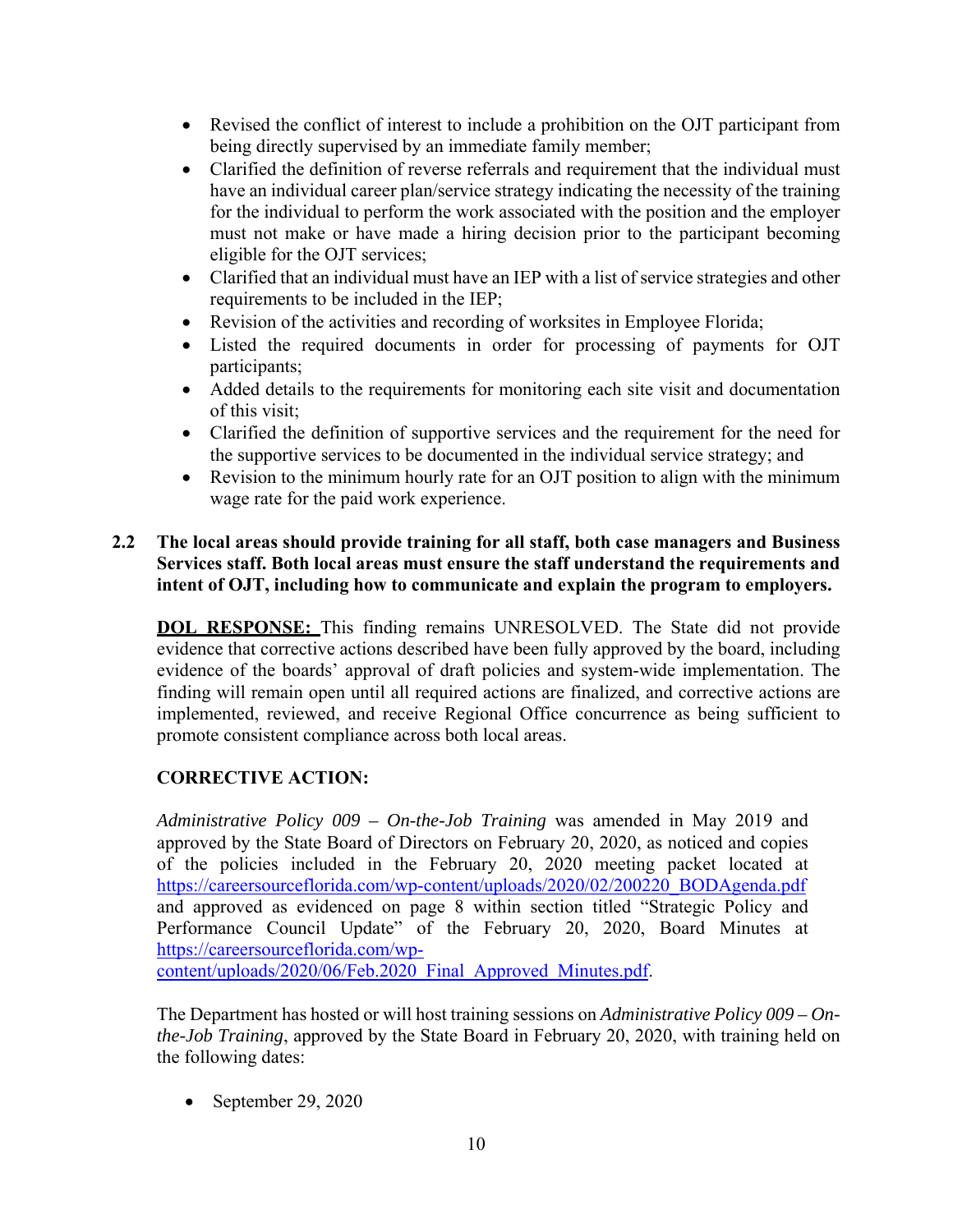- Revised the conflict of interest to include a prohibition on the OJT participant from being directly supervised by an immediate family member;
- Clarified the definition of reverse referrals and requirement that the individual must have an individual career plan/service strategy indicating the necessity of the training for the individual to perform the work associated with the position and the employer must not make or have made a hiring decision prior to the participant becoming eligible for the OJT services;
- Clarified that an individual must have an IEP with a list of service strategies and other requirements to be included in the IEP;
- Revision of the activities and recording of worksites in Employee Florida;
- Listed the required documents in order for processing of payments for OJT participants;
- Added details to the requirements for monitoring each site visit and documentation of this visit;
- Clarified the definition of supportive services and the requirement for the need for the supportive services to be documented in the individual service strategy; and
- Revision to the minimum hourly rate for an OJT position to align with the minimum wage rate for the paid work experience.

**2.2 The local areas should provide training for all staff, both case managers and Business Services staff. Both local areas must ensure the staff understand the requirements and intent of OJT, including how to communicate and explain the program to employers.**

**DOL RESPONSE:** This finding remains UNRESOLVED. The State did not provide evidence that corrective actions described have been fully approved by the board, including evidence of the boards' approval of draft policies and system-wide implementation. The finding will remain open until all required actions are finalized, and corrective actions are implemented, reviewed, and receive Regional Office concurrence as being sufficient to promote consistent compliance across both local areas.

**CORRECTIVE ACTION:**

*Administrative Policy 009 – On-the-Job Training* was amended in May 2019 and approved by the State Board of Directors on February 20, 2020, as noticed and copies of the policies included in the February 20, 2020 meeting packet located at https://careersourceflorida.com/wp-content/uploads/2020/02/200220_BODAgenda.pdf and approved as evidenced on page 8 within section titled "Strategic Policy and Performance Council Update" of the February 20, 2020, Board Minutes at https://careersourceflorida.com/wp-content/uploads/2020/06/Feb.2020_Final_Approved_Minutes.pdf.

The Department has hosted or will host training sessions on *Administrative Policy 009 – On-the-Job Training*, approved by the State Board in February 20, 2020, with training held on the following dates:

- September 29, 2020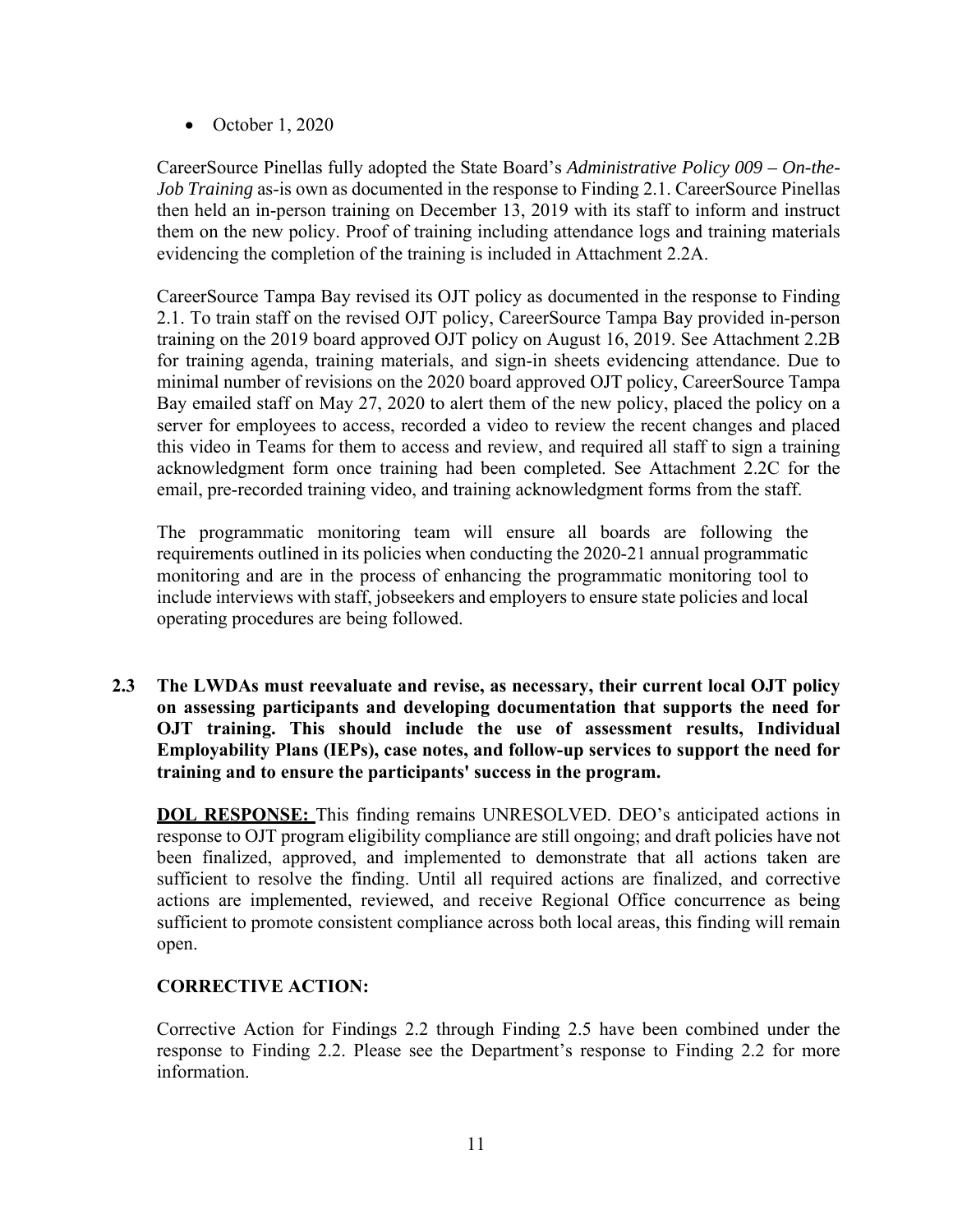- October 1, 2020

CareerSource Pinellas fully adopted the State Board's *Administrative Policy 009 – On-the-Job Training* as-is own as documented in the response to Finding 2.1. CareerSource Pinellas then held an in-person training on December 13, 2019 with its staff to inform and instruct them on the new policy. Proof of training including attendance logs and training materials evidencing the completion of the training is included in Attachment 2.2A.

CareerSource Tampa Bay revised its OJT policy as documented in the response to Finding 2.1. To train staff on the revised OJT policy, CareerSource Tampa Bay provided in-person training on the 2019 board approved OJT policy on August 16, 2019. See Attachment 2.2B for training agenda, training materials, and sign-in sheets evidencing attendance. Due to minimal number of revisions on the 2020 board approved OJT policy, CareerSource Tampa Bay emailed staff on May 27, 2020 to alert them of the new policy, placed the policy on a server for employees to access, recorded a video to review the recent changes and placed this video in Teams for them to access and review, and required all staff to sign a training acknowledgment form once training had been completed. See Attachment 2.2C for the email, pre-recorded training video, and training acknowledgment forms from the staff.

The programmatic monitoring team will ensure all boards are following the requirements outlined in its policies when conducting the 2020-21 annual programmatic monitoring and are in the process of enhancing the programmatic monitoring tool to include interviews with staff, jobseekers and employers to ensure state policies and local operating procedures are being followed.

**2.3 The LWDAs must reevaluate and revise, as necessary, their current local OJT policy on assessing participants and developing documentation that supports the need for OJT training. This should include the use of assessment results, Individual Employability Plans (IEPs), case notes, and follow-up services to support the need for training and to ensure the participants' success in the program.**

**DOL RESPONSE:** This finding remains UNRESOLVED. DEO's anticipated actions in response to OJT program eligibility compliance are still ongoing; and draft policies have not been finalized, approved, and implemented to demonstrate that all actions taken are sufficient to resolve the finding. Until all required actions are finalized, and corrective actions are implemented, reviewed, and receive Regional Office concurrence as being sufficient to promote consistent compliance across both local areas, this finding will remain open.

**CORRECTIVE ACTION:**

Corrective Action for Findings 2.2 through Finding 2.5 have been combined under the response to Finding 2.2. Please see the Department's response to Finding 2.2 for more information.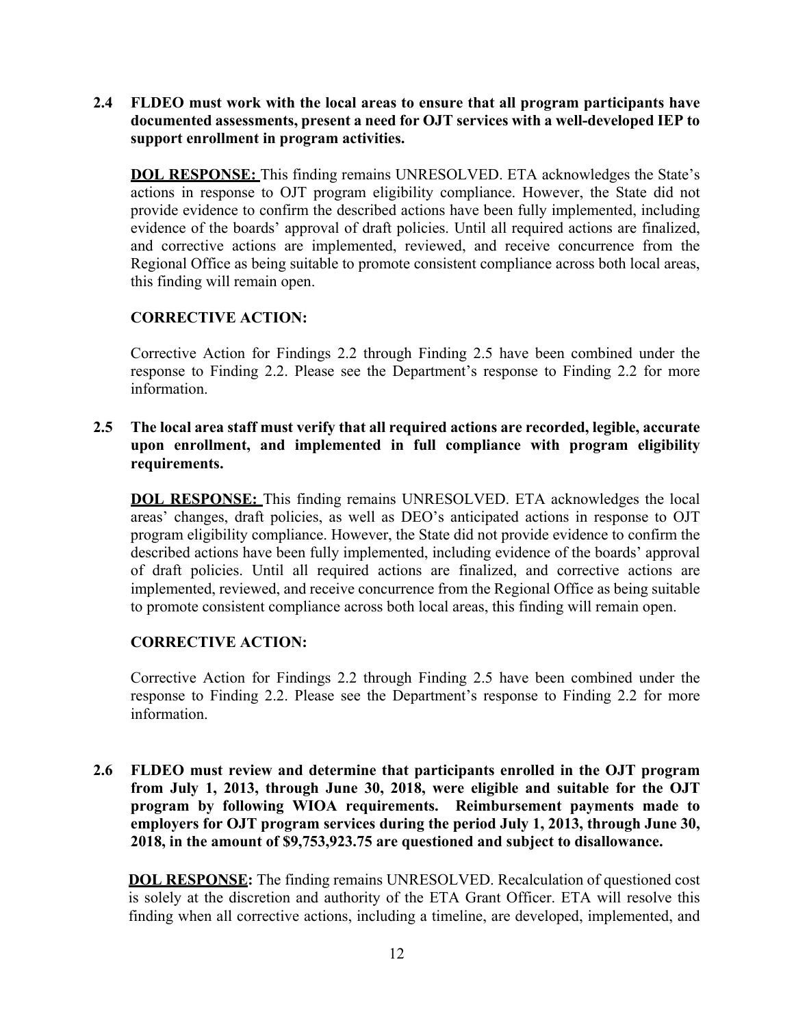**2.4 FLDEO must work with the local areas to ensure that all program participants have documented assessments, present a need for OJT services with a well-developed IEP to support enrollment in program activities.**

**DOL RESPONSE:** This finding remains UNRESOLVED. ETA acknowledges the State's actions in response to OJT program eligibility compliance. However, the State did not provide evidence to confirm the described actions have been fully implemented, including evidence of the boards' approval of draft policies. Until all required actions are finalized, and corrective actions are implemented, reviewed, and receive concurrence from the Regional Office as being suitable to promote consistent compliance across both local areas, this finding will remain open.

**CORRECTIVE ACTION:**

Corrective Action for Findings 2.2 through Finding 2.5 have been combined under the response to Finding 2.2. Please see the Department's response to Finding 2.2 for more information.

**2.5 The local area staff must verify that all required actions are recorded, legible, accurate upon enrollment, and implemented in full compliance with program eligibility requirements.**

**DOL RESPONSE:** This finding remains UNRESOLVED. ETA acknowledges the local areas' changes, draft policies, as well as DEO's anticipated actions in response to OJT program eligibility compliance. However, the State did not provide evidence to confirm the described actions have been fully implemented, including evidence of the boards' approval of draft policies. Until all required actions are finalized, and corrective actions are implemented, reviewed, and receive concurrence from the Regional Office as being suitable to promote consistent compliance across both local areas, this finding will remain open.

**CORRECTIVE ACTION:**

Corrective Action for Findings 2.2 through Finding 2.5 have been combined under the response to Finding 2.2. Please see the Department's response to Finding 2.2 for more information.

**2.6 FLDEO must review and determine that participants enrolled in the OJT program from July 1, 2013, through June 30, 2018, were eligible and suitable for the OJT program by following WIOA requirements. Reimbursement payments made to employers for OJT program services during the period July 1, 2013, through June 30, 2018, in the amount of $9,753,923.75 are questioned and subject to disallowance.**

**DOL RESPONSE:** The finding remains UNRESOLVED. Recalculation of questioned cost is solely at the discretion and authority of the ETA Grant Officer. ETA will resolve this finding when all corrective actions, including a timeline, are developed, implemented, and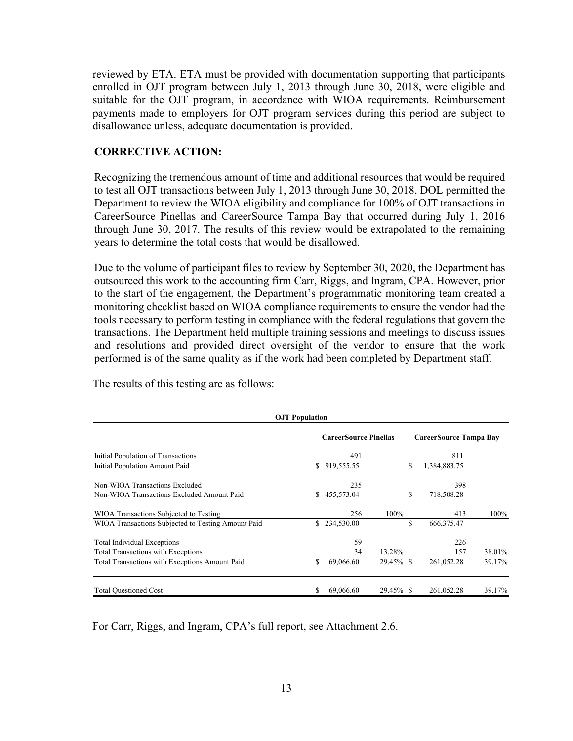reviewed by ETA. ETA must be provided with documentation supporting that participants enrolled in OJT program between July 1, 2013 through June 30, 2018, were eligible and suitable for the OJT program, in accordance with WIOA requirements. Reimbursement payments made to employers for OJT program services during this period are subject to disallowance unless, adequate documentation is provided.

**CORRECTIVE ACTION:**

Recognizing the tremendous amount of time and additional resources that would be required to test all OJT transactions between July 1, 2013 through June 30, 2018, DOL permitted the Department to review the WIOA eligibility and compliance for 100% of OJT transactions in CareerSource Pinellas and CareerSource Tampa Bay that occurred during July 1, 2016 through June 30, 2017. The results of this review would be extrapolated to the remaining years to determine the total costs that would be disallowed.

Due to the volume of participant files to review by September 30, 2020, the Department has outsourced this work to the accounting firm Carr, Riggs, and Ingram, CPA. However, prior to the start of the engagement, the Department's programmatic monitoring team created a monitoring checklist based on WIOA compliance requirements to ensure the vendor had the tools necessary to perform testing in compliance with the federal regulations that govern the transactions. The Department held multiple training sessions and meetings to discuss issues and resolutions and provided direct oversight of the vendor to ensure that the work performed is of the same quality as if the work had been completed by Department staff.

The results of this testing are as follows:

**OJT Population**

| | CareerSource Pinellas | | CareerSource Tampa Bay | |
|---|---|---|---|---|
| Initial Population of Transactions | 491 | | 811 | |
| Initial Population Amount Paid | $ 919,555.55 | | $ 1,384,883.75 | |
| Non-WIOA Transactions Excluded | 235 | | 398 | |
| Non-WIOA Transactions Excluded Amount Paid | $ 455,573.04 | | $ 718,508.28 | |
| WIOA Transactions Subjected to Testing | 256 | 100% | 413 | 100% |
| WIOA Transactions Subjected to Testing Amount Paid | $ 234,530.00 | | $ 666,375.47 | |
| Total Individual Exceptions | 59 | | 226 | |
| Total Transactions with Exceptions | 34 | 13.28% | 157 | 38.01% |
| Total Transactions with Exceptions Amount Paid | $ 69,066.60 | 29.45% | $ 261,052.28 | 39.17% |
| Total Questioned Cost | $ 69,066.60 | 29.45% | $ 261,052.28 | 39.17% |

For Carr, Riggs, and Ingram, CPA's full report, see Attachment 2.6.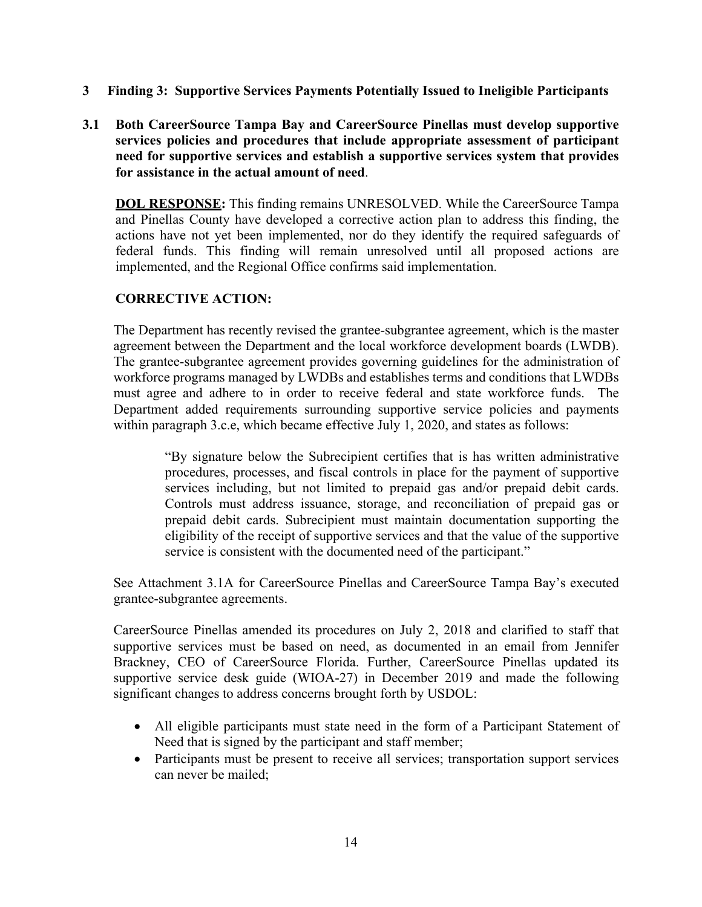## 3 Finding 3: Supportive Services Payments Potentially Issued to Ineligible Participants

**3.1 Both CareerSource Tampa Bay and CareerSource Pinellas must develop supportive services policies and procedures that include appropriate assessment of participant need for supportive services and establish a supportive services system that provides for assistance in the actual amount of need**.

**DOL RESPONSE:** This finding remains UNRESOLVED. While the CareerSource Tampa and Pinellas County have developed a corrective action plan to address this finding, the actions have not yet been implemented, nor do they identify the required safeguards of federal funds. This finding will remain unresolved until all proposed actions are implemented, and the Regional Office confirms said implementation.

**CORRECTIVE ACTION:**

The Department has recently revised the grantee-subgrantee agreement, which is the master agreement between the Department and the local workforce development boards (LWDB). The grantee-subgrantee agreement provides governing guidelines for the administration of workforce programs managed by LWDBs and establishes terms and conditions that LWDBs must agree and adhere to in order to receive federal and state workforce funds. The Department added requirements surrounding supportive service policies and payments within paragraph 3.c.e, which became effective July 1, 2020, and states as follows:

> "By signature below the Subrecipient certifies that is has written administrative procedures, processes, and fiscal controls in place for the payment of supportive services including, but not limited to prepaid gas and/or prepaid debit cards. Controls must address issuance, storage, and reconciliation of prepaid gas or prepaid debit cards. Subrecipient must maintain documentation supporting the eligibility of the receipt of supportive services and that the value of the supportive service is consistent with the documented need of the participant."

See Attachment 3.1A for CareerSource Pinellas and CareerSource Tampa Bay's executed grantee-subgrantee agreements.

CareerSource Pinellas amended its procedures on July 2, 2018 and clarified to staff that supportive services must be based on need, as documented in an email from Jennifer Brackney, CEO of CareerSource Florida. Further, CareerSource Pinellas updated its supportive service desk guide (WIOA-27) in December 2019 and made the following significant changes to address concerns brought forth by USDOL:

- All eligible participants must state need in the form of a Participant Statement of Need that is signed by the participant and staff member;
- Participants must be present to receive all services; transportation support services can never be mailed;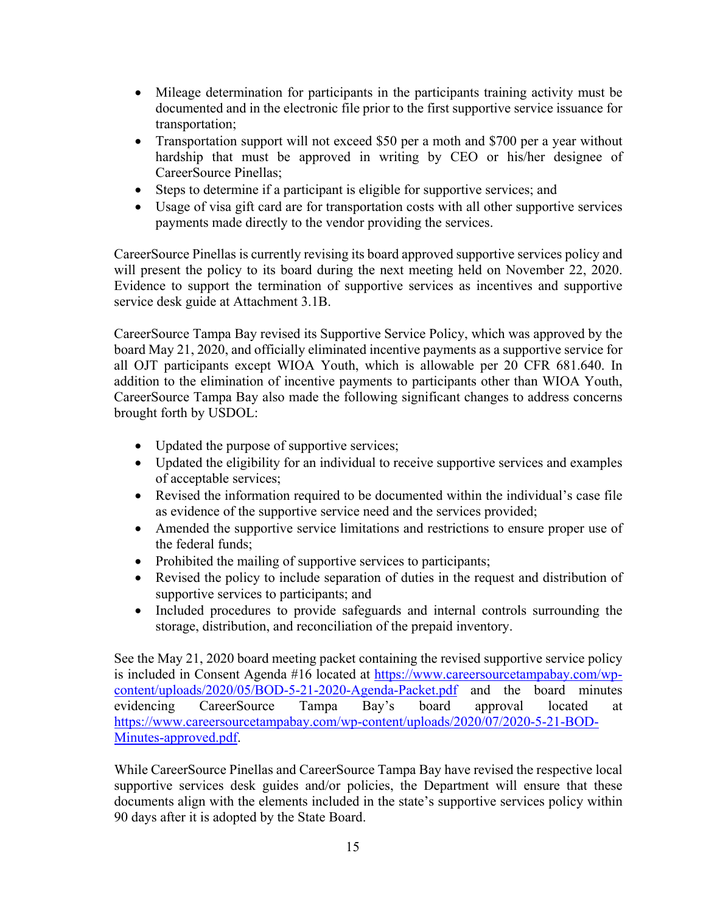- Mileage determination for participants in the participants training activity must be documented and in the electronic file prior to the first supportive service issuance for transportation;
- Transportation support will not exceed $50 per a moth and $700 per a year without hardship that must be approved in writing by CEO or his/her designee of CareerSource Pinellas;
- Steps to determine if a participant is eligible for supportive services; and
- Usage of visa gift card are for transportation costs with all other supportive services payments made directly to the vendor providing the services.

CareerSource Pinellas is currently revising its board approved supportive services policy and will present the policy to its board during the next meeting held on November 22, 2020. Evidence to support the termination of supportive services as incentives and supportive service desk guide at Attachment 3.1B.

CareerSource Tampa Bay revised its Supportive Service Policy, which was approved by the board May 21, 2020, and officially eliminated incentive payments as a supportive service for all OJT participants except WIOA Youth, which is allowable per 20 CFR 681.640. In addition to the elimination of incentive payments to participants other than WIOA Youth, CareerSource Tampa Bay also made the following significant changes to address concerns brought forth by USDOL:

- Updated the purpose of supportive services;
- Updated the eligibility for an individual to receive supportive services and examples of acceptable services;
- Revised the information required to be documented within the individual's case file as evidence of the supportive service need and the services provided;
- Amended the supportive service limitations and restrictions to ensure proper use of the federal funds;
- Prohibited the mailing of supportive services to participants;
- Revised the policy to include separation of duties in the request and distribution of supportive services to participants; and
- Included procedures to provide safeguards and internal controls surrounding the storage, distribution, and reconciliation of the prepaid inventory.

See the May 21, 2020 board meeting packet containing the revised supportive service policy is included in Consent Agenda #16 located at [https://www.careersourcetampabay.com/wp-content/uploads/2020/05/BOD-5-21-2020-Agenda-Packet.pdf](https://www.careersourcetampabay.com/wp-content/uploads/2020/05/BOD-5-21-2020-Agenda-Packet.pdf) and the board minutes evidencing CareerSource Tampa Bay's board approval located at [https://www.careersourcetampabay.com/wp-content/uploads/2020/07/2020-5-21-BOD-Minutes-approved.pdf](https://www.careersourcetampabay.com/wp-content/uploads/2020/07/2020-5-21-BOD-Minutes-approved.pdf).

While CareerSource Pinellas and CareerSource Tampa Bay have revised the respective local supportive services desk guides and/or policies, the Department will ensure that these documents align with the elements included in the state's supportive services policy within 90 days after it is adopted by the State Board.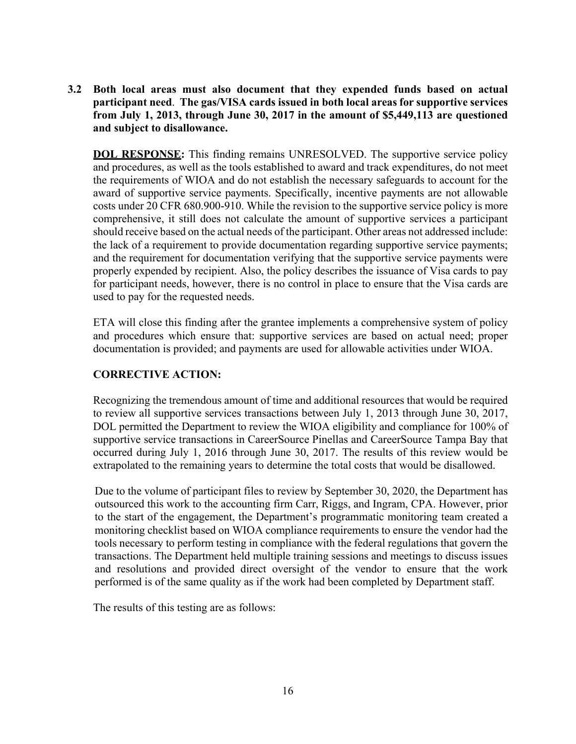**3.2 Both local areas must also document that they expended funds based on actual participant need. The gas/VISA cards issued in both local areas for supportive services from July 1, 2013, through June 30, 2017 in the amount of $5,449,113 are questioned and subject to disallowance.**

**<u>DOL RESPONSE</u>:** This finding remains UNRESOLVED. The supportive service policy and procedures, as well as the tools established to award and track expenditures, do not meet the requirements of WIOA and do not establish the necessary safeguards to account for the award of supportive service payments. Specifically, incentive payments are not allowable costs under 20 CFR 680.900-910. While the revision to the supportive service policy is more comprehensive, it still does not calculate the amount of supportive services a participant should receive based on the actual needs of the participant. Other areas not addressed include: the lack of a requirement to provide documentation regarding supportive service payments; and the requirement for documentation verifying that the supportive service payments were properly expended by recipient. Also, the policy describes the issuance of Visa cards to pay for participant needs, however, there is no control in place to ensure that the Visa cards are used to pay for the requested needs.

ETA will close this finding after the grantee implements a comprehensive system of policy and procedures which ensure that: supportive services are based on actual need; proper documentation is provided; and payments are used for allowable activities under WIOA.

**CORRECTIVE ACTION:**

Recognizing the tremendous amount of time and additional resources that would be required to review all supportive services transactions between July 1, 2013 through June 30, 2017, DOL permitted the Department to review the WIOA eligibility and compliance for 100% of supportive service transactions in CareerSource Pinellas and CareerSource Tampa Bay that occurred during July 1, 2016 through June 30, 2017. The results of this review would be extrapolated to the remaining years to determine the total costs that would be disallowed.

Due to the volume of participant files to review by September 30, 2020, the Department has outsourced this work to the accounting firm Carr, Riggs, and Ingram, CPA. However, prior to the start of the engagement, the Department's programmatic monitoring team created a monitoring checklist based on WIOA compliance requirements to ensure the vendor had the tools necessary to perform testing in compliance with the federal regulations that govern the transactions. The Department held multiple training sessions and meetings to discuss issues and resolutions and provided direct oversight of the vendor to ensure that the work performed is of the same quality as if the work had been completed by Department staff.

The results of this testing are as follows: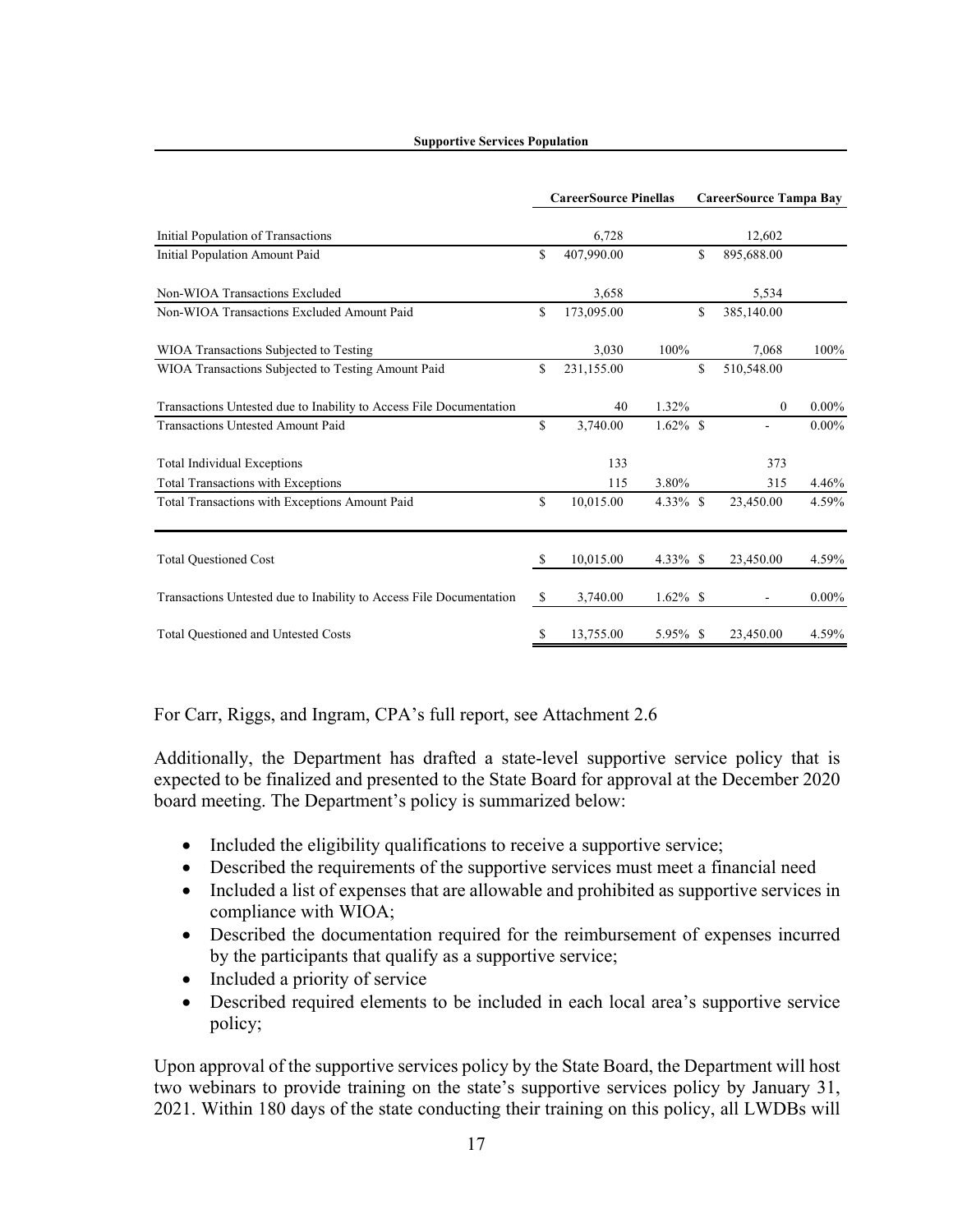**Supportive Services Population**

| | CareerSource Pinellas | | CareerSource Tampa Bay | |
|---|---|---|---|---|
| Initial Population of Transactions | 6,728 | | 12,602 | |
| Initial Population Amount Paid | $ 407,990.00 | | $ 895,688.00 | |
| Non-WIOA Transactions Excluded | 3,658 | | 5,534 | |
| Non-WIOA Transactions Excluded Amount Paid | $ 173,095.00 | | $ 385,140.00 | |
| WIOA Transactions Subjected to Testing | 3,030 | 100% | 7,068 | 100% |
| WIOA Transactions Subjected to Testing Amount Paid | $ 231,155.00 | | $ 510,548.00 | |
| Transactions Untested due to Inability to Access File Documentation | 40 | 1.32% | 0 | 0.00% |
| Transactions Untested Amount Paid | $ 3,740.00 | 1.62% | $ - | 0.00% |
| Total Individual Exceptions | 133 | | 373 | |
| Total Transactions with Exceptions | 115 | 3.80% | 315 | 4.46% |
| Total Transactions with Exceptions Amount Paid | $ 10,015.00 | 4.33% | $ 23,450.00 | 4.59% |
| Total Questioned Cost | $ 10,015.00 | 4.33% | $ 23,450.00 | 4.59% |
| Transactions Untested due to Inability to Access File Documentation | $ 3,740.00 | 1.62% | $ - | 0.00% |
| Total Questioned and Untested Costs | $ 13,755.00 | 5.95% | $ 23,450.00 | 4.59% |

For Carr, Riggs, and Ingram, CPA's full report, see Attachment 2.6

Additionally, the Department has drafted a state-level supportive service policy that is expected to be finalized and presented to the State Board for approval at the December 2020 board meeting. The Department's policy is summarized below:

- Included the eligibility qualifications to receive a supportive service;
- Described the requirements of the supportive services must meet a financial need
- Included a list of expenses that are allowable and prohibited as supportive services in compliance with WIOA;
- Described the documentation required for the reimbursement of expenses incurred by the participants that qualify as a supportive service;
- Included a priority of service
- Described required elements to be included in each local area's supportive service policy;

Upon approval of the supportive services policy by the State Board, the Department will host two webinars to provide training on the state's supportive services policy by January 31, 2021. Within 180 days of the state conducting their training on this policy, all LWDBs will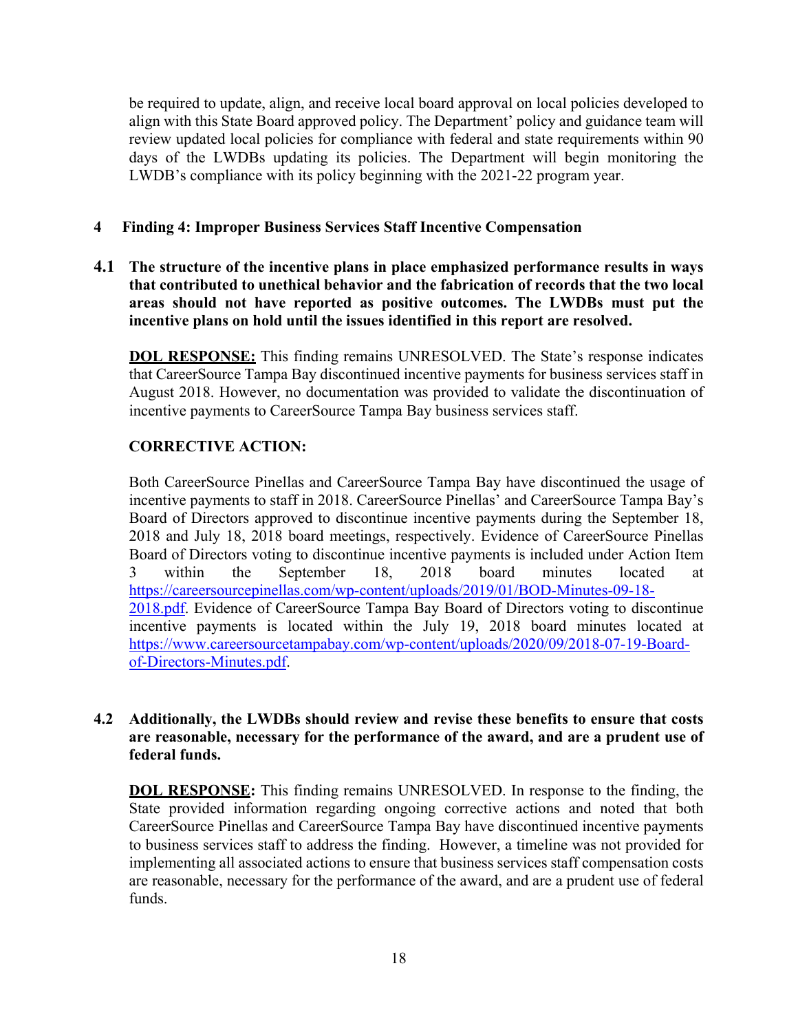be required to update, align, and receive local board approval on local policies developed to align with this State Board approved policy. The Department' policy and guidance team will review updated local policies for compliance with federal and state requirements within 90 days of the LWDBs updating its policies. The Department will begin monitoring the LWDB's compliance with its policy beginning with the 2021-22 program year.

## 4 Finding 4: Improper Business Services Staff Incentive Compensation

**4.1 The structure of the incentive plans in place emphasized performance results in ways that contributed to unethical behavior and the fabrication of records that the two local areas should not have reported as positive outcomes. The LWDBs must put the incentive plans on hold until the issues identified in this report are resolved.**

**DOL RESPONSE:** This finding remains UNRESOLVED. The State's response indicates that CareerSource Tampa Bay discontinued incentive payments for business services staff in August 2018. However, no documentation was provided to validate the discontinuation of incentive payments to CareerSource Tampa Bay business services staff.

**CORRECTIVE ACTION:**

Both CareerSource Pinellas and CareerSource Tampa Bay have discontinued the usage of incentive payments to staff in 2018. CareerSource Pinellas' and CareerSource Tampa Bay's Board of Directors approved to discontinue incentive payments during the September 18, 2018 and July 18, 2018 board meetings, respectively. Evidence of CareerSource Pinellas Board of Directors voting to discontinue incentive payments is included under Action Item 3 within the September 18, 2018 board minutes located at https://careersourcepinellas.com/wp-content/uploads/2019/01/BOD-Minutes-09-18-2018.pdf. Evidence of CareerSource Tampa Bay Board of Directors voting to discontinue incentive payments is located within the July 19, 2018 board minutes located at https://www.careersourcetampabay.com/wp-content/uploads/2020/09/2018-07-19-Board-of-Directors-Minutes.pdf.

**4.2 Additionally, the LWDBs should review and revise these benefits to ensure that costs are reasonable, necessary for the performance of the award, and are a prudent use of federal funds.**

**DOL RESPONSE:** This finding remains UNRESOLVED. In response to the finding, the State provided information regarding ongoing corrective actions and noted that both CareerSource Pinellas and CareerSource Tampa Bay have discontinued incentive payments to business services staff to address the finding. However, a timeline was not provided for implementing all associated actions to ensure that business services staff compensation costs are reasonable, necessary for the performance of the award, and are a prudent use of federal funds.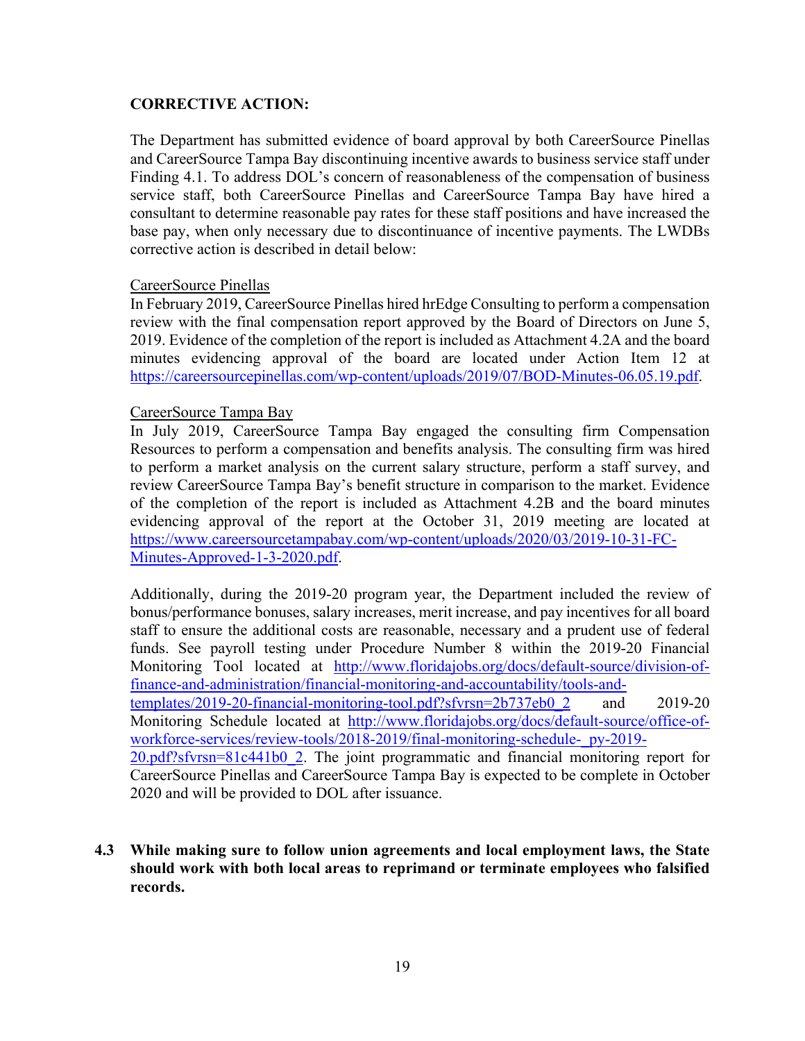**CORRECTIVE ACTION:**

The Department has submitted evidence of board approval by both CareerSource Pinellas and CareerSource Tampa Bay discontinuing incentive awards to business service staff under Finding 4.1. To address DOL's concern of reasonableness of the compensation of business service staff, both CareerSource Pinellas and CareerSource Tampa Bay have hired a consultant to determine reasonable pay rates for these staff positions and have increased the base pay, when only necessary due to discontinuance of incentive payments. The LWDBs corrective action is described in detail below:

CareerSource Pinellas

In February 2019, CareerSource Pinellas hired hrEdge Consulting to perform a compensation review with the final compensation report approved by the Board of Directors on June 5, 2019. Evidence of the completion of the report is included as Attachment 4.2A and the board minutes evidencing approval of the board are located under Action Item 12 at https://careersourcepinellas.com/wp-content/uploads/2019/07/BOD-Minutes-06.05.19.pdf.

CareerSource Tampa Bay

In July 2019, CareerSource Tampa Bay engaged the consulting firm Compensation Resources to perform a compensation and benefits analysis. The consulting firm was hired to perform a market analysis on the current salary structure, perform a staff survey, and review CareerSource Tampa Bay's benefit structure in comparison to the market. Evidence of the completion of the report is included as Attachment 4.2B and the board minutes evidencing approval of the report at the October 31, 2019 meeting are located at https://www.careersourcetampabay.com/wp-content/uploads/2020/03/2019-10-31-FC-Minutes-Approved-1-3-2020.pdf.

Additionally, during the 2019-20 program year, the Department included the review of bonus/performance bonuses, salary increases, merit increase, and pay incentives for all board staff to ensure the additional costs are reasonable, necessary and a prudent use of federal funds. See payroll testing under Procedure Number 8 within the 2019-20 Financial Monitoring Tool located at http://www.floridajobs.org/docs/default-source/division-of-finance-and-administration/financial-monitoring-and-accountability/tools-and-templates/2019-20-financial-monitoring-tool.pdf?sfvrsn=2b737eb0_2 and 2019-20 Monitoring Schedule located at http://www.floridajobs.org/docs/default-source/office-of-workforce-services/review-tools/2018-2019/final-monitoring-schedule-_py-2019-20.pdf?sfvrsn=81c441b0_2. The joint programmatic and financial monitoring report for CareerSource Pinellas and CareerSource Tampa Bay is expected to be complete in October 2020 and will be provided to DOL after issuance.

**4.3 While making sure to follow union agreements and local employment laws, the State should work with both local areas to reprimand or terminate employees who falsified records.**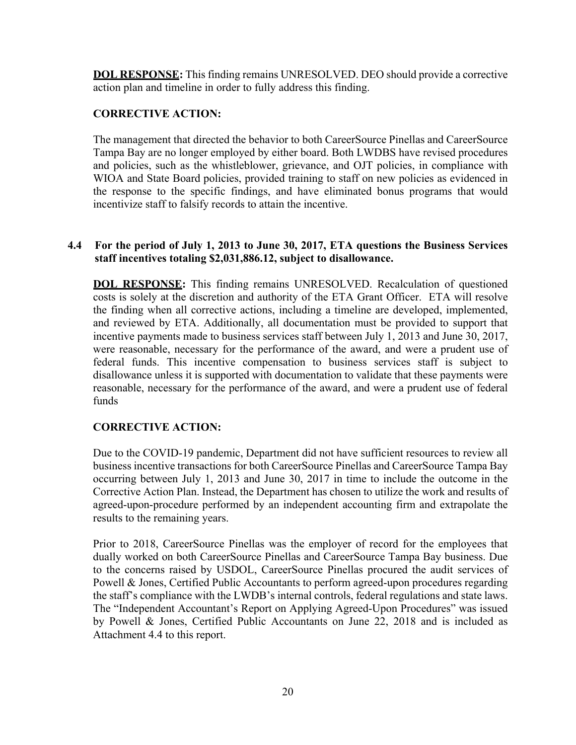**DOL RESPONSE:** This finding remains UNRESOLVED. DEO should provide a corrective action plan and timeline in order to fully address this finding.

**CORRECTIVE ACTION:**

The management that directed the behavior to both CareerSource Pinellas and CareerSource Tampa Bay are no longer employed by either board. Both LWDBS have revised procedures and policies, such as the whistleblower, grievance, and OJT policies, in compliance with WIOA and State Board policies, provided training to staff on new policies as evidenced in the response to the specific findings, and have eliminated bonus programs that would incentivize staff to falsify records to attain the incentive.

**4.4 For the period of July 1, 2013 to June 30, 2017, ETA questions the Business Services staff incentives totaling $2,031,886.12, subject to disallowance.**

**DOL RESPONSE:** This finding remains UNRESOLVED. Recalculation of questioned costs is solely at the discretion and authority of the ETA Grant Officer. ETA will resolve the finding when all corrective actions, including a timeline are developed, implemented, and reviewed by ETA. Additionally, all documentation must be provided to support that incentive payments made to business services staff between July 1, 2013 and June 30, 2017, were reasonable, necessary for the performance of the award, and were a prudent use of federal funds. This incentive compensation to business services staff is subject to disallowance unless it is supported with documentation to validate that these payments were reasonable, necessary for the performance of the award, and were a prudent use of federal funds

**CORRECTIVE ACTION:**

Due to the COVID-19 pandemic, Department did not have sufficient resources to review all business incentive transactions for both CareerSource Pinellas and CareerSource Tampa Bay occurring between July 1, 2013 and June 30, 2017 in time to include the outcome in the Corrective Action Plan. Instead, the Department has chosen to utilize the work and results of agreed-upon-procedure performed by an independent accounting firm and extrapolate the results to the remaining years.

Prior to 2018, CareerSource Pinellas was the employer of record for the employees that dually worked on both CareerSource Pinellas and CareerSource Tampa Bay business. Due to the concerns raised by USDOL, CareerSource Pinellas procured the audit services of Powell & Jones, Certified Public Accountants to perform agreed-upon procedures regarding the staff's compliance with the LWDB's internal controls, federal regulations and state laws. The "Independent Accountant's Report on Applying Agreed-Upon Procedures" was issued by Powell & Jones, Certified Public Accountants on June 22, 2018 and is included as Attachment 4.4 to this report.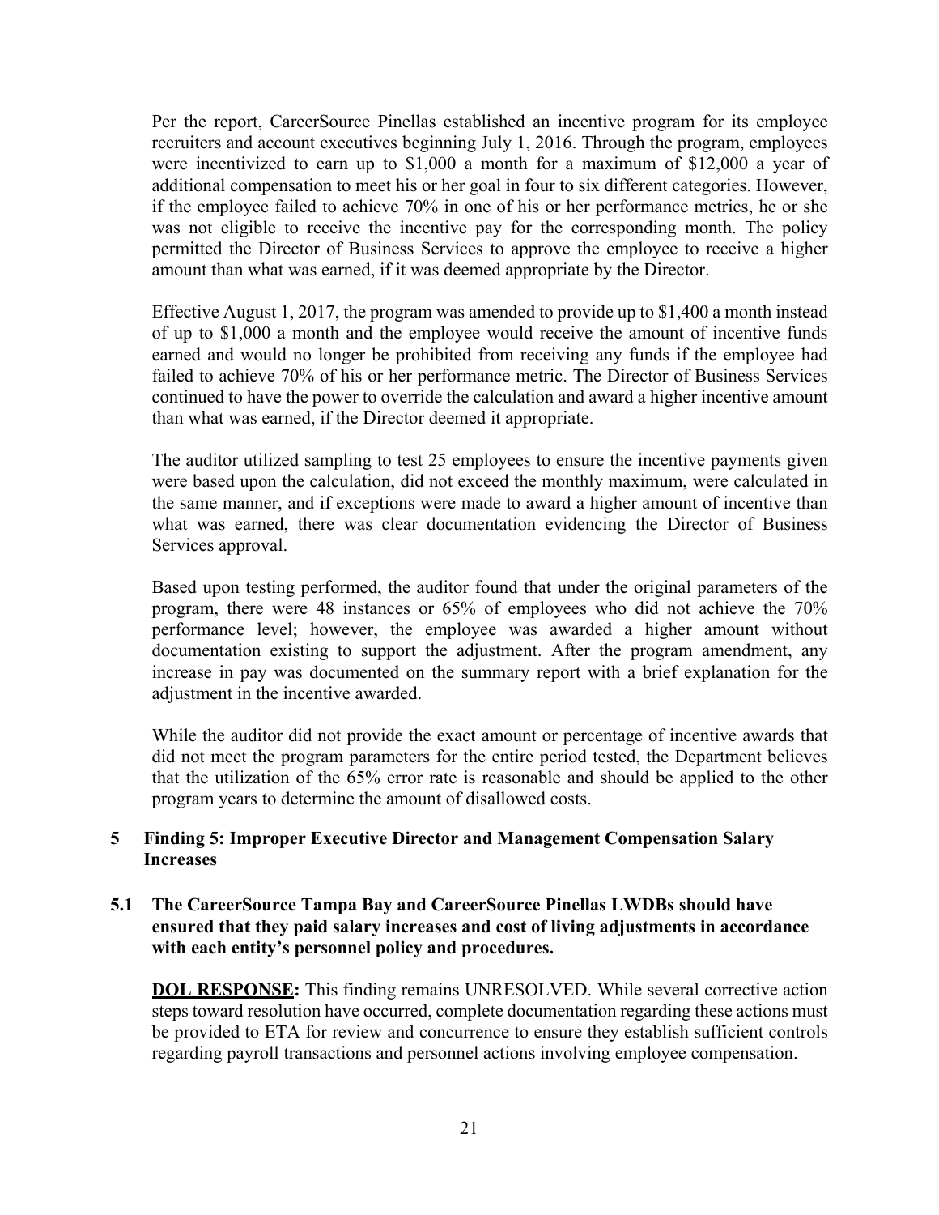Per the report, CareerSource Pinellas established an incentive program for its employee recruiters and account executives beginning July 1, 2016. Through the program, employees were incentivized to earn up to $1,000 a month for a maximum of $12,000 a year of additional compensation to meet his or her goal in four to six different categories. However, if the employee failed to achieve 70% in one of his or her performance metrics, he or she was not eligible to receive the incentive pay for the corresponding month. The policy permitted the Director of Business Services to approve the employee to receive a higher amount than what was earned, if it was deemed appropriate by the Director.

Effective August 1, 2017, the program was amended to provide up to $1,400 a month instead of up to $1,000 a month and the employee would receive the amount of incentive funds earned and would no longer be prohibited from receiving any funds if the employee had failed to achieve 70% of his or her performance metric. The Director of Business Services continued to have the power to override the calculation and award a higher incentive amount than what was earned, if the Director deemed it appropriate.

The auditor utilized sampling to test 25 employees to ensure the incentive payments given were based upon the calculation, did not exceed the monthly maximum, were calculated in the same manner, and if exceptions were made to award a higher amount of incentive than what was earned, there was clear documentation evidencing the Director of Business Services approval.

Based upon testing performed, the auditor found that under the original parameters of the program, there were 48 instances or 65% of employees who did not achieve the 70% performance level; however, the employee was awarded a higher amount without documentation existing to support the adjustment. After the program amendment, any increase in pay was documented on the summary report with a brief explanation for the adjustment in the incentive awarded.

While the auditor did not provide the exact amount or percentage of incentive awards that did not meet the program parameters for the entire period tested, the Department believes that the utilization of the 65% error rate is reasonable and should be applied to the other program years to determine the amount of disallowed costs.

## 5 Finding 5: Improper Executive Director and Management Compensation Salary Increases

### 5.1 The CareerSource Tampa Bay and CareerSource Pinellas LWDBs should have ensured that they paid salary increases and cost of living adjustments in accordance with each entity's personnel policy and procedures.

**DOL RESPONSE:** This finding remains UNRESOLVED. While several corrective action steps toward resolution have occurred, complete documentation regarding these actions must be provided to ETA for review and concurrence to ensure they establish sufficient controls regarding payroll transactions and personnel actions involving employee compensation.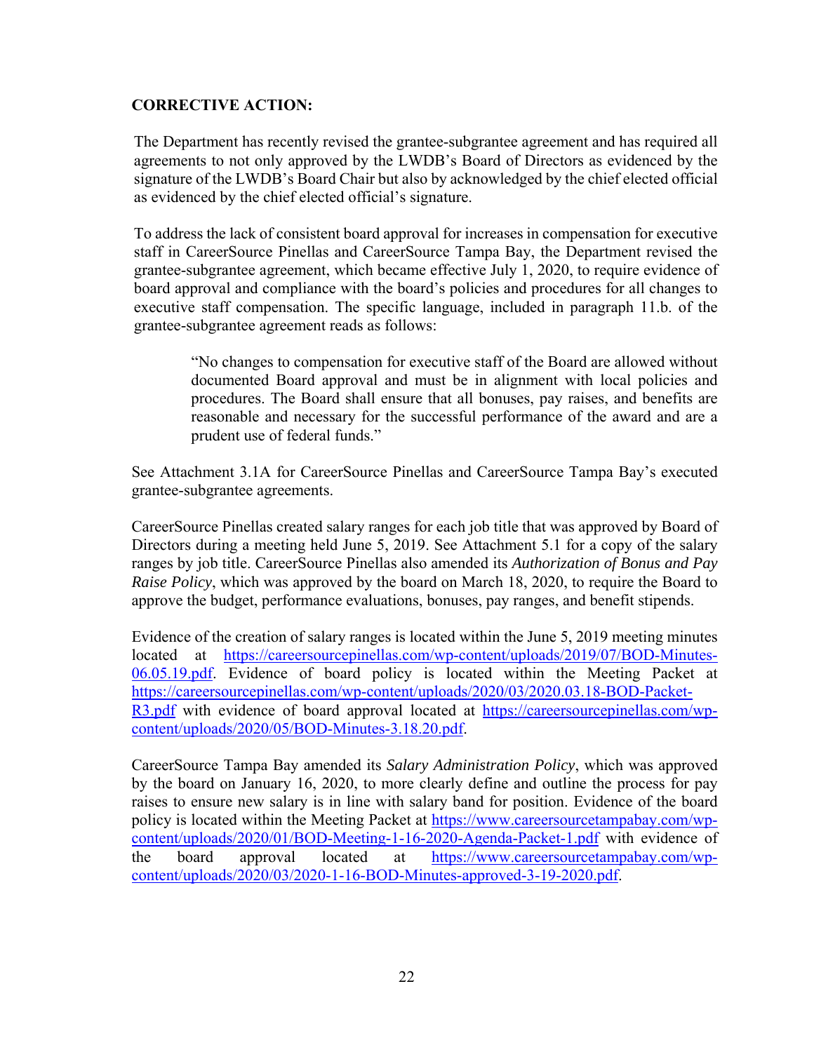**CORRECTIVE ACTION:**

The Department has recently revised the grantee-subgrantee agreement and has required all agreements to not only approved by the LWDB's Board of Directors as evidenced by the signature of the LWDB's Board Chair but also by acknowledged by the chief elected official as evidenced by the chief elected official's signature.

To address the lack of consistent board approval for increases in compensation for executive staff in CareerSource Pinellas and CareerSource Tampa Bay, the Department revised the grantee-subgrantee agreement, which became effective July 1, 2020, to require evidence of board approval and compliance with the board's policies and procedures for all changes to executive staff compensation. The specific language, included in paragraph 11.b. of the grantee-subgrantee agreement reads as follows:

> "No changes to compensation for executive staff of the Board are allowed without documented Board approval and must be in alignment with local policies and procedures. The Board shall ensure that all bonuses, pay raises, and benefits are reasonable and necessary for the successful performance of the award and are a prudent use of federal funds."

See Attachment 3.1A for CareerSource Pinellas and CareerSource Tampa Bay's executed grantee-subgrantee agreements.

CareerSource Pinellas created salary ranges for each job title that was approved by Board of Directors during a meeting held June 5, 2019. See Attachment 5.1 for a copy of the salary ranges by job title. CareerSource Pinellas also amended its *Authorization of Bonus and Pay Raise Policy*, which was approved by the board on March 18, 2020, to require the Board to approve the budget, performance evaluations, bonuses, pay ranges, and benefit stipends.

Evidence of the creation of salary ranges is located within the June 5, 2019 meeting minutes located at https://careersourcepinellas.com/wp-content/uploads/2019/07/BOD-Minutes-06.05.19.pdf. Evidence of board policy is located within the Meeting Packet at https://careersourcepinellas.com/wp-content/uploads/2020/03/2020.03.18-BOD-Packet-R3.pdf with evidence of board approval located at https://careersourcepinellas.com/wp-content/uploads/2020/05/BOD-Minutes-3.18.20.pdf.

CareerSource Tampa Bay amended its *Salary Administration Policy*, which was approved by the board on January 16, 2020, to more clearly define and outline the process for pay raises to ensure new salary is in line with salary band for position. Evidence of the board policy is located within the Meeting Packet at https://www.careersourcetampabay.com/wp-content/uploads/2020/01/BOD-Meeting-1-16-2020-Agenda-Packet-1.pdf with evidence of the board approval located at https://www.careersourcetampabay.com/wp-content/uploads/2020/03/2020-1-16-BOD-Minutes-approved-3-19-2020.pdf.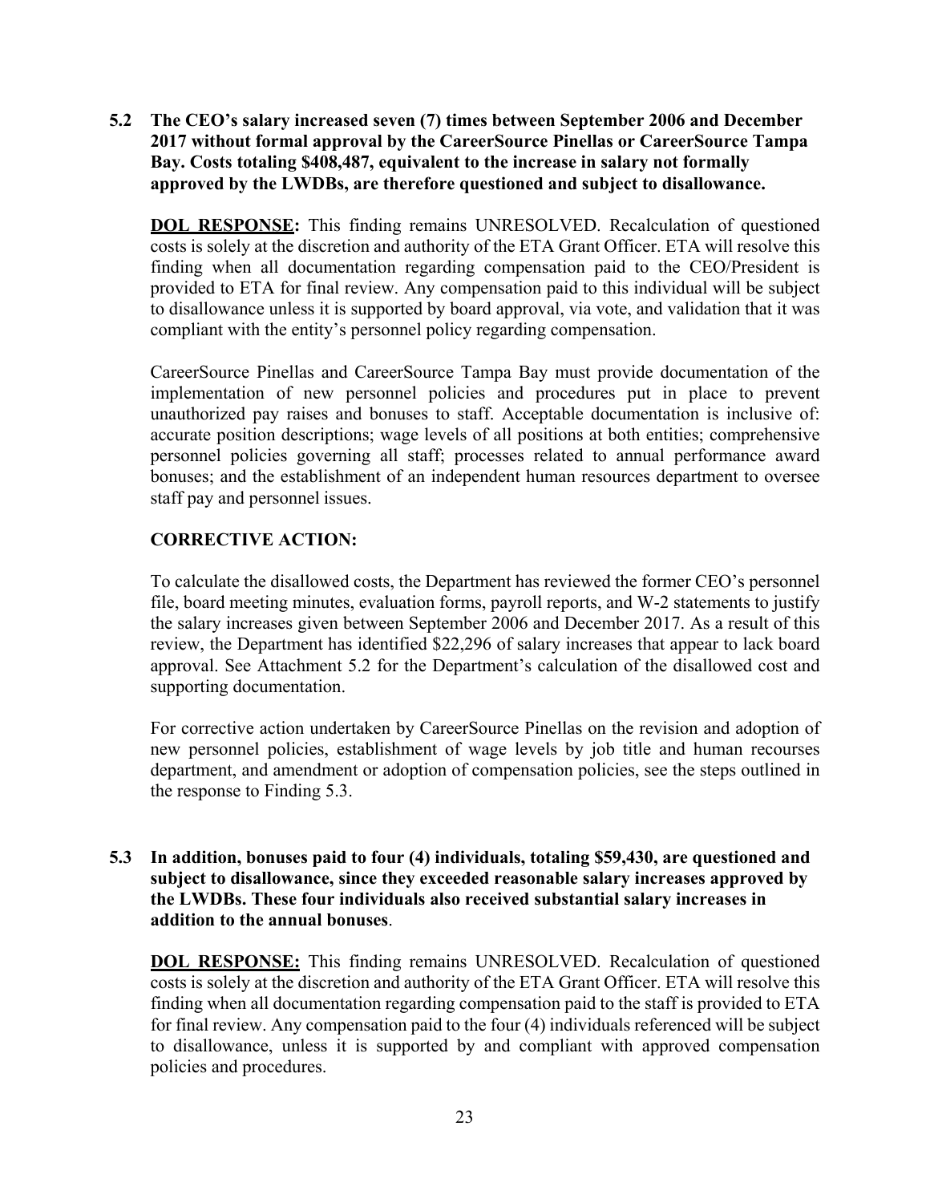**5.2 The CEO's salary increased seven (7) times between September 2006 and December 2017 without formal approval by the CareerSource Pinellas or CareerSource Tampa Bay. Costs totaling $408,487, equivalent to the increase in salary not formally approved by the LWDBs, are therefore questioned and subject to disallowance.**

**DOL RESPONSE:** This finding remains UNRESOLVED. Recalculation of questioned costs is solely at the discretion and authority of the ETA Grant Officer. ETA will resolve this finding when all documentation regarding compensation paid to the CEO/President is provided to ETA for final review. Any compensation paid to this individual will be subject to disallowance unless it is supported by board approval, via vote, and validation that it was compliant with the entity's personnel policy regarding compensation.

CareerSource Pinellas and CareerSource Tampa Bay must provide documentation of the implementation of new personnel policies and procedures put in place to prevent unauthorized pay raises and bonuses to staff. Acceptable documentation is inclusive of: accurate position descriptions; wage levels of all positions at both entities; comprehensive personnel policies governing all staff; processes related to annual performance award bonuses; and the establishment of an independent human resources department to oversee staff pay and personnel issues.

**CORRECTIVE ACTION:**

To calculate the disallowed costs, the Department has reviewed the former CEO's personnel file, board meeting minutes, evaluation forms, payroll reports, and W-2 statements to justify the salary increases given between September 2006 and December 2017. As a result of this review, the Department has identified $22,296 of salary increases that appear to lack board approval. See Attachment 5.2 for the Department's calculation of the disallowed cost and supporting documentation.

For corrective action undertaken by CareerSource Pinellas on the revision and adoption of new personnel policies, establishment of wage levels by job title and human recourses department, and amendment or adoption of compensation policies, see the steps outlined in the response to Finding 5.3.

**5.3 In addition, bonuses paid to four (4) individuals, totaling $59,430, are questioned and subject to disallowance, since they exceeded reasonable salary increases approved by the LWDBs. These four individuals also received substantial salary increases in addition to the annual bonuses**.

**DOL RESPONSE:** This finding remains UNRESOLVED. Recalculation of questioned costs is solely at the discretion and authority of the ETA Grant Officer. ETA will resolve this finding when all documentation regarding compensation paid to the staff is provided to ETA for final review. Any compensation paid to the four (4) individuals referenced will be subject to disallowance, unless it is supported by and compliant with approved compensation policies and procedures.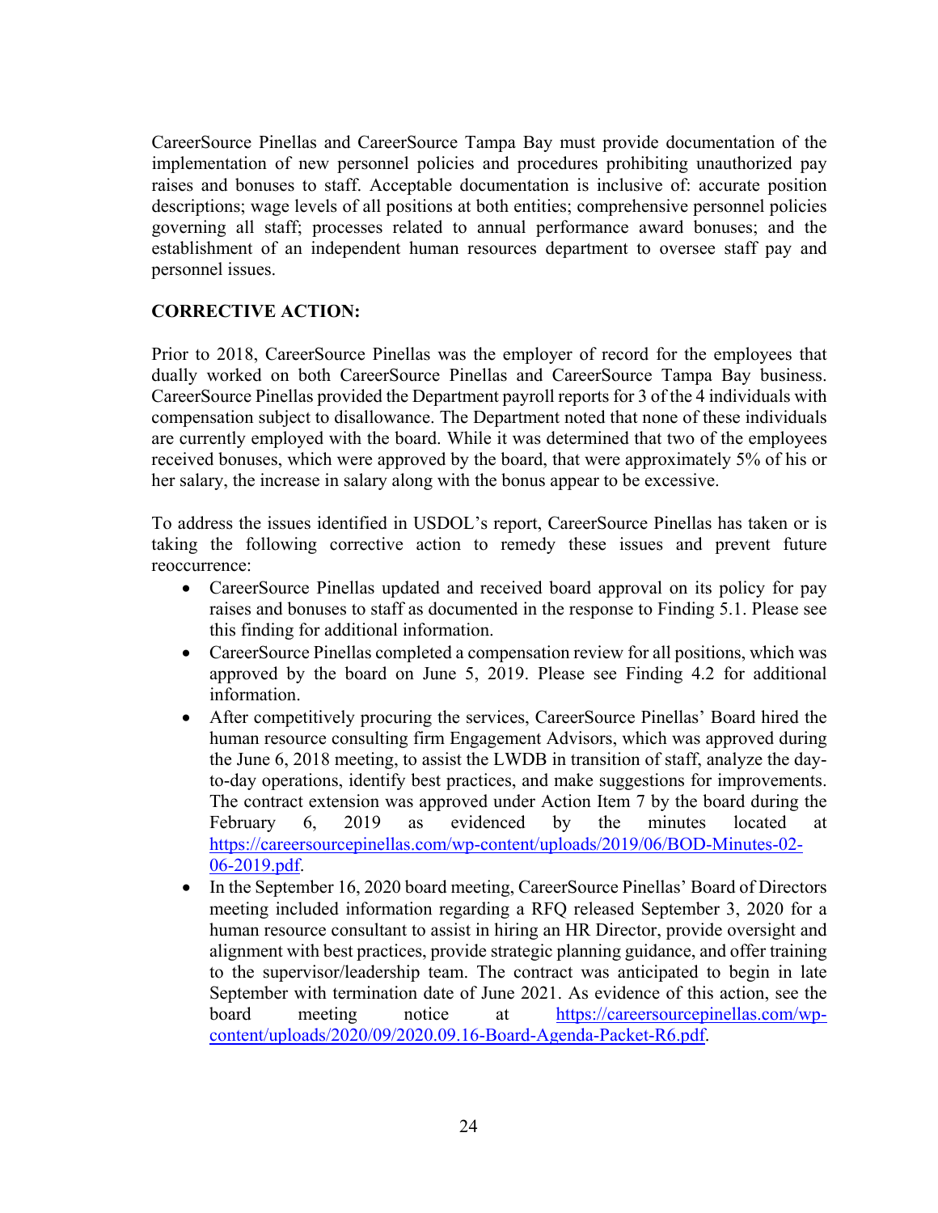CareerSource Pinellas and CareerSource Tampa Bay must provide documentation of the implementation of new personnel policies and procedures prohibiting unauthorized pay raises and bonuses to staff. Acceptable documentation is inclusive of: accurate position descriptions; wage levels of all positions at both entities; comprehensive personnel policies governing all staff; processes related to annual performance award bonuses; and the establishment of an independent human resources department to oversee staff pay and personnel issues.

**CORRECTIVE ACTION:**

Prior to 2018, CareerSource Pinellas was the employer of record for the employees that dually worked on both CareerSource Pinellas and CareerSource Tampa Bay business. CareerSource Pinellas provided the Department payroll reports for 3 of the 4 individuals with compensation subject to disallowance. The Department noted that none of these individuals are currently employed with the board. While it was determined that two of the employees received bonuses, which were approved by the board, that were approximately 5% of his or her salary, the increase in salary along with the bonus appear to be excessive.

To address the issues identified in USDOL's report, CareerSource Pinellas has taken or is taking the following corrective action to remedy these issues and prevent future reoccurrence:

- CareerSource Pinellas updated and received board approval on its policy for pay raises and bonuses to staff as documented in the response to Finding 5.1. Please see this finding for additional information.
- CareerSource Pinellas completed a compensation review for all positions, which was approved by the board on June 5, 2019. Please see Finding 4.2 for additional information.
- After competitively procuring the services, CareerSource Pinellas' Board hired the human resource consulting firm Engagement Advisors, which was approved during the June 6, 2018 meeting, to assist the LWDB in transition of staff, analyze the day-to-day operations, identify best practices, and make suggestions for improvements. The contract extension was approved under Action Item 7 by the board during the February 6, 2019 as evidenced by the minutes located at https://careersourcepinellas.com/wp-content/uploads/2019/06/BOD-Minutes-02-06-2019.pdf.
- In the September 16, 2020 board meeting, CareerSource Pinellas' Board of Directors meeting included information regarding a RFQ released September 3, 2020 for a human resource consultant to assist in hiring an HR Director, provide oversight and alignment with best practices, provide strategic planning guidance, and offer training to the supervisor/leadership team. The contract was anticipated to begin in late September with termination date of June 2021. As evidence of this action, see the board meeting notice at https://careersourcepinellas.com/wp-content/uploads/2020/09/2020.09.16-Board-Agenda-Packet-R6.pdf.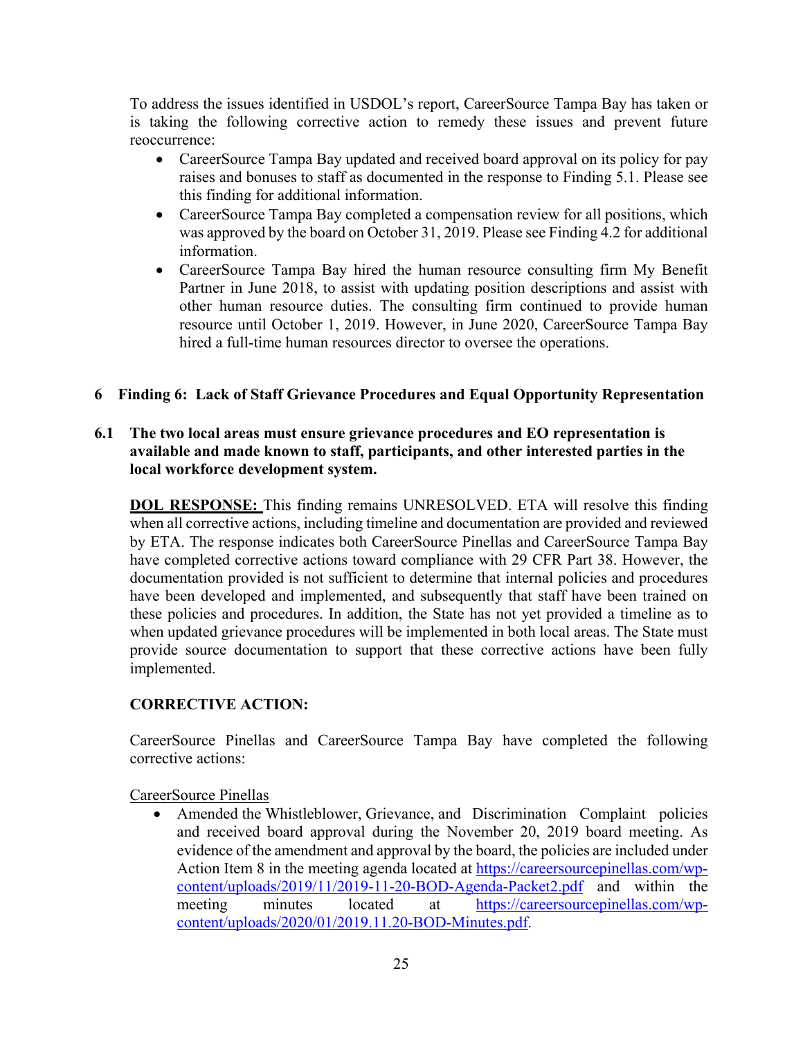To address the issues identified in USDOL's report, CareerSource Tampa Bay has taken or is taking the following corrective action to remedy these issues and prevent future reoccurrence:

- CareerSource Tampa Bay updated and received board approval on its policy for pay raises and bonuses to staff as documented in the response to Finding 5.1. Please see this finding for additional information.
- CareerSource Tampa Bay completed a compensation review for all positions, which was approved by the board on October 31, 2019. Please see Finding 4.2 for additional information.
- CareerSource Tampa Bay hired the human resource consulting firm My Benefit Partner in June 2018, to assist with updating position descriptions and assist with other human resource duties. The consulting firm continued to provide human resource until October 1, 2019. However, in June 2020, CareerSource Tampa Bay hired a full-time human resources director to oversee the operations.

## 6 Finding 6: Lack of Staff Grievance Procedures and Equal Opportunity Representation

### 6.1 The two local areas must ensure grievance procedures and EO representation is available and made known to staff, participants, and other interested parties in the local workforce development system.

**DOL RESPONSE:** This finding remains UNRESOLVED. ETA will resolve this finding when all corrective actions, including timeline and documentation are provided and reviewed by ETA. The response indicates both CareerSource Pinellas and CareerSource Tampa Bay have completed corrective actions toward compliance with 29 CFR Part 38. However, the documentation provided is not sufficient to determine that internal policies and procedures have been developed and implemented, and subsequently that staff have been trained on these policies and procedures. In addition, the State has not yet provided a timeline as to when updated grievance procedures will be implemented in both local areas. The State must provide source documentation to support that these corrective actions have been fully implemented.

**CORRECTIVE ACTION:**

CareerSource Pinellas and CareerSource Tampa Bay have completed the following corrective actions:

CareerSource Pinellas

- Amended the Whistleblower, Grievance, and Discrimination Complaint policies and received board approval during the November 20, 2019 board meeting. As evidence of the amendment and approval by the board, the policies are included under Action Item 8 in the meeting agenda located at https://careersourcepinellas.com/wp-content/uploads/2019/11/2019-11-20-BOD-Agenda-Packet2.pdf and within the meeting minutes located at https://careersourcepinellas.com/wp-content/uploads/2020/01/2019.11.20-BOD-Minutes.pdf.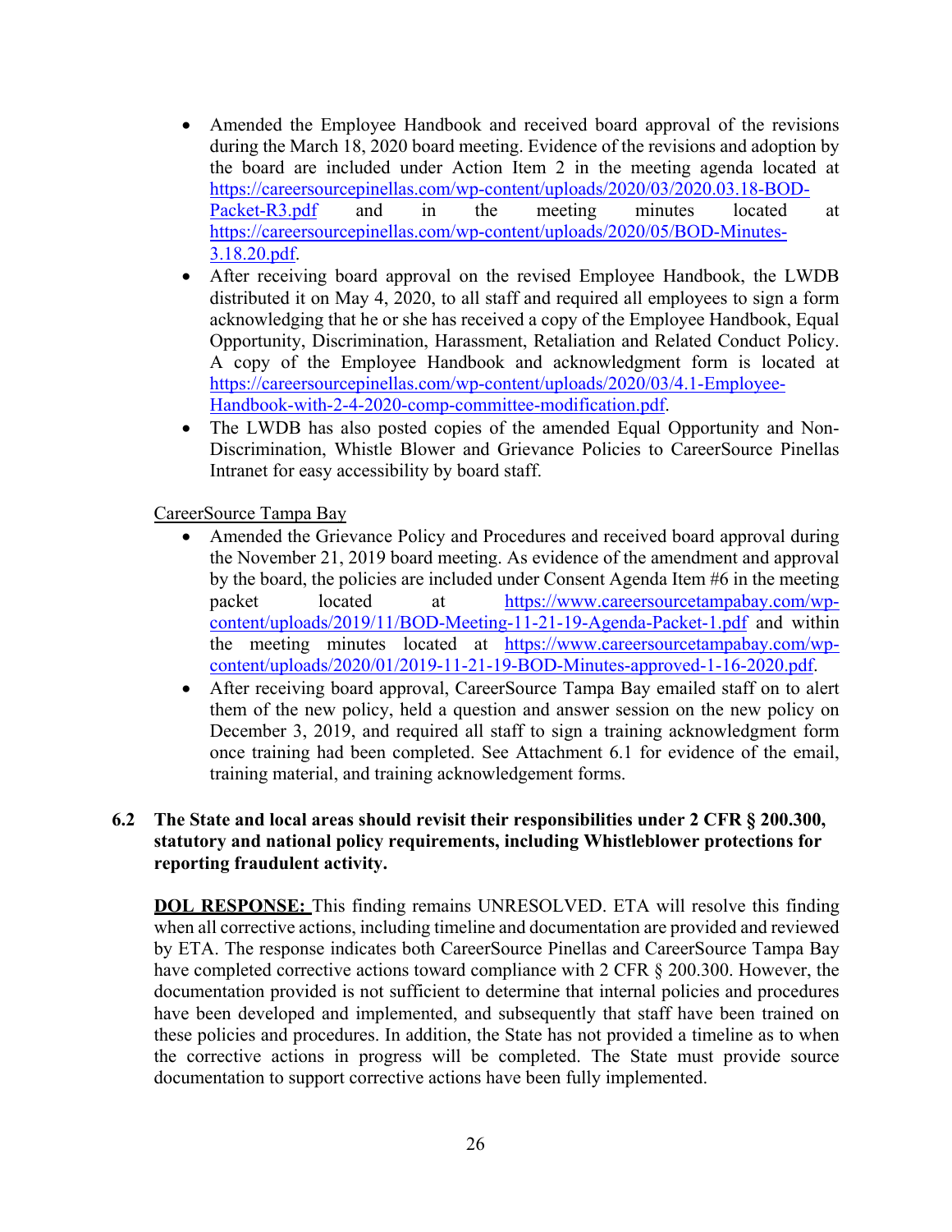- Amended the Employee Handbook and received board approval of the revisions during the March 18, 2020 board meeting. Evidence of the revisions and adoption by the board are included under Action Item 2 in the meeting agenda located at https://careersourcepinellas.com/wp-content/uploads/2020/03/2020.03.18-BOD-Packet-R3.pdf and in the meeting minutes located at https://careersourcepinellas.com/wp-content/uploads/2020/05/BOD-Minutes-3.18.20.pdf.
- After receiving board approval on the revised Employee Handbook, the LWDB distributed it on May 4, 2020, to all staff and required all employees to sign a form acknowledging that he or she has received a copy of the Employee Handbook, Equal Opportunity, Discrimination, Harassment, Retaliation and Related Conduct Policy. A copy of the Employee Handbook and acknowledgment form is located at https://careersourcepinellas.com/wp-content/uploads/2020/03/4.1-Employee-Handbook-with-2-4-2020-comp-committee-modification.pdf.
- The LWDB has also posted copies of the amended Equal Opportunity and Non-Discrimination, Whistle Blower and Grievance Policies to CareerSource Pinellas Intranet for easy accessibility by board staff.

CareerSource Tampa Bay

- Amended the Grievance Policy and Procedures and received board approval during the November 21, 2019 board meeting. As evidence of the amendment and approval by the board, the policies are included under Consent Agenda Item #6 in the meeting packet located at https://www.careersourcetampabay.com/wp-content/uploads/2019/11/BOD-Meeting-11-21-19-Agenda-Packet-1.pdf and within the meeting minutes located at https://www.careersourcetampabay.com/wp-content/uploads/2020/01/2019-11-21-19-BOD-Minutes-approved-1-16-2020.pdf.
- After receiving board approval, CareerSource Tampa Bay emailed staff on to alert them of the new policy, held a question and answer session on the new policy on December 3, 2019, and required all staff to sign a training acknowledgment form once training had been completed. See Attachment 6.1 for evidence of the email, training material, and training acknowledgement forms.

**6.2 The State and local areas should revisit their responsibilities under 2 CFR § 200.300, statutory and national policy requirements, including Whistleblower protections for reporting fraudulent activity.**

**DOL RESPONSE:** This finding remains UNRESOLVED. ETA will resolve this finding when all corrective actions, including timeline and documentation are provided and reviewed by ETA. The response indicates both CareerSource Pinellas and CareerSource Tampa Bay have completed corrective actions toward compliance with 2 CFR § 200.300. However, the documentation provided is not sufficient to determine that internal policies and procedures have been developed and implemented, and subsequently that staff have been trained on these policies and procedures. In addition, the State has not provided a timeline as to when the corrective actions in progress will be completed. The State must provide source documentation to support corrective actions have been fully implemented.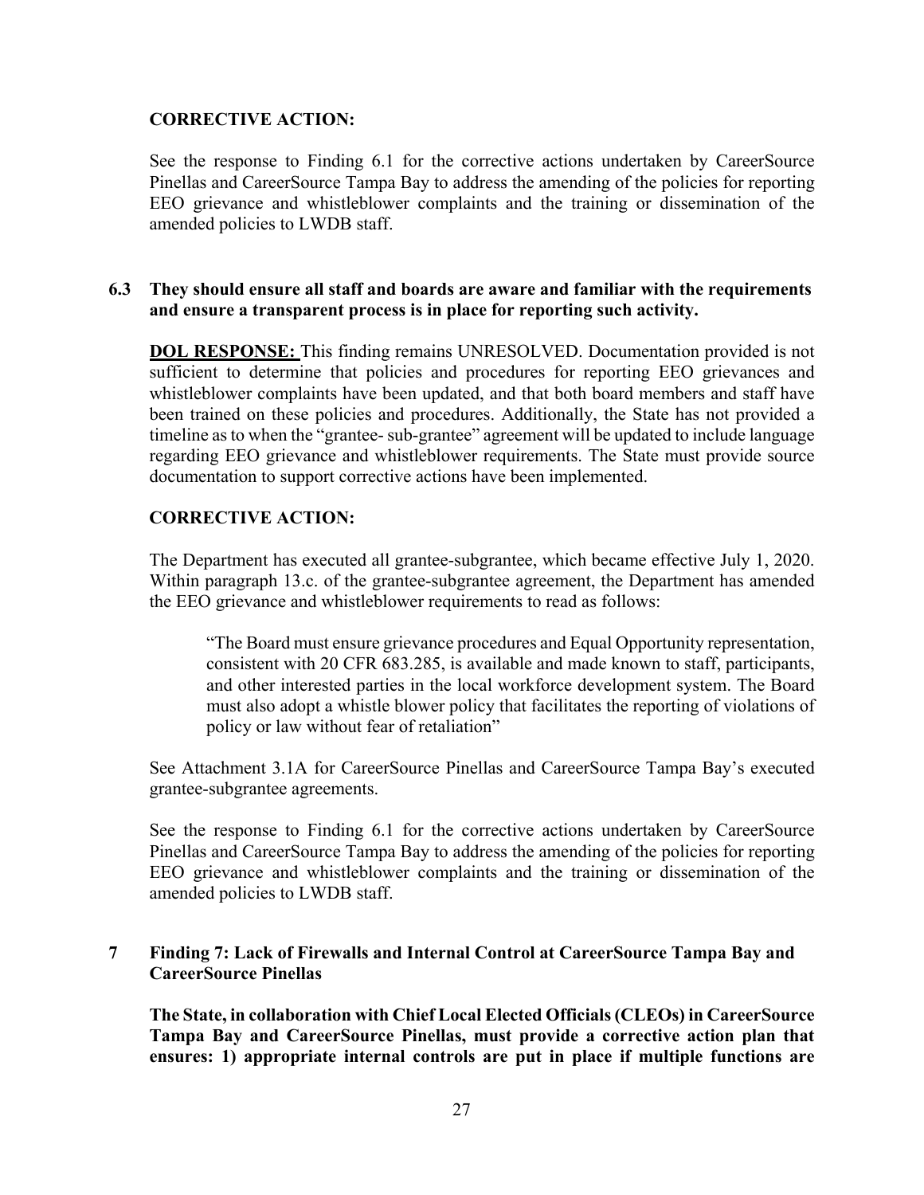**CORRECTIVE ACTION:**

See the response to Finding 6.1 for the corrective actions undertaken by CareerSource Pinellas and CareerSource Tampa Bay to address the amending of the policies for reporting EEO grievance and whistleblower complaints and the training or dissemination of the amended policies to LWDB staff.

**6.3 They should ensure all staff and boards are aware and familiar with the requirements and ensure a transparent process is in place for reporting such activity.**

**DOL RESPONSE:** This finding remains UNRESOLVED. Documentation provided is not sufficient to determine that policies and procedures for reporting EEO grievances and whistleblower complaints have been updated, and that both board members and staff have been trained on these policies and procedures. Additionally, the State has not provided a timeline as to when the "grantee- sub-grantee" agreement will be updated to include language regarding EEO grievance and whistleblower requirements. The State must provide source documentation to support corrective actions have been implemented.

**CORRECTIVE ACTION:**

The Department has executed all grantee-subgrantee, which became effective July 1, 2020. Within paragraph 13.c. of the grantee-subgrantee agreement, the Department has amended the EEO grievance and whistleblower requirements to read as follows:

> "The Board must ensure grievance procedures and Equal Opportunity representation, consistent with 20 CFR 683.285, is available and made known to staff, participants, and other interested parties in the local workforce development system. The Board must also adopt a whistle blower policy that facilitates the reporting of violations of policy or law without fear of retaliation"

See Attachment 3.1A for CareerSource Pinellas and CareerSource Tampa Bay's executed grantee-subgrantee agreements.

See the response to Finding 6.1 for the corrective actions undertaken by CareerSource Pinellas and CareerSource Tampa Bay to address the amending of the policies for reporting EEO grievance and whistleblower complaints and the training or dissemination of the amended policies to LWDB staff.

**7 Finding 7: Lack of Firewalls and Internal Control at CareerSource Tampa Bay and CareerSource Pinellas**

**The State, in collaboration with Chief Local Elected Officials (CLEOs) in CareerSource Tampa Bay and CareerSource Pinellas, must provide a corrective action plan that ensures: 1) appropriate internal controls are put in place if multiple functions are**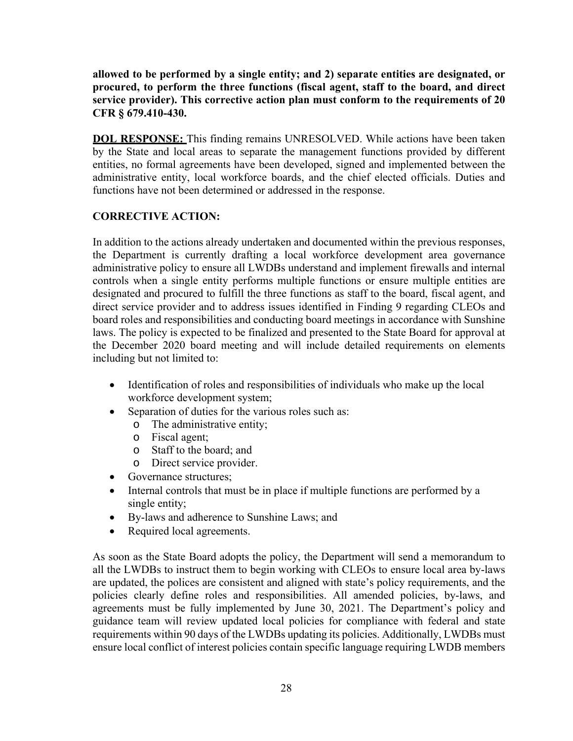**allowed to be performed by a single entity; and 2) separate entities are designated, or procured, to perform the three functions (fiscal agent, staff to the board, and direct service provider). This corrective action plan must conform to the requirements of 20 CFR § 679.410-430.**

**DOL RESPONSE:** This finding remains UNRESOLVED. While actions have been taken by the State and local areas to separate the management functions provided by different entities, no formal agreements have been developed, signed and implemented between the administrative entity, local workforce boards, and the chief elected officials. Duties and functions have not been determined or addressed in the response.

**CORRECTIVE ACTION:**

In addition to the actions already undertaken and documented within the previous responses, the Department is currently drafting a local workforce development area governance administrative policy to ensure all LWDBs understand and implement firewalls and internal controls when a single entity performs multiple functions or ensure multiple entities are designated and procured to fulfill the three functions as staff to the board, fiscal agent, and direct service provider and to address issues identified in Finding 9 regarding CLEOs and board roles and responsibilities and conducting board meetings in accordance with Sunshine laws. The policy is expected to be finalized and presented to the State Board for approval at the December 2020 board meeting and will include detailed requirements on elements including but not limited to:

- Identification of roles and responsibilities of individuals who make up the local workforce development system;
- Separation of duties for the various roles such as:
  - The administrative entity;
  - Fiscal agent;
  - Staff to the board; and
  - Direct service provider.
- Governance structures;
- Internal controls that must be in place if multiple functions are performed by a single entity;
- By-laws and adherence to Sunshine Laws; and
- Required local agreements.

As soon as the State Board adopts the policy, the Department will send a memorandum to all the LWDBs to instruct them to begin working with CLEOs to ensure local area by-laws are updated, the polices are consistent and aligned with state's policy requirements, and the policies clearly define roles and responsibilities. All amended policies, by-laws, and agreements must be fully implemented by June 30, 2021. The Department's policy and guidance team will review updated local policies for compliance with federal and state requirements within 90 days of the LWDBs updating its policies. Additionally, LWDBs must ensure local conflict of interest policies contain specific language requiring LWDB members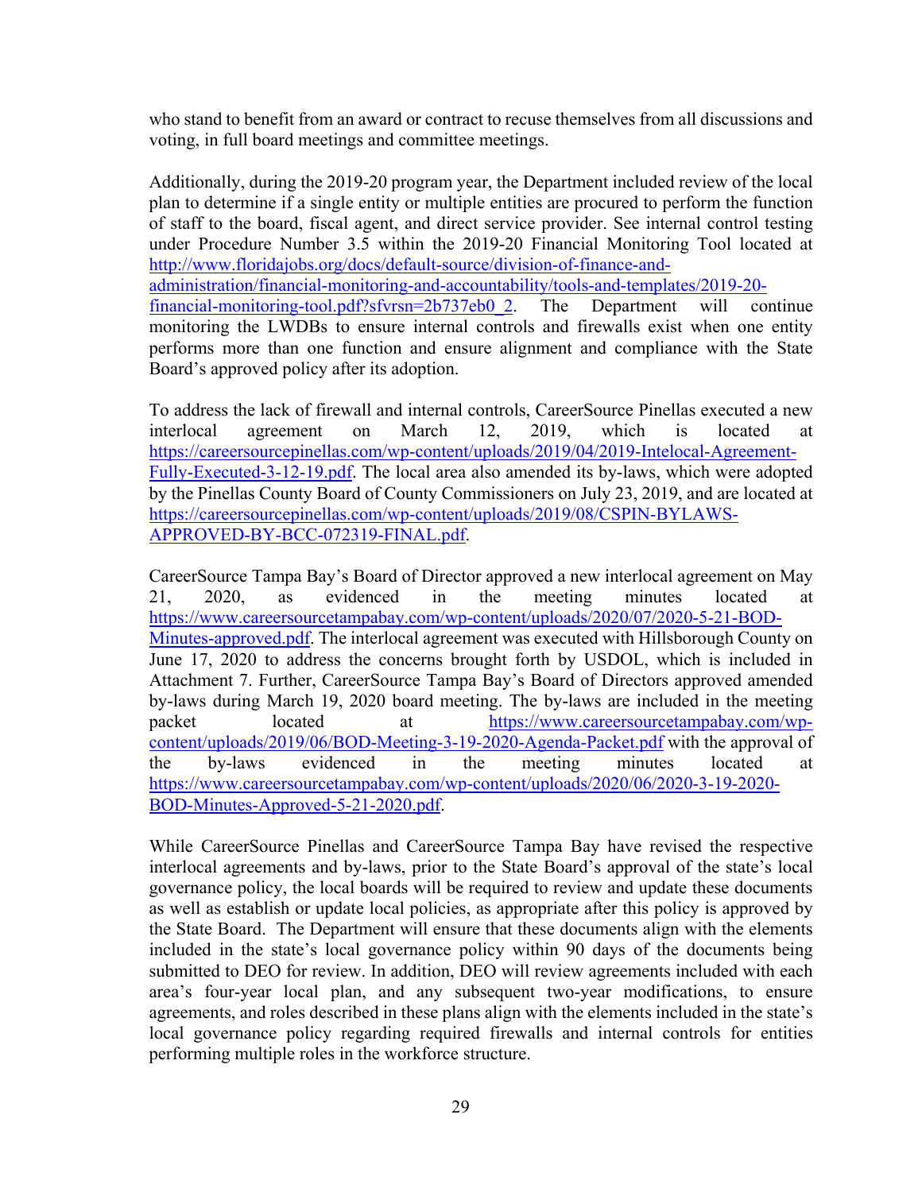who stand to benefit from an award or contract to recuse themselves from all discussions and voting, in full board meetings and committee meetings.

Additionally, during the 2019-20 program year, the Department included review of the local plan to determine if a single entity or multiple entities are procured to perform the function of staff to the board, fiscal agent, and direct service provider. See internal control testing under Procedure Number 3.5 within the 2019-20 Financial Monitoring Tool located at http://www.floridajobs.org/docs/default-source/division-of-finance-and-administration/financial-monitoring-and-accountability/tools-and-templates/2019-20-financial-monitoring-tool.pdf?sfvrsn=2b737eb0_2. The Department will continue monitoring the LWDBs to ensure internal controls and firewalls exist when one entity performs more than one function and ensure alignment and compliance with the State Board's approved policy after its adoption.

To address the lack of firewall and internal controls, CareerSource Pinellas executed a new interlocal agreement on March 12, 2019, which is located at https://careersourcepinellas.com/wp-content/uploads/2019/04/2019-Intelocal-Agreement-Fully-Executed-3-12-19.pdf. The local area also amended its by-laws, which were adopted by the Pinellas County Board of County Commissioners on July 23, 2019, and are located at https://careersourcepinellas.com/wp-content/uploads/2019/08/CSPIN-BYLAWS-APPROVED-BY-BCC-072319-FINAL.pdf.

CareerSource Tampa Bay's Board of Director approved a new interlocal agreement on May 21, 2020, as evidenced in the meeting minutes located at https://www.careersourcetampabay.com/wp-content/uploads/2020/07/2020-5-21-BOD-Minutes-approved.pdf. The interlocal agreement was executed with Hillsborough County on June 17, 2020 to address the concerns brought forth by USDOL, which is included in Attachment 7. Further, CareerSource Tampa Bay's Board of Directors approved amended by-laws during March 19, 2020 board meeting. The by-laws are included in the meeting packet located at https://www.careersourcetampabay.com/wp-content/uploads/2019/06/BOD-Meeting-3-19-2020-Agenda-Packet.pdf with the approval of the by-laws evidenced in the meeting minutes located at https://www.careersourcetampabay.com/wp-content/uploads/2020/06/2020-3-19-2020-BOD-Minutes-Approved-5-21-2020.pdf.

While CareerSource Pinellas and CareerSource Tampa Bay have revised the respective interlocal agreements and by-laws, prior to the State Board's approval of the state's local governance policy, the local boards will be required to review and update these documents as well as establish or update local policies, as appropriate after this policy is approved by the State Board. The Department will ensure that these documents align with the elements included in the state's local governance policy within 90 days of the documents being submitted to DEO for review. In addition, DEO will review agreements included with each area's four-year local plan, and any subsequent two-year modifications, to ensure agreements, and roles described in these plans align with the elements included in the state's local governance policy regarding required firewalls and internal controls for entities performing multiple roles in the workforce structure.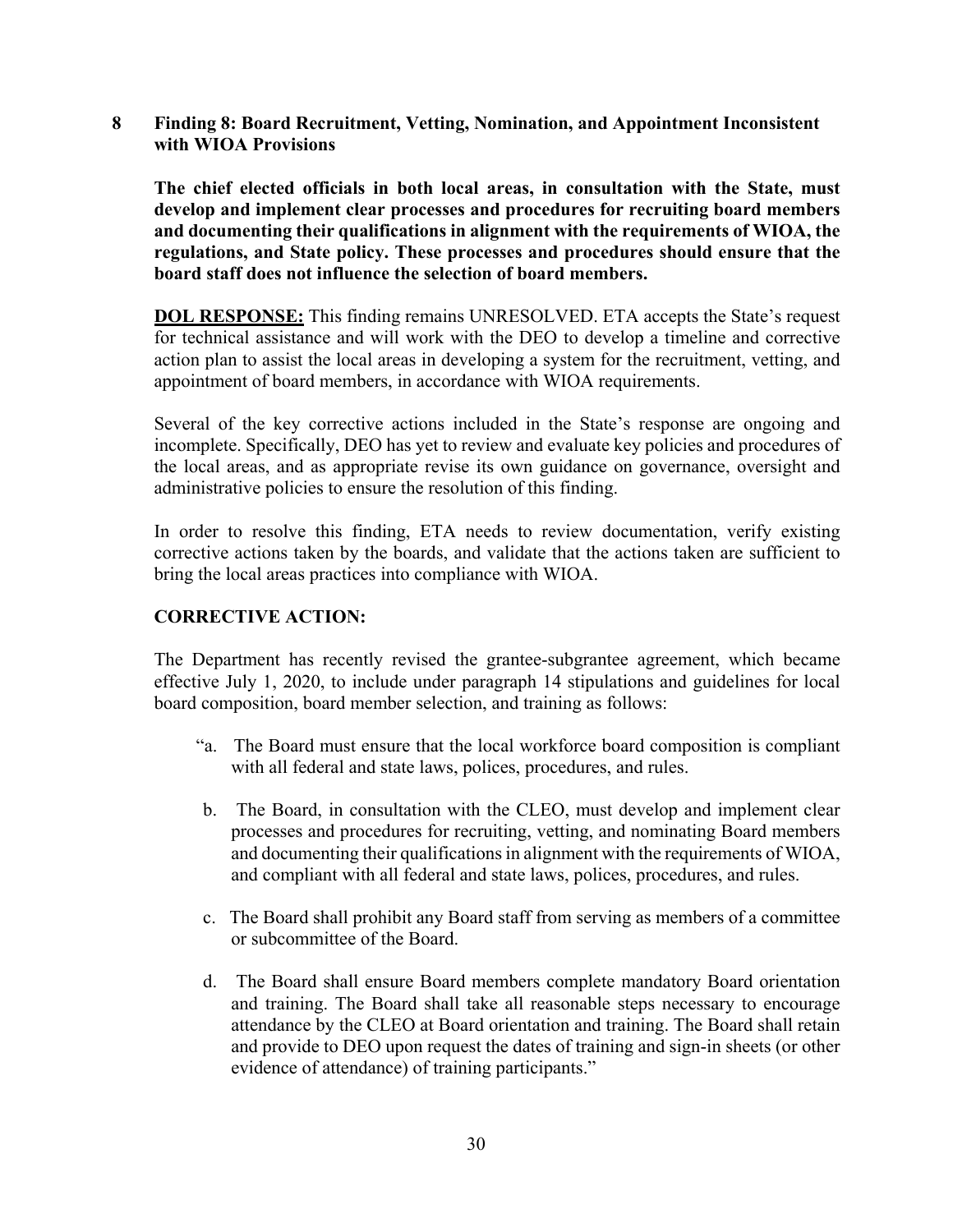## 8 Finding 8: Board Recruitment, Vetting, Nomination, and Appointment Inconsistent with WIOA Provisions

**The chief elected officials in both local areas, in consultation with the State, must develop and implement clear processes and procedures for recruiting board members and documenting their qualifications in alignment with the requirements of WIOA, the regulations, and State policy. These processes and procedures should ensure that the board staff does not influence the selection of board members.**

**DOL RESPONSE:** This finding remains UNRESOLVED. ETA accepts the State's request for technical assistance and will work with the DEO to develop a timeline and corrective action plan to assist the local areas in developing a system for the recruitment, vetting, and appointment of board members, in accordance with WIOA requirements.

Several of the key corrective actions included in the State's response are ongoing and incomplete. Specifically, DEO has yet to review and evaluate key policies and procedures of the local areas, and as appropriate revise its own guidance on governance, oversight and administrative policies to ensure the resolution of this finding.

In order to resolve this finding, ETA needs to review documentation, verify existing corrective actions taken by the boards, and validate that the actions taken are sufficient to bring the local areas practices into compliance with WIOA.

**CORRECTIVE ACTION:**

The Department has recently revised the grantee-subgrantee agreement, which became effective July 1, 2020, to include under paragraph 14 stipulations and guidelines for local board composition, board member selection, and training as follows:

"a. The Board must ensure that the local workforce board composition is compliant with all federal and state laws, polices, procedures, and rules.

b. The Board, in consultation with the CLEO, must develop and implement clear processes and procedures for recruiting, vetting, and nominating Board members and documenting their qualifications in alignment with the requirements of WIOA, and compliant with all federal and state laws, polices, procedures, and rules.

c. The Board shall prohibit any Board staff from serving as members of a committee or subcommittee of the Board.

d. The Board shall ensure Board members complete mandatory Board orientation and training. The Board shall take all reasonable steps necessary to encourage attendance by the CLEO at Board orientation and training. The Board shall retain and provide to DEO upon request the dates of training and sign-in sheets (or other evidence of attendance) of training participants."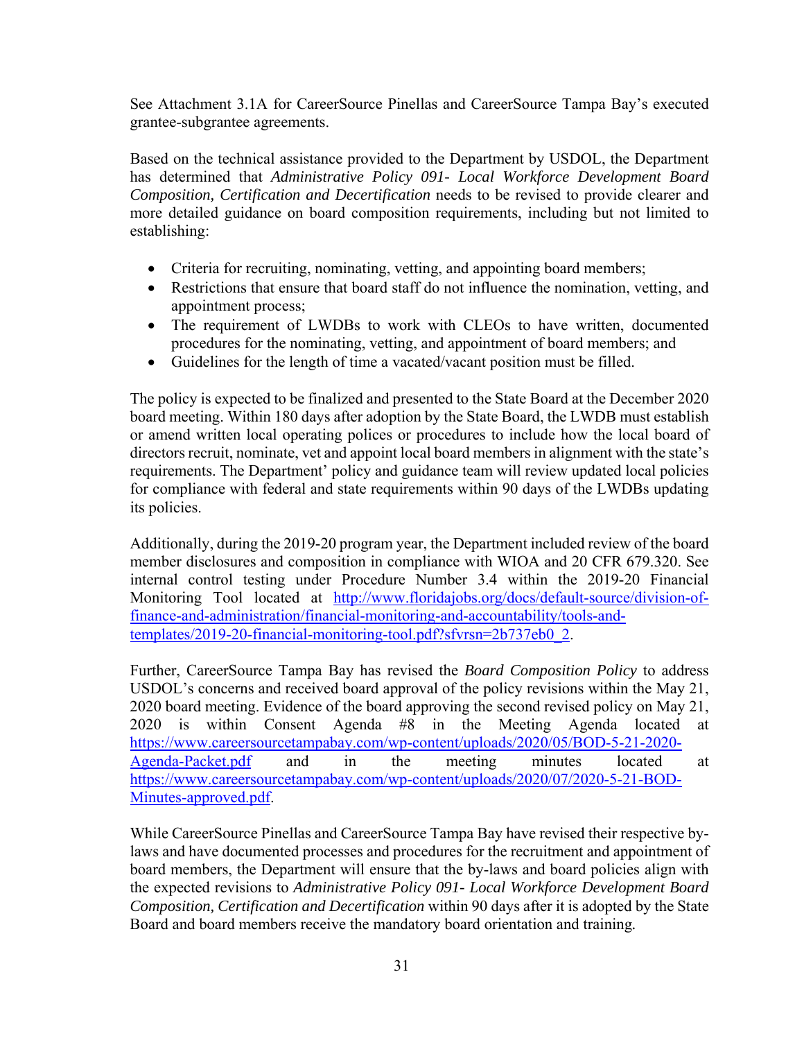See Attachment 3.1A for CareerSource Pinellas and CareerSource Tampa Bay's executed grantee-subgrantee agreements.

Based on the technical assistance provided to the Department by USDOL, the Department has determined that *Administrative Policy 091- Local Workforce Development Board Composition, Certification and Decertification* needs to be revised to provide clearer and more detailed guidance on board composition requirements, including but not limited to establishing:

- Criteria for recruiting, nominating, vetting, and appointing board members;
- Restrictions that ensure that board staff do not influence the nomination, vetting, and appointment process;
- The requirement of LWDBs to work with CLEOs to have written, documented procedures for the nominating, vetting, and appointment of board members; and
- Guidelines for the length of time a vacated/vacant position must be filled.

The policy is expected to be finalized and presented to the State Board at the December 2020 board meeting. Within 180 days after adoption by the State Board, the LWDB must establish or amend written local operating polices or procedures to include how the local board of directors recruit, nominate, vet and appoint local board members in alignment with the state's requirements. The Department' policy and guidance team will review updated local policies for compliance with federal and state requirements within 90 days of the LWDBs updating its policies.

Additionally, during the 2019-20 program year, the Department included review of the board member disclosures and composition in compliance with WIOA and 20 CFR 679.320. See internal control testing under Procedure Number 3.4 within the 2019-20 Financial Monitoring Tool located at http://www.floridajobs.org/docs/default-source/division-of-finance-and-administration/financial-monitoring-and-accountability/tools-and-templates/2019-20-financial-monitoring-tool.pdf?sfvrsn=2b737eb0_2.

Further, CareerSource Tampa Bay has revised the *Board Composition Policy* to address USDOL's concerns and received board approval of the policy revisions within the May 21, 2020 board meeting. Evidence of the board approving the second revised policy on May 21, 2020 is within Consent Agenda #8 in the Meeting Agenda located at https://www.careersourcetampabay.com/wp-content/uploads/2020/05/BOD-5-21-2020-Agenda-Packet.pdf and in the meeting minutes located at https://www.careersourcetampabay.com/wp-content/uploads/2020/07/2020-5-21-BOD-Minutes-approved.pdf.

While CareerSource Pinellas and CareerSource Tampa Bay have revised their respective by-laws and have documented processes and procedures for the recruitment and appointment of board members, the Department will ensure that the by-laws and board policies align with the expected revisions to *Administrative Policy 091- Local Workforce Development Board Composition, Certification and Decertification* within 90 days after it is adopted by the State Board and board members receive the mandatory board orientation and training.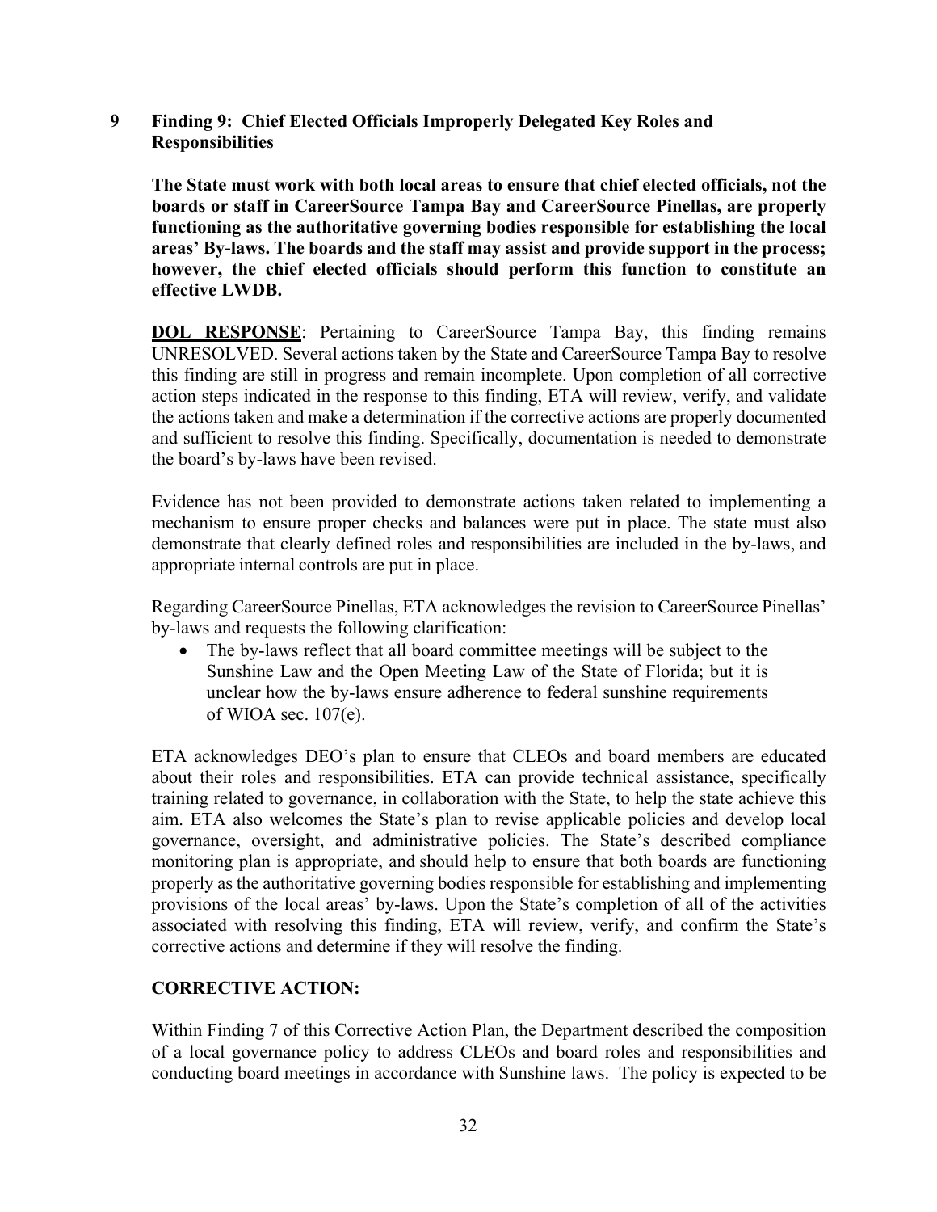## 9 Finding 9: Chief Elected Officials Improperly Delegated Key Roles and Responsibilities

**The State must work with both local areas to ensure that chief elected officials, not the boards or staff in CareerSource Tampa Bay and CareerSource Pinellas, are properly functioning as the authoritative governing bodies responsible for establishing the local areas' By-laws. The boards and the staff may assist and provide support in the process; however, the chief elected officials should perform this function to constitute an effective LWDB.**

**DOL RESPONSE**: Pertaining to CareerSource Tampa Bay, this finding remains UNRESOLVED. Several actions taken by the State and CareerSource Tampa Bay to resolve this finding are still in progress and remain incomplete. Upon completion of all corrective action steps indicated in the response to this finding, ETA will review, verify, and validate the actions taken and make a determination if the corrective actions are properly documented and sufficient to resolve this finding. Specifically, documentation is needed to demonstrate the board's by-laws have been revised.

Evidence has not been provided to demonstrate actions taken related to implementing a mechanism to ensure proper checks and balances were put in place. The state must also demonstrate that clearly defined roles and responsibilities are included in the by-laws, and appropriate internal controls are put in place.

Regarding CareerSource Pinellas, ETA acknowledges the revision to CareerSource Pinellas' by-laws and requests the following clarification:

- The by-laws reflect that all board committee meetings will be subject to the Sunshine Law and the Open Meeting Law of the State of Florida; but it is unclear how the by-laws ensure adherence to federal sunshine requirements of WIOA sec. 107(e).

ETA acknowledges DEO's plan to ensure that CLEOs and board members are educated about their roles and responsibilities. ETA can provide technical assistance, specifically training related to governance, in collaboration with the State, to help the state achieve this aim. ETA also welcomes the State's plan to revise applicable policies and develop local governance, oversight, and administrative policies. The State's described compliance monitoring plan is appropriate, and should help to ensure that both boards are functioning properly as the authoritative governing bodies responsible for establishing and implementing provisions of the local areas' by-laws. Upon the State's completion of all of the activities associated with resolving this finding, ETA will review, verify, and confirm the State's corrective actions and determine if they will resolve the finding.

**CORRECTIVE ACTION:**

Within Finding 7 of this Corrective Action Plan, the Department described the composition of a local governance policy to address CLEOs and board roles and responsibilities and conducting board meetings in accordance with Sunshine laws. The policy is expected to be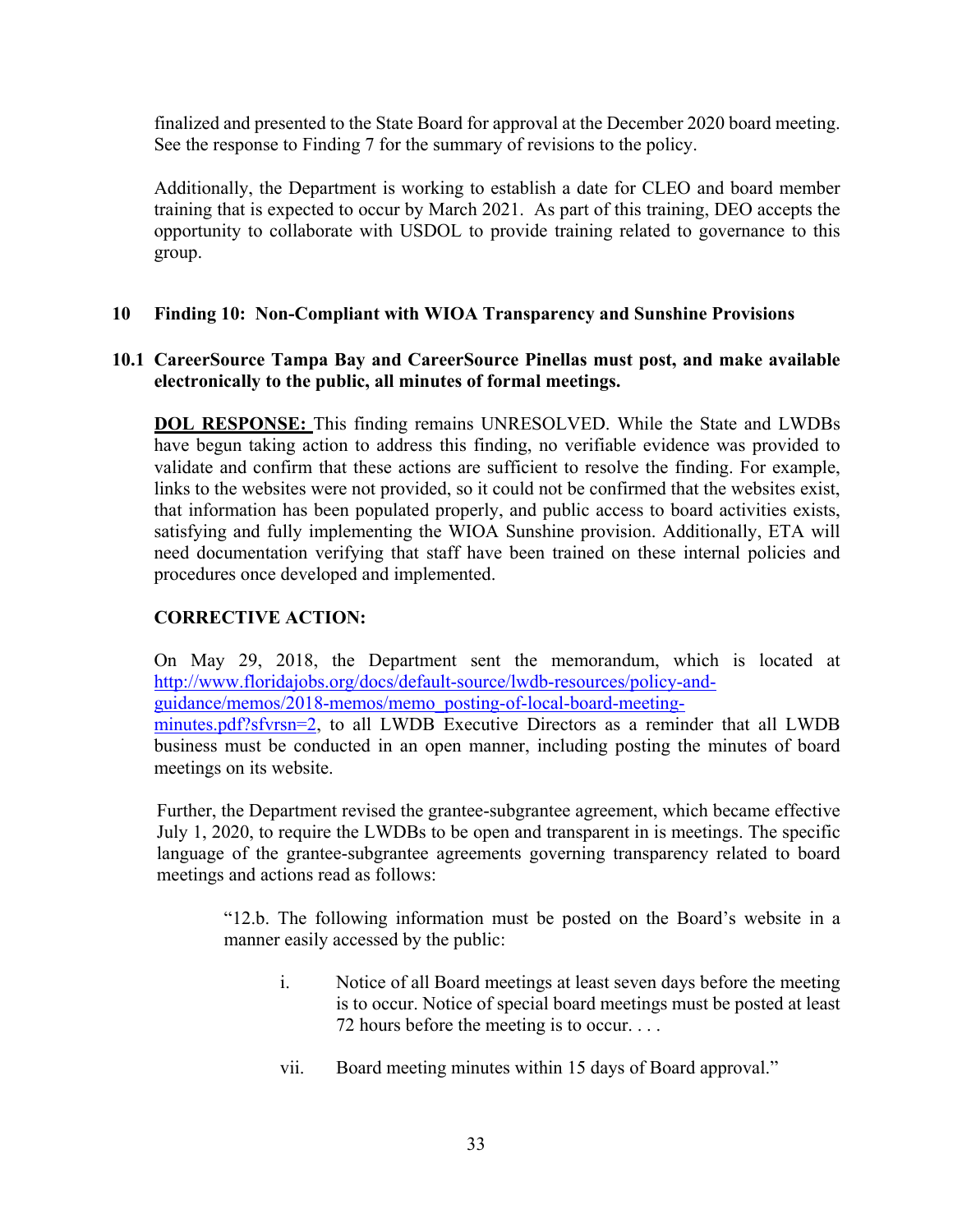finalized and presented to the State Board for approval at the December 2020 board meeting. See the response to Finding 7 for the summary of revisions to the policy.

Additionally, the Department is working to establish a date for CLEO and board member training that is expected to occur by March 2021. As part of this training, DEO accepts the opportunity to collaborate with USDOL to provide training related to governance to this group.

## 10 Finding 10: Non-Compliant with WIOA Transparency and Sunshine Provisions

### 10.1 CareerSource Tampa Bay and CareerSource Pinellas must post, and make available electronically to the public, all minutes of formal meetings.

**DOL RESPONSE:** This finding remains UNRESOLVED. While the State and LWDBs have begun taking action to address this finding, no verifiable evidence was provided to validate and confirm that these actions are sufficient to resolve the finding. For example, links to the websites were not provided, so it could not be confirmed that the websites exist, that information has been populated properly, and public access to board activities exists, satisfying and fully implementing the WIOA Sunshine provision. Additionally, ETA will need documentation verifying that staff have been trained on these internal policies and procedures once developed and implemented.

**CORRECTIVE ACTION:**

On May 29, 2018, the Department sent the memorandum, which is located at http://www.floridajobs.org/docs/default-source/lwdb-resources/policy-and-guidance/memos/2018-memos/memo_posting-of-local-board-meeting-minutes.pdf?sfvrsn=2, to all LWDB Executive Directors as a reminder that all LWDB business must be conducted in an open manner, including posting the minutes of board meetings on its website.

Further, the Department revised the grantee-subgrantee agreement, which became effective July 1, 2020, to require the LWDBs to be open and transparent in is meetings. The specific language of the grantee-subgrantee agreements governing transparency related to board meetings and actions read as follows:

> "12.b. The following information must be posted on the Board's website in a manner easily accessed by the public:
>
> i. Notice of all Board meetings at least seven days before the meeting is to occur. Notice of special board meetings must be posted at least 72 hours before the meeting is to occur. . . .
>
> vii. Board meeting minutes within 15 days of Board approval."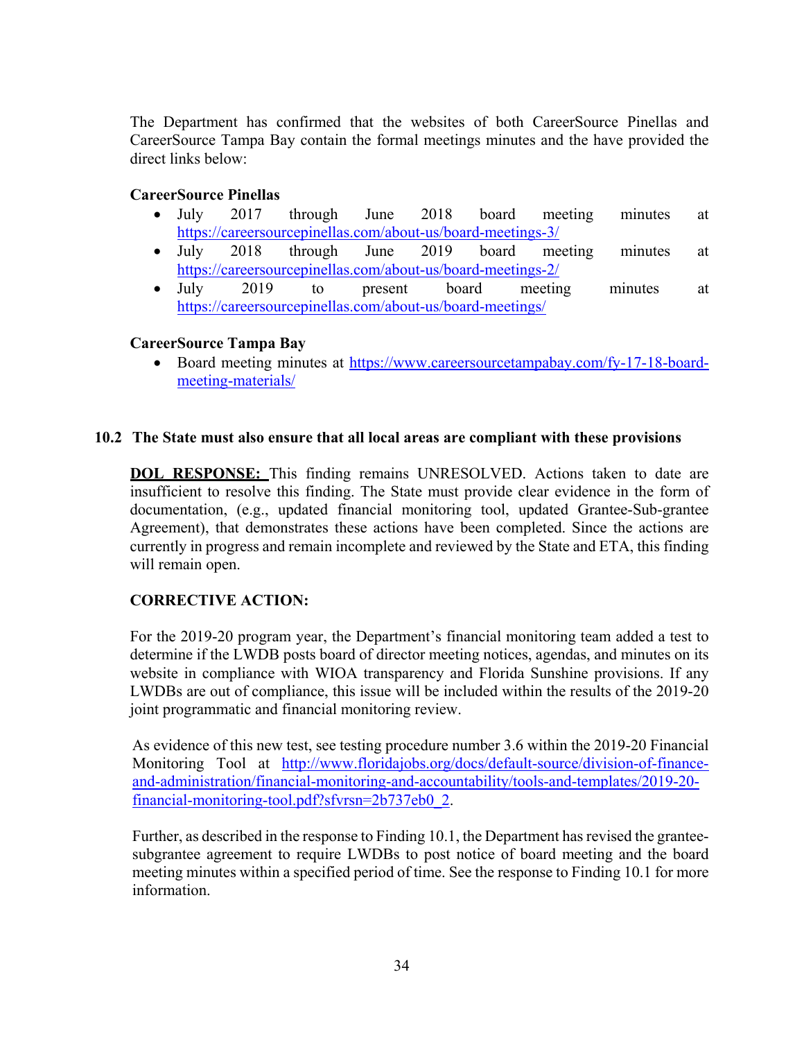The Department has confirmed that the websites of both CareerSource Pinellas and CareerSource Tampa Bay contain the formal meetings minutes and the have provided the direct links below:

**CareerSource Pinellas**

- July 2017 through June 2018 board meeting minutes at https://careersourcepinellas.com/about-us/board-meetings-3/
- July 2018 through June 2019 board meeting minutes at https://careersourcepinellas.com/about-us/board-meetings-2/
- July 2019 to present board meeting minutes at https://careersourcepinellas.com/about-us/board-meetings/

**CareerSource Tampa Bay**

- Board meeting minutes at https://www.careersourcetampabay.com/fy-17-18-board-meeting-materials/

### 10.2 The State must also ensure that all local areas are compliant with these provisions

**DOL RESPONSE:** This finding remains UNRESOLVED. Actions taken to date are insufficient to resolve this finding. The State must provide clear evidence in the form of documentation, (e.g., updated financial monitoring tool, updated Grantee-Sub-grantee Agreement), that demonstrates these actions have been completed. Since the actions are currently in progress and remain incomplete and reviewed by the State and ETA, this finding will remain open.

**CORRECTIVE ACTION:**

For the 2019-20 program year, the Department's financial monitoring team added a test to determine if the LWDB posts board of director meeting notices, agendas, and minutes on its website in compliance with WIOA transparency and Florida Sunshine provisions. If any LWDBs are out of compliance, this issue will be included within the results of the 2019-20 joint programmatic and financial monitoring review.

As evidence of this new test, see testing procedure number 3.6 within the 2019-20 Financial Monitoring Tool at http://www.floridajobs.org/docs/default-source/division-of-finance-and-administration/financial-monitoring-and-accountability/tools-and-templates/2019-20-financial-monitoring-tool.pdf?sfvrsn=2b737eb0_2.

Further, as described in the response to Finding 10.1, the Department has revised the grantee-subgrantee agreement to require LWDBs to post notice of board meeting and the board meeting minutes within a specified period of time. See the response to Finding 10.1 for more information.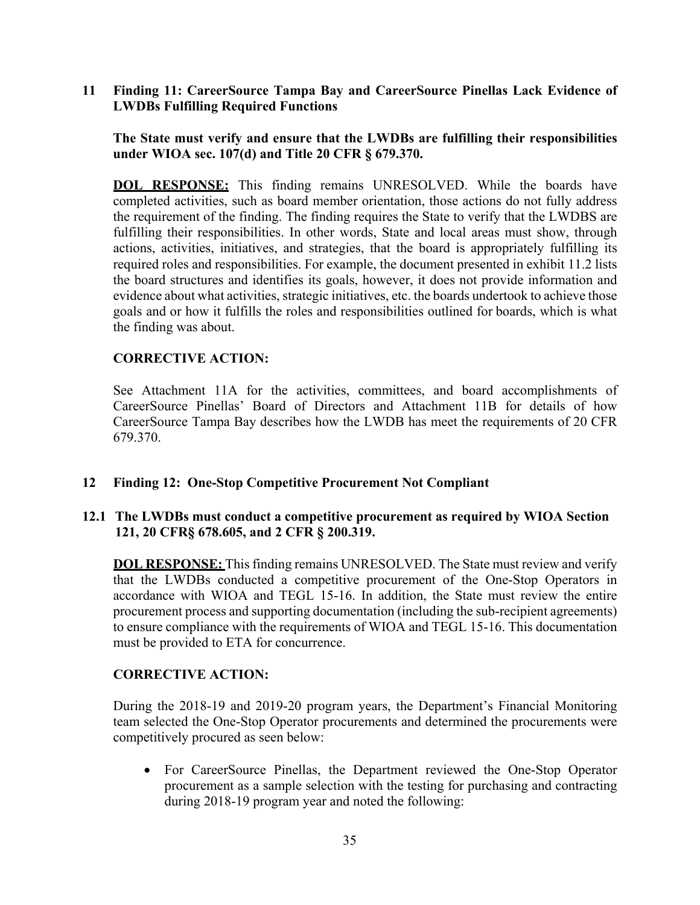## 11 Finding 11: CareerSource Tampa Bay and CareerSource Pinellas Lack Evidence of LWDBs Fulfilling Required Functions

**The State must verify and ensure that the LWDBs are fulfilling their responsibilities under WIOA sec. 107(d) and Title 20 CFR § 679.370.**

**DOL RESPONSE:** This finding remains UNRESOLVED. While the boards have completed activities, such as board member orientation, those actions do not fully address the requirement of the finding. The finding requires the State to verify that the LWDBS are fulfilling their responsibilities. In other words, State and local areas must show, through actions, activities, initiatives, and strategies, that the board is appropriately fulfilling its required roles and responsibilities. For example, the document presented in exhibit 11.2 lists the board structures and identifies its goals, however, it does not provide information and evidence about what activities, strategic initiatives, etc. the boards undertook to achieve those goals and or how it fulfills the roles and responsibilities outlined for boards, which is what the finding was about.

**CORRECTIVE ACTION:**

See Attachment 11A for the activities, committees, and board accomplishments of CareerSource Pinellas' Board of Directors and Attachment 11B for details of how CareerSource Tampa Bay describes how the LWDB has meet the requirements of 20 CFR 679.370.

## 12 Finding 12: One-Stop Competitive Procurement Not Compliant

### 12.1 The LWDBs must conduct a competitive procurement as required by WIOA Section 121, 20 CFR§ 678.605, and 2 CFR § 200.319.

**DOL RESPONSE:** This finding remains UNRESOLVED. The State must review and verify that the LWDBs conducted a competitive procurement of the One-Stop Operators in accordance with WIOA and TEGL 15-16. In addition, the State must review the entire procurement process and supporting documentation (including the sub-recipient agreements) to ensure compliance with the requirements of WIOA and TEGL 15-16. This documentation must be provided to ETA for concurrence.

**CORRECTIVE ACTION:**

During the 2018-19 and 2019-20 program years, the Department's Financial Monitoring team selected the One-Stop Operator procurements and determined the procurements were competitively procured as seen below:

- For CareerSource Pinellas, the Department reviewed the One-Stop Operator procurement as a sample selection with the testing for purchasing and contracting during 2018-19 program year and noted the following: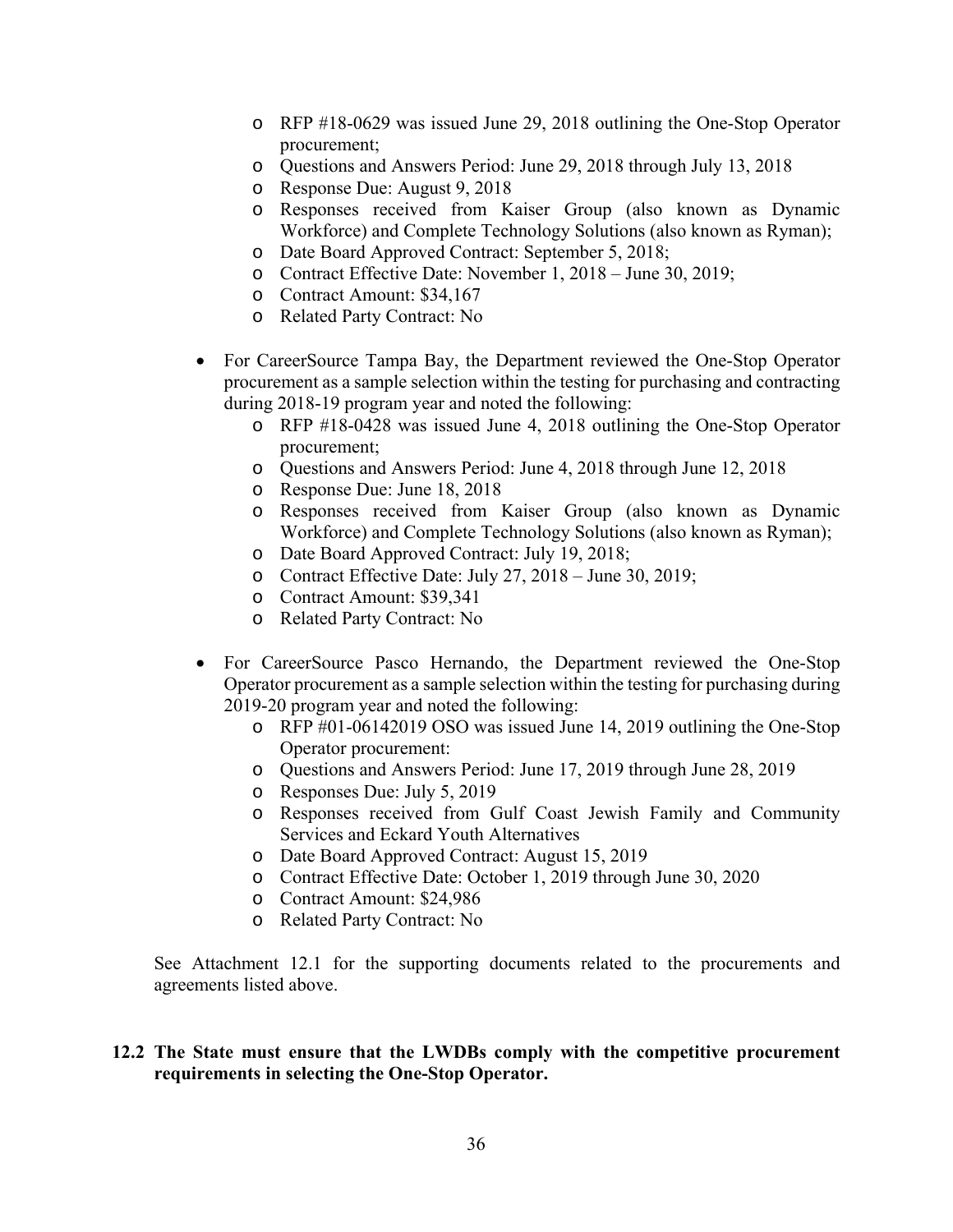- RFP #18-0629 was issued June 29, 2018 outlining the One-Stop Operator procurement;
  - Questions and Answers Period: June 29, 2018 through July 13, 2018
  - Response Due: August 9, 2018
  - Responses received from Kaiser Group (also known as Dynamic Workforce) and Complete Technology Solutions (also known as Ryman);
  - Date Board Approved Contract: September 5, 2018;
  - Contract Effective Date: November 1, 2018 – June 30, 2019;
  - Contract Amount: $34,167
  - Related Party Contract: No

- For CareerSource Tampa Bay, the Department reviewed the One-Stop Operator procurement as a sample selection within the testing for purchasing and contracting during 2018-19 program year and noted the following:
  - RFP #18-0428 was issued June 4, 2018 outlining the One-Stop Operator procurement;
  - Questions and Answers Period: June 4, 2018 through June 12, 2018
  - Response Due: June 18, 2018
  - Responses received from Kaiser Group (also known as Dynamic Workforce) and Complete Technology Solutions (also known as Ryman);
  - Date Board Approved Contract: July 19, 2018;
  - Contract Effective Date: July 27, 2018 – June 30, 2019;
  - Contract Amount: $39,341
  - Related Party Contract: No

- For CareerSource Pasco Hernando, the Department reviewed the One-Stop Operator procurement as a sample selection within the testing for purchasing during 2019-20 program year and noted the following:
  - RFP #01-06142019 OSO was issued June 14, 2019 outlining the One-Stop Operator procurement:
  - Questions and Answers Period: June 17, 2019 through June 28, 2019
  - Responses Due: July 5, 2019
  - Responses received from Gulf Coast Jewish Family and Community Services and Eckard Youth Alternatives
  - Date Board Approved Contract: August 15, 2019
  - Contract Effective Date: October 1, 2019 through June 30, 2020
  - Contract Amount: $24,986
  - Related Party Contract: No

See Attachment 12.1 for the supporting documents related to the procurements and agreements listed above.

**12.2 The State must ensure that the LWDBs comply with the competitive procurement requirements in selecting the One-Stop Operator.**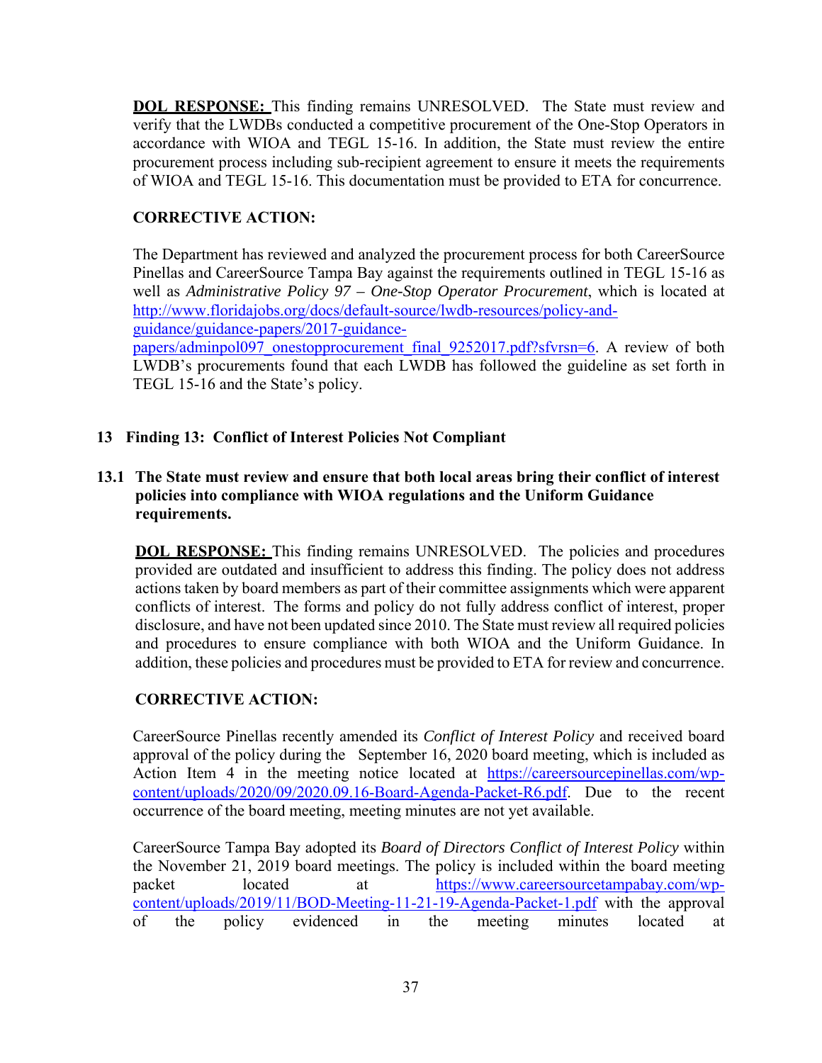**DOL RESPONSE:** This finding remains UNRESOLVED. The State must review and verify that the LWDBs conducted a competitive procurement of the One-Stop Operators in accordance with WIOA and TEGL 15-16. In addition, the State must review the entire procurement process including sub-recipient agreement to ensure it meets the requirements of WIOA and TEGL 15-16. This documentation must be provided to ETA for concurrence.

**CORRECTIVE ACTION:**

The Department has reviewed and analyzed the procurement process for both CareerSource Pinellas and CareerSource Tampa Bay against the requirements outlined in TEGL 15-16 as well as *Administrative Policy 97 – One-Stop Operator Procurement*, which is located at http://www.floridajobs.org/docs/default-source/lwdb-resources/policy-and-guidance/guidance-papers/2017-guidance-papers/adminpol097_onestopprocurement_final_9252017.pdf?sfvrsn=6. A review of both LWDB's procurements found that each LWDB has followed the guideline as set forth in TEGL 15-16 and the State's policy.

## 13 Finding 13: Conflict of Interest Policies Not Compliant

### 13.1 The State must review and ensure that both local areas bring their conflict of interest policies into compliance with WIOA regulations and the Uniform Guidance requirements.

**DOL RESPONSE:** This finding remains UNRESOLVED. The policies and procedures provided are outdated and insufficient to address this finding. The policy does not address actions taken by board members as part of their committee assignments which were apparent conflicts of interest. The forms and policy do not fully address conflict of interest, proper disclosure, and have not been updated since 2010. The State must review all required policies and procedures to ensure compliance with both WIOA and the Uniform Guidance. In addition, these policies and procedures must be provided to ETA for review and concurrence.

**CORRECTIVE ACTION:**

CareerSource Pinellas recently amended its *Conflict of Interest Policy* and received board approval of the policy during the September 16, 2020 board meeting, which is included as Action Item 4 in the meeting notice located at https://careersourcepinellas.com/wp-content/uploads/2020/09/2020.09.16-Board-Agenda-Packet-R6.pdf. Due to the recent occurrence of the board meeting, meeting minutes are not yet available.

CareerSource Tampa Bay adopted its *Board of Directors Conflict of Interest Policy* within the November 21, 2019 board meetings. The policy is included within the board meeting packet located at https://www.careersourcetampabay.com/wp-content/uploads/2019/11/BOD-Meeting-11-21-19-Agenda-Packet-1.pdf with the approval of the policy evidenced in the meeting minutes located at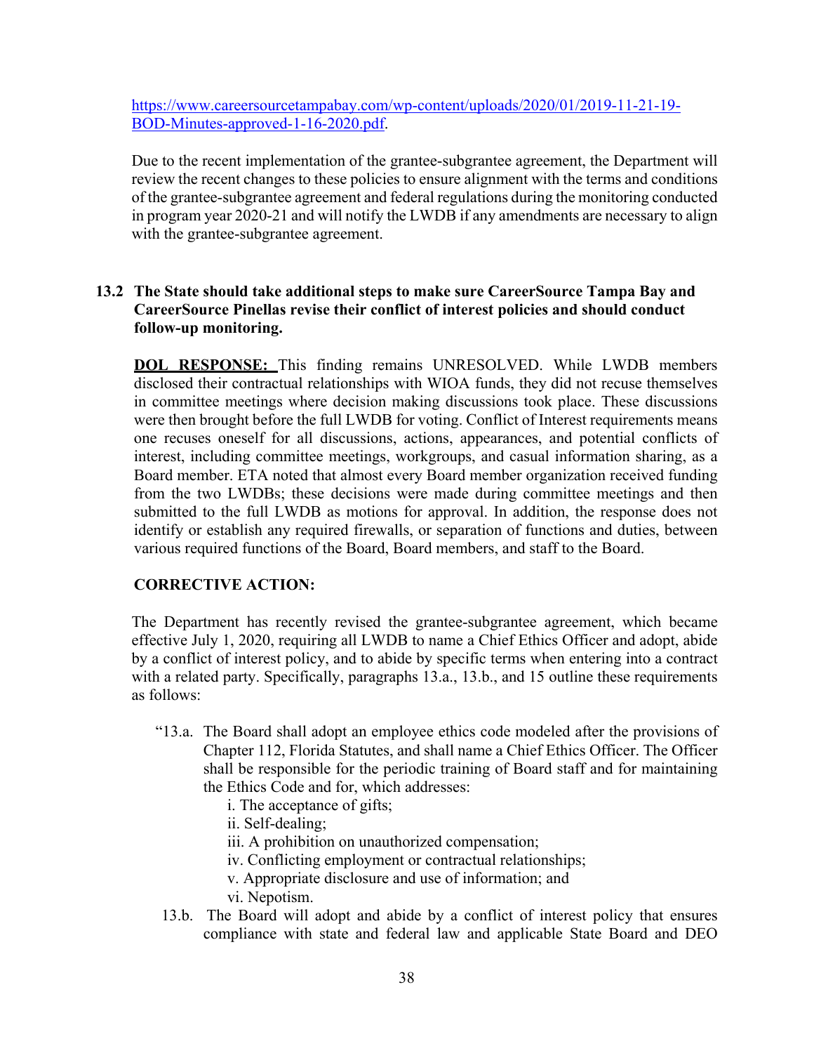https://www.careersourcetampabay.com/wp-content/uploads/2020/01/2019-11-21-19-BOD-Minutes-approved-1-16-2020.pdf.

Due to the recent implementation of the grantee-subgrantee agreement, the Department will review the recent changes to these policies to ensure alignment with the terms and conditions of the grantee-subgrantee agreement and federal regulations during the monitoring conducted in program year 2020-21 and will notify the LWDB if any amendments are necessary to align with the grantee-subgrantee agreement.

**13.2 The State should take additional steps to make sure CareerSource Tampa Bay and CareerSource Pinellas revise their conflict of interest policies and should conduct follow-up monitoring.**

**DOL RESPONSE:** This finding remains UNRESOLVED. While LWDB members disclosed their contractual relationships with WIOA funds, they did not recuse themselves in committee meetings where decision making discussions took place. These discussions were then brought before the full LWDB for voting. Conflict of Interest requirements means one recuses oneself for all discussions, actions, appearances, and potential conflicts of interest, including committee meetings, workgroups, and casual information sharing, as a Board member. ETA noted that almost every Board member organization received funding from the two LWDBs; these decisions were made during committee meetings and then submitted to the full LWDB as motions for approval. In addition, the response does not identify or establish any required firewalls, or separation of functions and duties, between various required functions of the Board, Board members, and staff to the Board.

**CORRECTIVE ACTION:**

The Department has recently revised the grantee-subgrantee agreement, which became effective July 1, 2020, requiring all LWDB to name a Chief Ethics Officer and adopt, abide by a conflict of interest policy, and to abide by specific terms when entering into a contract with a related party. Specifically, paragraphs 13.a., 13.b., and 15 outline these requirements as follows:

"13.a. The Board shall adopt an employee ethics code modeled after the provisions of Chapter 112, Florida Statutes, and shall name a Chief Ethics Officer. The Officer shall be responsible for the periodic training of Board staff and for maintaining the Ethics Code and for, which addresses:

i. The acceptance of gifts;
ii. Self-dealing;
iii. A prohibition on unauthorized compensation;
iv. Conflicting employment or contractual relationships;
v. Appropriate disclosure and use of information; and
vi. Nepotism.

13.b. The Board will adopt and abide by a conflict of interest policy that ensures compliance with state and federal law and applicable State Board and DEO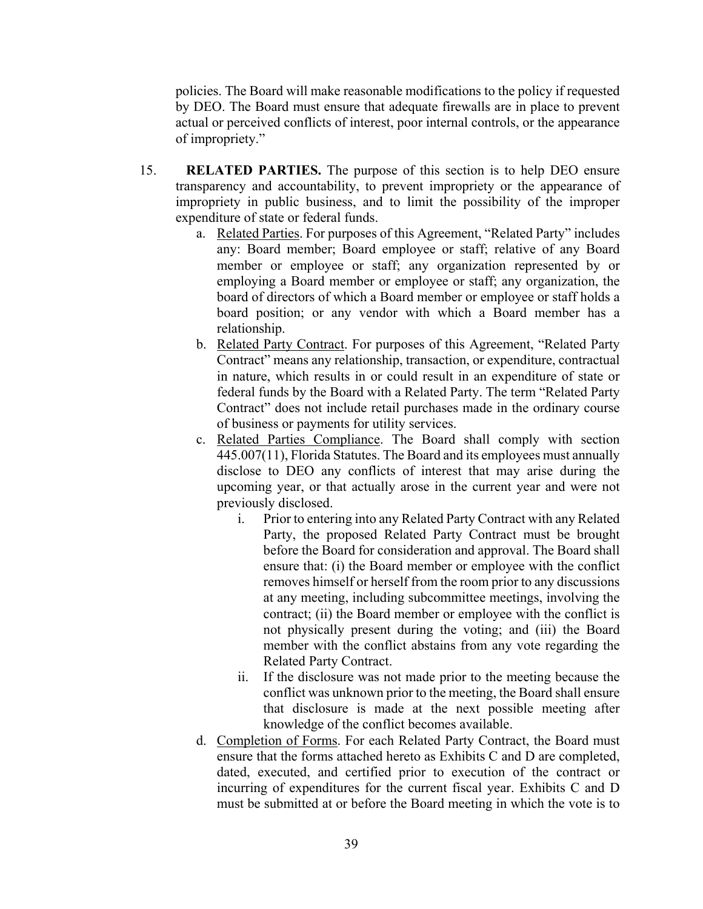policies. The Board will make reasonable modifications to the policy if requested by DEO. The Board must ensure that adequate firewalls are in place to prevent actual or perceived conflicts of interest, poor internal controls, or the appearance of impropriety."

15. **RELATED PARTIES.** The purpose of this section is to help DEO ensure transparency and accountability, to prevent impropriety or the appearance of impropriety in public business, and to limit the possibility of the improper expenditure of state or federal funds.

    a. Related Parties. For purposes of this Agreement, "Related Party" includes any: Board member; Board employee or staff; relative of any Board member or employee or staff; any organization represented by or employing a Board member or employee or staff; any organization, the board of directors of which a Board member or employee or staff holds a board position; or any vendor with which a Board member has a relationship.

    b. Related Party Contract. For purposes of this Agreement, "Related Party Contract" means any relationship, transaction, or expenditure, contractual in nature, which results in or could result in an expenditure of state or federal funds by the Board with a Related Party. The term "Related Party Contract" does not include retail purchases made in the ordinary course of business or payments for utility services.

    c. Related Parties Compliance. The Board shall comply with section 445.007(11), Florida Statutes. The Board and its employees must annually disclose to DEO any conflicts of interest that may arise during the upcoming year, or that actually arose in the current year and were not previously disclosed.

        i. Prior to entering into any Related Party Contract with any Related Party, the proposed Related Party Contract must be brought before the Board for consideration and approval. The Board shall ensure that: (i) the Board member or employee with the conflict removes himself or herself from the room prior to any discussions at any meeting, including subcommittee meetings, involving the contract; (ii) the Board member or employee with the conflict is not physically present during the voting; and (iii) the Board member with the conflict abstains from any vote regarding the Related Party Contract.

        ii. If the disclosure was not made prior to the meeting because the conflict was unknown prior to the meeting, the Board shall ensure that disclosure is made at the next possible meeting after knowledge of the conflict becomes available.

    d. Completion of Forms. For each Related Party Contract, the Board must ensure that the forms attached hereto as Exhibits C and D are completed, dated, executed, and certified prior to execution of the contract or incurring of expenditures for the current fiscal year. Exhibits C and D must be submitted at or before the Board meeting in which the vote is to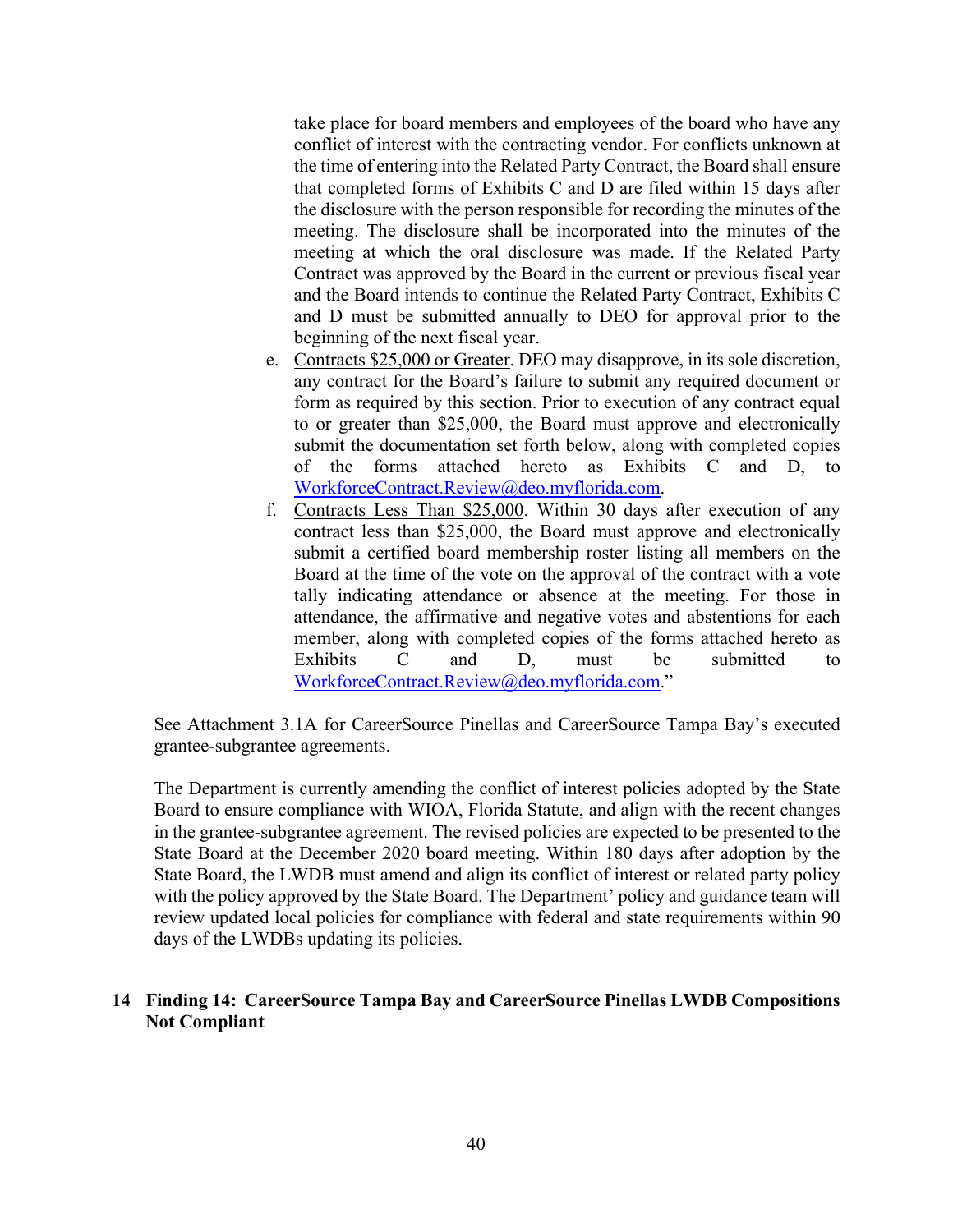take place for board members and employees of the board who have any conflict of interest with the contracting vendor. For conflicts unknown at the time of entering into the Related Party Contract, the Board shall ensure that completed forms of Exhibits C and D are filed within 15 days after the disclosure with the person responsible for recording the minutes of the meeting. The disclosure shall be incorporated into the minutes of the meeting at which the oral disclosure was made. If the Related Party Contract was approved by the Board in the current or previous fiscal year and the Board intends to continue the Related Party Contract, Exhibits C and D must be submitted annually to DEO for approval prior to the beginning of the next fiscal year.

e. Contracts $25,000 or Greater. DEO may disapprove, in its sole discretion, any contract for the Board's failure to submit any required document or form as required by this section. Prior to execution of any contract equal to or greater than $25,000, the Board must approve and electronically submit the documentation set forth below, along with completed copies of the forms attached hereto as Exhibits C and D, to WorkforceContract.Review@deo.myflorida.com.

f. Contracts Less Than $25,000. Within 30 days after execution of any contract less than $25,000, the Board must approve and electronically submit a certified board membership roster listing all members on the Board at the time of the vote on the approval of the contract with a vote tally indicating attendance or absence at the meeting. For those in attendance, the affirmative and negative votes and abstentions for each member, along with completed copies of the forms attached hereto as Exhibits C and D, must be submitted to WorkforceContract.Review@deo.myflorida.com."

See Attachment 3.1A for CareerSource Pinellas and CareerSource Tampa Bay's executed grantee-subgrantee agreements.

The Department is currently amending the conflict of interest policies adopted by the State Board to ensure compliance with WIOA, Florida Statute, and align with the recent changes in the grantee-subgrantee agreement. The revised policies are expected to be presented to the State Board at the December 2020 board meeting. Within 180 days after adoption by the State Board, the LWDB must amend and align its conflict of interest or related party policy with the policy approved by the State Board. The Department' policy and guidance team will review updated local policies for compliance with federal and state requirements within 90 days of the LWDBs updating its policies.

## 14 Finding 14: CareerSource Tampa Bay and CareerSource Pinellas LWDB Compositions Not Compliant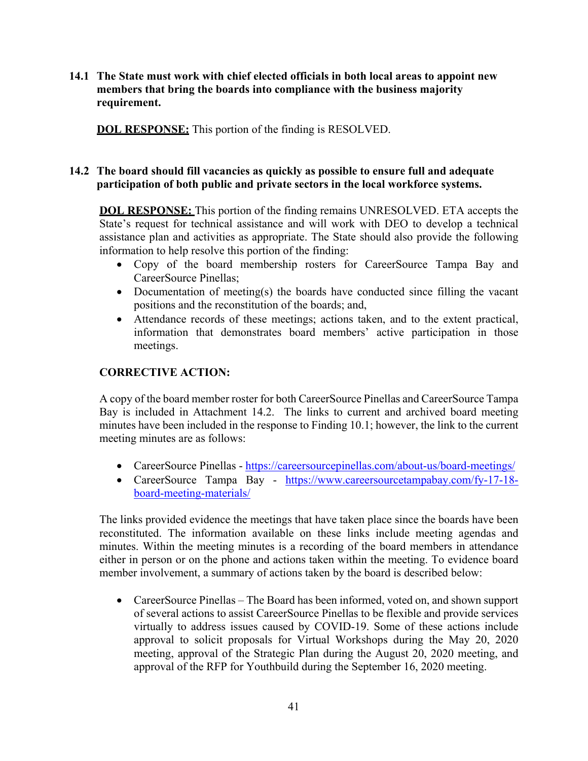**14.1 The State must work with chief elected officials in both local areas to appoint new members that bring the boards into compliance with the business majority requirement.**

**DOL RESPONSE:** This portion of the finding is RESOLVED.

**14.2 The board should fill vacancies as quickly as possible to ensure full and adequate participation of both public and private sectors in the local workforce systems.**

**DOL RESPONSE:** This portion of the finding remains UNRESOLVED. ETA accepts the State's request for technical assistance and will work with DEO to develop a technical assistance plan and activities as appropriate. The State should also provide the following information to help resolve this portion of the finding:

- Copy of the board membership rosters for CareerSource Tampa Bay and CareerSource Pinellas;
- Documentation of meeting(s) the boards have conducted since filling the vacant positions and the reconstitution of the boards; and,
- Attendance records of these meetings; actions taken, and to the extent practical, information that demonstrates board members' active participation in those meetings.

**CORRECTIVE ACTION:**

A copy of the board member roster for both CareerSource Pinellas and CareerSource Tampa Bay is included in Attachment 14.2. The links to current and archived board meeting minutes have been included in the response to Finding 10.1; however, the link to the current meeting minutes are as follows:

- CareerSource Pinellas - https://careersourcepinellas.com/about-us/board-meetings/
- CareerSource Tampa Bay - https://www.careersourcetampabay.com/fy-17-18-board-meeting-materials/

The links provided evidence the meetings that have taken place since the boards have been reconstituted. The information available on these links include meeting agendas and minutes. Within the meeting minutes is a recording of the board members in attendance either in person or on the phone and actions taken within the meeting. To evidence board member involvement, a summary of actions taken by the board is described below:

- CareerSource Pinellas – The Board has been informed, voted on, and shown support of several actions to assist CareerSource Pinellas to be flexible and provide services virtually to address issues caused by COVID-19. Some of these actions include approval to solicit proposals for Virtual Workshops during the May 20, 2020 meeting, approval of the Strategic Plan during the August 20, 2020 meeting, and approval of the RFP for Youthbuild during the September 16, 2020 meeting.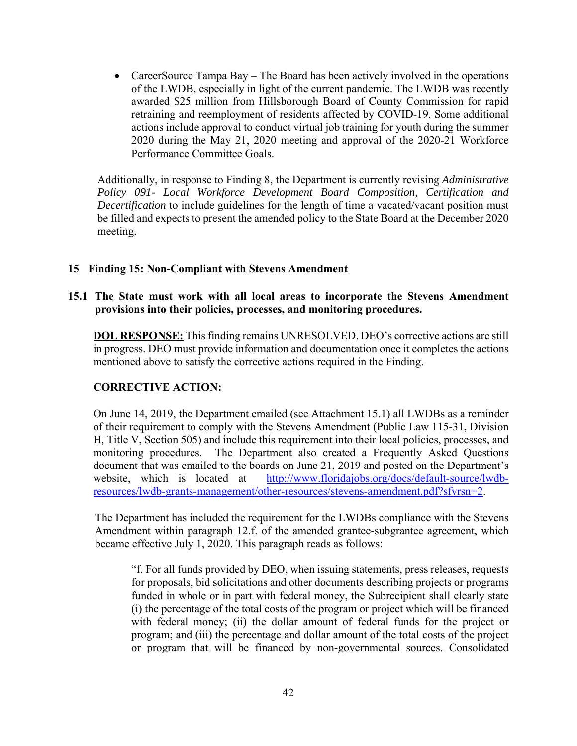- CareerSource Tampa Bay – The Board has been actively involved in the operations of the LWDB, especially in light of the current pandemic. The LWDB was recently awarded $25 million from Hillsborough Board of County Commission for rapid retraining and reemployment of residents affected by COVID-19. Some additional actions include approval to conduct virtual job training for youth during the summer 2020 during the May 21, 2020 meeting and approval of the 2020-21 Workforce Performance Committee Goals.

Additionally, in response to Finding 8, the Department is currently revising *Administrative Policy 091- Local Workforce Development Board Composition, Certification and Decertification* to include guidelines for the length of time a vacated/vacant position must be filled and expects to present the amended policy to the State Board at the December 2020 meeting.

## 15 Finding 15: Non-Compliant with Stevens Amendment

### 15.1 The State must work with all local areas to incorporate the Stevens Amendment provisions into their policies, processes, and monitoring procedures.

**DOL RESPONSE:** This finding remains UNRESOLVED. DEO's corrective actions are still in progress. DEO must provide information and documentation once it completes the actions mentioned above to satisfy the corrective actions required in the Finding.

**CORRECTIVE ACTION:**

On June 14, 2019, the Department emailed (see Attachment 15.1) all LWDBs as a reminder of their requirement to comply with the Stevens Amendment (Public Law 115-31, Division H, Title V, Section 505) and include this requirement into their local policies, processes, and monitoring procedures. The Department also created a Frequently Asked Questions document that was emailed to the boards on June 21, 2019 and posted on the Department's website, which is located at http://www.floridajobs.org/docs/default-source/lwdb-resources/lwdb-grants-management/other-resources/stevens-amendment.pdf?sfvrsn=2.

The Department has included the requirement for the LWDBs compliance with the Stevens Amendment within paragraph 12.f. of the amended grantee-subgrantee agreement, which became effective July 1, 2020. This paragraph reads as follows:

> "f. For all funds provided by DEO, when issuing statements, press releases, requests for proposals, bid solicitations and other documents describing projects or programs funded in whole or in part with federal money, the Subrecipient shall clearly state (i) the percentage of the total costs of the program or project which will be financed with federal money; (ii) the dollar amount of federal funds for the project or program; and (iii) the percentage and dollar amount of the total costs of the project or program that will be financed by non-governmental sources. Consolidated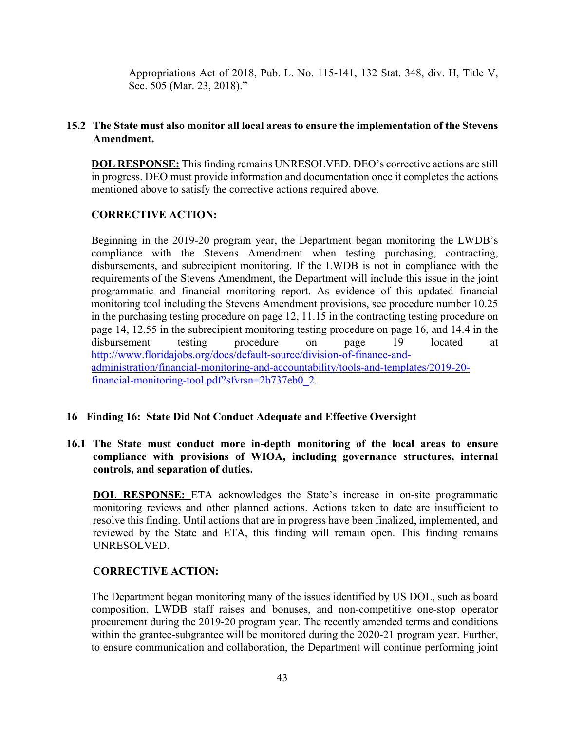Appropriations Act of 2018, Pub. L. No. 115-141, 132 Stat. 348, div. H, Title V, Sec. 505 (Mar. 23, 2018)."

**15.2 The State must also monitor all local areas to ensure the implementation of the Stevens Amendment.**

**DOL RESPONSE:** This finding remains UNRESOLVED. DEO's corrective actions are still in progress. DEO must provide information and documentation once it completes the actions mentioned above to satisfy the corrective actions required above.

**CORRECTIVE ACTION:**

Beginning in the 2019-20 program year, the Department began monitoring the LWDB's compliance with the Stevens Amendment when testing purchasing, contracting, disbursements, and subrecipient monitoring. If the LWDB is not in compliance with the requirements of the Stevens Amendment, the Department will include this issue in the joint programmatic and financial monitoring report. As evidence of this updated financial monitoring tool including the Stevens Amendment provisions, see procedure number 10.25 in the purchasing testing procedure on page 12, 11.15 in the contracting testing procedure on page 14, 12.55 in the subrecipient monitoring testing procedure on page 16, and 14.4 in the disbursement testing procedure on page 19 located at http://www.floridajobs.org/docs/default-source/division-of-finance-and-administration/financial-monitoring-and-accountability/tools-and-templates/2019-20-financial-monitoring-tool.pdf?sfvrsn=2b737eb0_2.

## 16 Finding 16: State Did Not Conduct Adequate and Effective Oversight

**16.1 The State must conduct more in-depth monitoring of the local areas to ensure compliance with provisions of WIOA, including governance structures, internal controls, and separation of duties.**

**DOL RESPONSE:** ETA acknowledges the State's increase in on-site programmatic monitoring reviews and other planned actions. Actions taken to date are insufficient to resolve this finding. Until actions that are in progress have been finalized, implemented, and reviewed by the State and ETA, this finding will remain open. This finding remains UNRESOLVED.

**CORRECTIVE ACTION:**

The Department began monitoring many of the issues identified by US DOL, such as board composition, LWDB staff raises and bonuses, and non-competitive one-stop operator procurement during the 2019-20 program year. The recently amended terms and conditions within the grantee-subgrantee will be monitored during the 2020-21 program year. Further, to ensure communication and collaboration, the Department will continue performing joint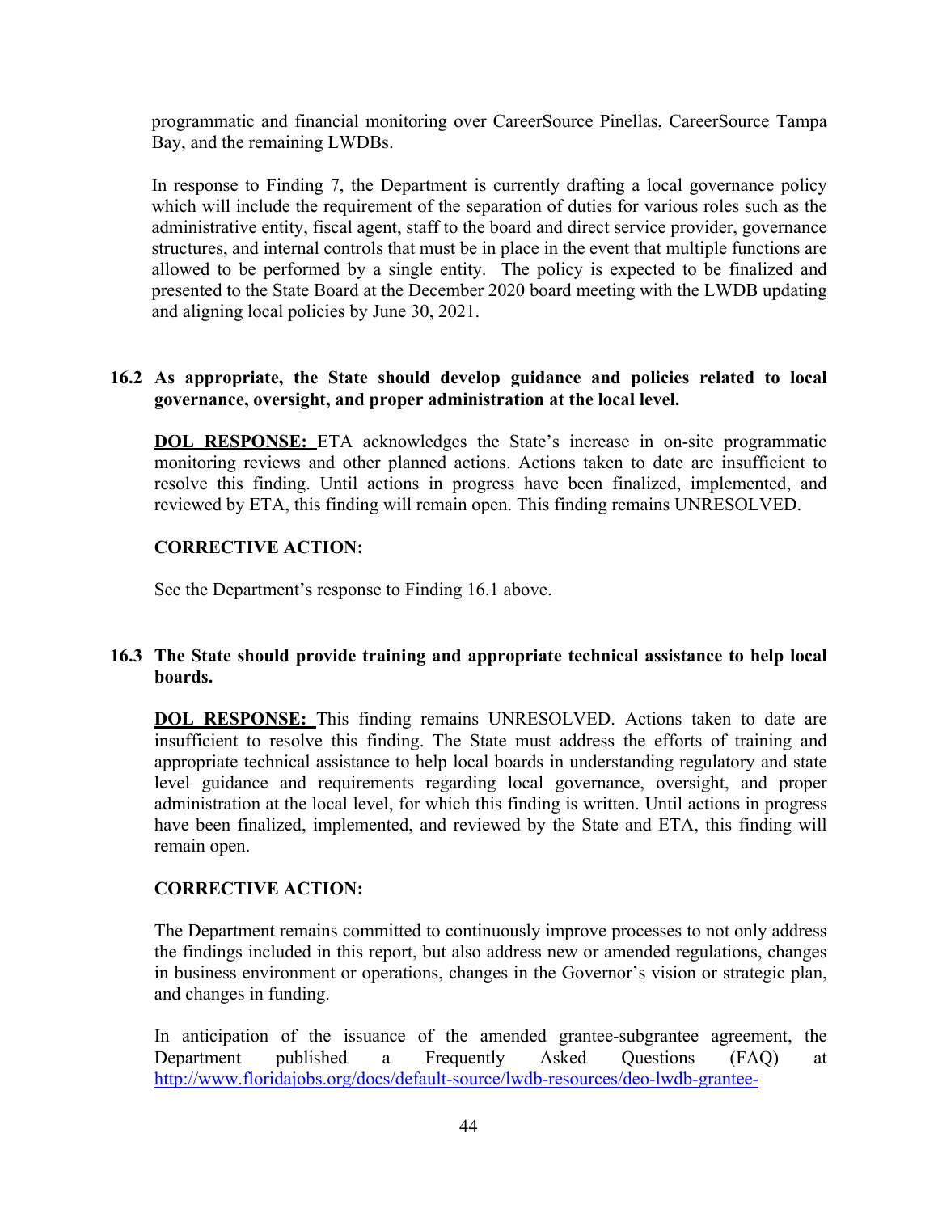programmatic and financial monitoring over CareerSource Pinellas, CareerSource Tampa Bay, and the remaining LWDBs.

In response to Finding 7, the Department is currently drafting a local governance policy which will include the requirement of the separation of duties for various roles such as the administrative entity, fiscal agent, staff to the board and direct service provider, governance structures, and internal controls that must be in place in the event that multiple functions are allowed to be performed by a single entity. The policy is expected to be finalized and presented to the State Board at the December 2020 board meeting with the LWDB updating and aligning local policies by June 30, 2021.

**16.2 As appropriate, the State should develop guidance and policies related to local governance, oversight, and proper administration at the local level.**

**DOL RESPONSE:** ETA acknowledges the State's increase in on-site programmatic monitoring reviews and other planned actions. Actions taken to date are insufficient to resolve this finding. Until actions in progress have been finalized, implemented, and reviewed by ETA, this finding will remain open. This finding remains UNRESOLVED.

**CORRECTIVE ACTION:**

See the Department's response to Finding 16.1 above.

**16.3 The State should provide training and appropriate technical assistance to help local boards.**

**DOL RESPONSE:** This finding remains UNRESOLVED. Actions taken to date are insufficient to resolve this finding. The State must address the efforts of training and appropriate technical assistance to help local boards in understanding regulatory and state level guidance and requirements regarding local governance, oversight, and proper administration at the local level, for which this finding is written. Until actions in progress have been finalized, implemented, and reviewed by the State and ETA, this finding will remain open.

**CORRECTIVE ACTION:**

The Department remains committed to continuously improve processes to not only address the findings included in this report, but also address new or amended regulations, changes in business environment or operations, changes in the Governor's vision or strategic plan, and changes in funding.

In anticipation of the issuance of the amended grantee-subgrantee agreement, the Department published a Frequently Asked Questions (FAQ) at http://www.floridajobs.org/docs/default-source/lwdb-resources/deo-lwdb-grantee-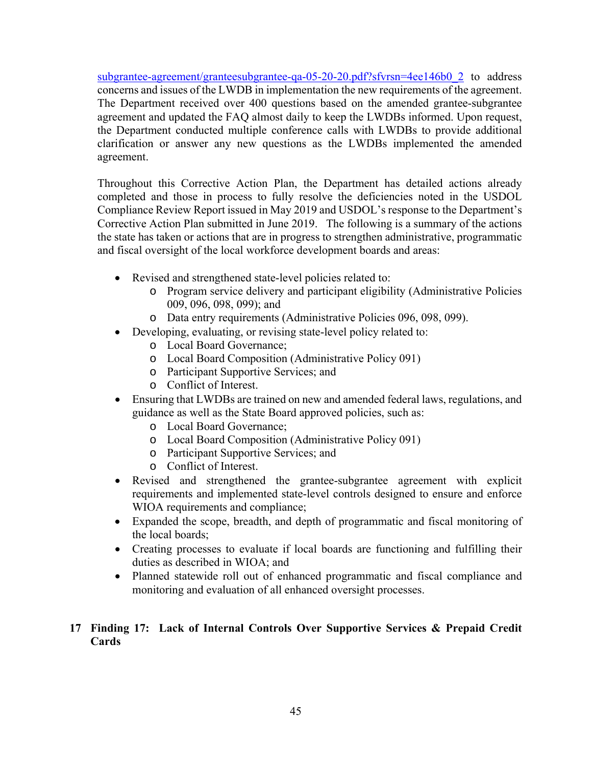subgrantee-agreement/granteesubgrantee-qa-05-20-20.pdf?sfvrsn=4ee146b0_2 to address concerns and issues of the LWDB in implementation the new requirements of the agreement. The Department received over 400 questions based on the amended grantee-subgrantee agreement and updated the FAQ almost daily to keep the LWDBs informed. Upon request, the Department conducted multiple conference calls with LWDBs to provide additional clarification or answer any new questions as the LWDBs implemented the amended agreement.

Throughout this Corrective Action Plan, the Department has detailed actions already completed and those in process to fully resolve the deficiencies noted in the USDOL Compliance Review Report issued in May 2019 and USDOL's response to the Department's Corrective Action Plan submitted in June 2019. The following is a summary of the actions the state has taken or actions that are in progress to strengthen administrative, programmatic and fiscal oversight of the local workforce development boards and areas:

- Revised and strengthened state-level policies related to:
  - Program service delivery and participant eligibility (Administrative Policies 009, 096, 098, 099); and
  - Data entry requirements (Administrative Policies 096, 098, 099).
- Developing, evaluating, or revising state-level policy related to:
  - Local Board Governance;
  - Local Board Composition (Administrative Policy 091)
  - Participant Supportive Services; and
  - Conflict of Interest.
- Ensuring that LWDBs are trained on new and amended federal laws, regulations, and guidance as well as the State Board approved policies, such as:
  - Local Board Governance;
  - Local Board Composition (Administrative Policy 091)
  - Participant Supportive Services; and
  - Conflict of Interest.
- Revised and strengthened the grantee-subgrantee agreement with explicit requirements and implemented state-level controls designed to ensure and enforce WIOA requirements and compliance;
- Expanded the scope, breadth, and depth of programmatic and fiscal monitoring of the local boards;
- Creating processes to evaluate if local boards are functioning and fulfilling their duties as described in WIOA; and
- Planned statewide roll out of enhanced programmatic and fiscal compliance and monitoring and evaluation of all enhanced oversight processes.

## 17 Finding 17: Lack of Internal Controls Over Supportive Services & Prepaid Credit Cards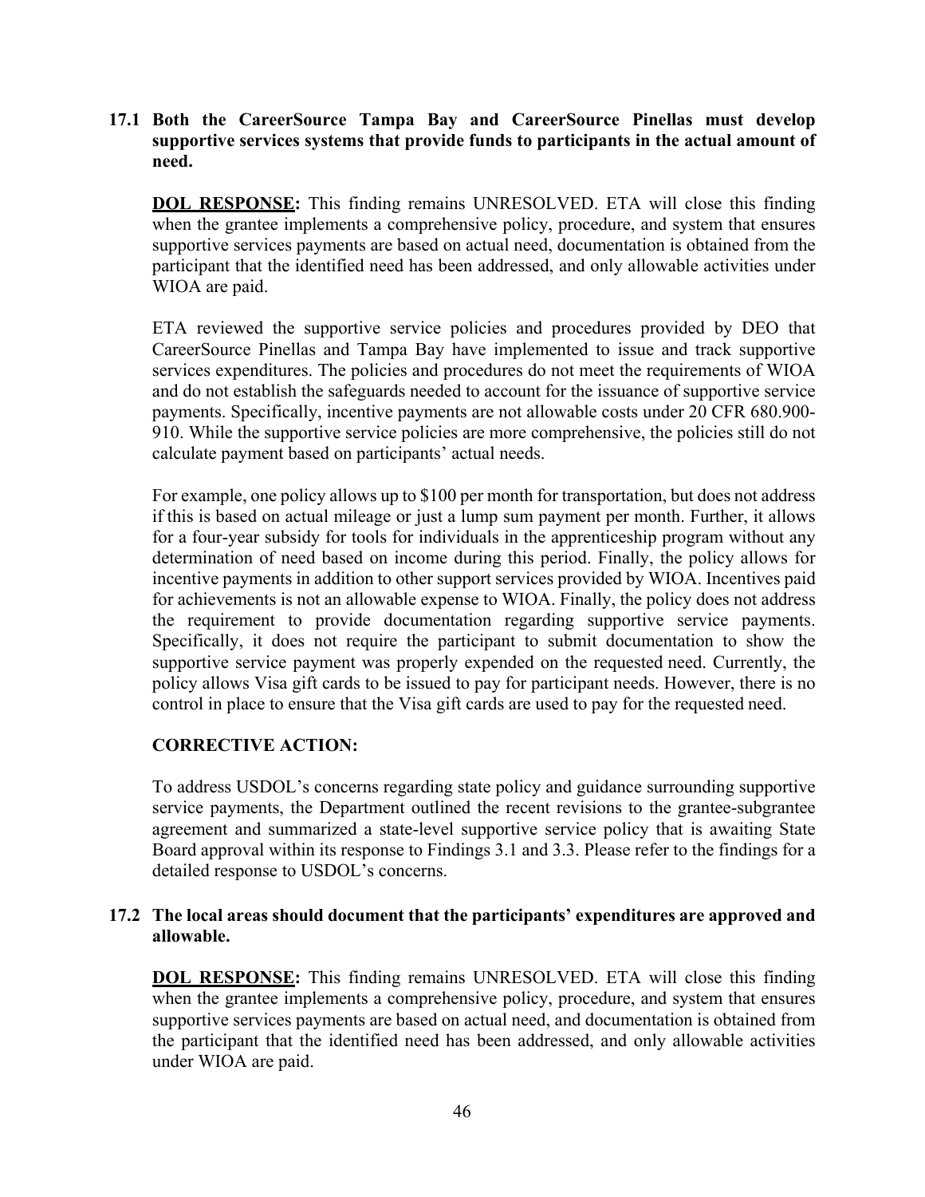**17.1 Both the CareerSource Tampa Bay and CareerSource Pinellas must develop supportive services systems that provide funds to participants in the actual amount of need.**

**<u>DOL RESPONSE</u>:** This finding remains UNRESOLVED. ETA will close this finding when the grantee implements a comprehensive policy, procedure, and system that ensures supportive services payments are based on actual need, documentation is obtained from the participant that the identified need has been addressed, and only allowable activities under WIOA are paid.

ETA reviewed the supportive service policies and procedures provided by DEO that CareerSource Pinellas and Tampa Bay have implemented to issue and track supportive services expenditures. The policies and procedures do not meet the requirements of WIOA and do not establish the safeguards needed to account for the issuance of supportive service payments. Specifically, incentive payments are not allowable costs under 20 CFR 680.900-910. While the supportive service policies are more comprehensive, the policies still do not calculate payment based on participants' actual needs.

For example, one policy allows up to $100 per month for transportation, but does not address if this is based on actual mileage or just a lump sum payment per month. Further, it allows for a four-year subsidy for tools for individuals in the apprenticeship program without any determination of need based on income during this period. Finally, the policy allows for incentive payments in addition to other support services provided by WIOA. Incentives paid for achievements is not an allowable expense to WIOA. Finally, the policy does not address the requirement to provide documentation regarding supportive service payments. Specifically, it does not require the participant to submit documentation to show the supportive service payment was properly expended on the requested need. Currently, the policy allows Visa gift cards to be issued to pay for participant needs. However, there is no control in place to ensure that the Visa gift cards are used to pay for the requested need.

**CORRECTIVE ACTION:**

To address USDOL's concerns regarding state policy and guidance surrounding supportive service payments, the Department outlined the recent revisions to the grantee-subgrantee agreement and summarized a state-level supportive service policy that is awaiting State Board approval within its response to Findings 3.1 and 3.3. Please refer to the findings for a detailed response to USDOL's concerns.

**17.2 The local areas should document that the participants' expenditures are approved and allowable.**

**<u>DOL RESPONSE</u>:** This finding remains UNRESOLVED. ETA will close this finding when the grantee implements a comprehensive policy, procedure, and system that ensures supportive services payments are based on actual need, and documentation is obtained from the participant that the identified need has been addressed, and only allowable activities under WIOA are paid.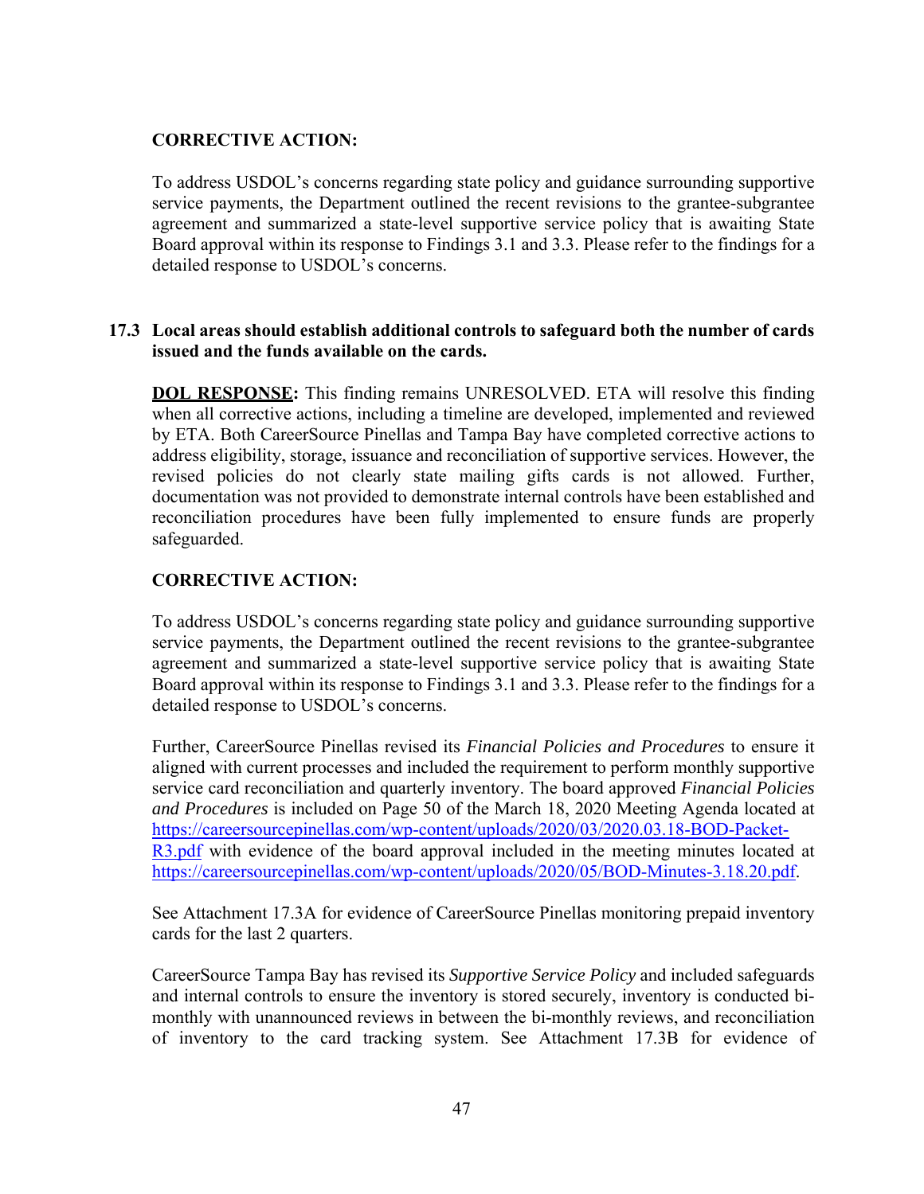**CORRECTIVE ACTION:**

To address USDOL's concerns regarding state policy and guidance surrounding supportive service payments, the Department outlined the recent revisions to the grantee-subgrantee agreement and summarized a state-level supportive service policy that is awaiting State Board approval within its response to Findings 3.1 and 3.3. Please refer to the findings for a detailed response to USDOL's concerns.

**17.3 Local areas should establish additional controls to safeguard both the number of cards issued and the funds available on the cards.**

**DOL RESPONSE:** This finding remains UNRESOLVED. ETA will resolve this finding when all corrective actions, including a timeline are developed, implemented and reviewed by ETA. Both CareerSource Pinellas and Tampa Bay have completed corrective actions to address eligibility, storage, issuance and reconciliation of supportive services. However, the revised policies do not clearly state mailing gifts cards is not allowed. Further, documentation was not provided to demonstrate internal controls have been established and reconciliation procedures have been fully implemented to ensure funds are properly safeguarded.

**CORRECTIVE ACTION:**

To address USDOL's concerns regarding state policy and guidance surrounding supportive service payments, the Department outlined the recent revisions to the grantee-subgrantee agreement and summarized a state-level supportive service policy that is awaiting State Board approval within its response to Findings 3.1 and 3.3. Please refer to the findings for a detailed response to USDOL's concerns.

Further, CareerSource Pinellas revised its *Financial Policies and Procedures* to ensure it aligned with current processes and included the requirement to perform monthly supportive service card reconciliation and quarterly inventory. The board approved *Financial Policies and Procedures* is included on Page 50 of the March 18, 2020 Meeting Agenda located at https://careersourcepinellas.com/wp-content/uploads/2020/03/2020.03.18-BOD-Packet-R3.pdf with evidence of the board approval included in the meeting minutes located at https://careersourcepinellas.com/wp-content/uploads/2020/05/BOD-Minutes-3.18.20.pdf.

See Attachment 17.3A for evidence of CareerSource Pinellas monitoring prepaid inventory cards for the last 2 quarters.

CareerSource Tampa Bay has revised its *Supportive Service Policy* and included safeguards and internal controls to ensure the inventory is stored securely, inventory is conducted bi-monthly with unannounced reviews in between the bi-monthly reviews, and reconciliation of inventory to the card tracking system. See Attachment 17.3B for evidence of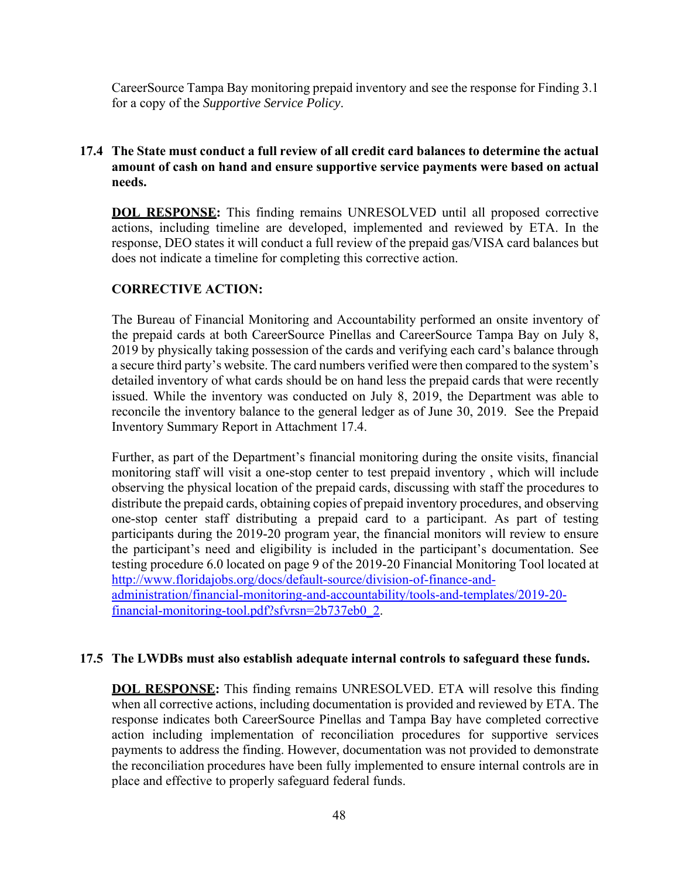CareerSource Tampa Bay monitoring prepaid inventory and see the response for Finding 3.1 for a copy of the *Supportive Service Policy*.

**17.4 The State must conduct a full review of all credit card balances to determine the actual amount of cash on hand and ensure supportive service payments were based on actual needs.**

**DOL RESPONSE:** This finding remains UNRESOLVED until all proposed corrective actions, including timeline are developed, implemented and reviewed by ETA. In the response, DEO states it will conduct a full review of the prepaid gas/VISA card balances but does not indicate a timeline for completing this corrective action.

**CORRECTIVE ACTION:**

The Bureau of Financial Monitoring and Accountability performed an onsite inventory of the prepaid cards at both CareerSource Pinellas and CareerSource Tampa Bay on July 8, 2019 by physically taking possession of the cards and verifying each card's balance through a secure third party's website. The card numbers verified were then compared to the system's detailed inventory of what cards should be on hand less the prepaid cards that were recently issued. While the inventory was conducted on July 8, 2019, the Department was able to reconcile the inventory balance to the general ledger as of June 30, 2019. See the Prepaid Inventory Summary Report in Attachment 17.4.

Further, as part of the Department's financial monitoring during the onsite visits, financial monitoring staff will visit a one-stop center to test prepaid inventory , which will include observing the physical location of the prepaid cards, discussing with staff the procedures to distribute the prepaid cards, obtaining copies of prepaid inventory procedures, and observing one-stop center staff distributing a prepaid card to a participant. As part of testing participants during the 2019-20 program year, the financial monitors will review to ensure the participant's need and eligibility is included in the participant's documentation. See testing procedure 6.0 located on page 9 of the 2019-20 Financial Monitoring Tool located at http://www.floridajobs.org/docs/default-source/division-of-finance-and-administration/financial-monitoring-and-accountability/tools-and-templates/2019-20-financial-monitoring-tool.pdf?sfvrsn=2b737eb0_2.

**17.5 The LWDBs must also establish adequate internal controls to safeguard these funds.**

**DOL RESPONSE:** This finding remains UNRESOLVED. ETA will resolve this finding when all corrective actions, including documentation is provided and reviewed by ETA. The response indicates both CareerSource Pinellas and Tampa Bay have completed corrective action including implementation of reconciliation procedures for supportive services payments to address the finding. However, documentation was not provided to demonstrate the reconciliation procedures have been fully implemented to ensure internal controls are in place and effective to properly safeguard federal funds.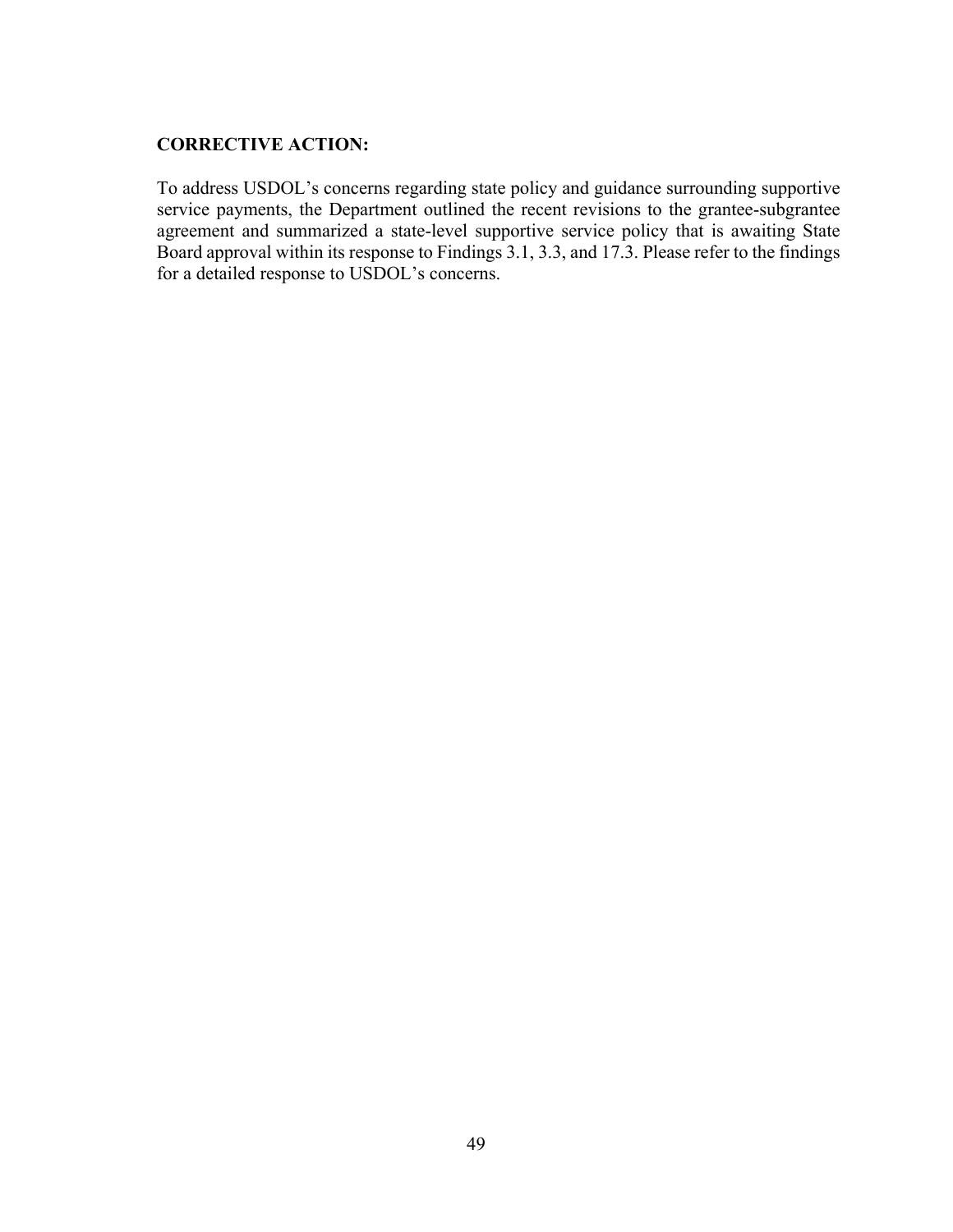**CORRECTIVE ACTION:**

To address USDOL's concerns regarding state policy and guidance surrounding supportive service payments, the Department outlined the recent revisions to the grantee-subgrantee agreement and summarized a state-level supportive service policy that is awaiting State Board approval within its response to Findings 3.1, 3.3, and 17.3. Please refer to the findings for a detailed response to USDOL's concerns.